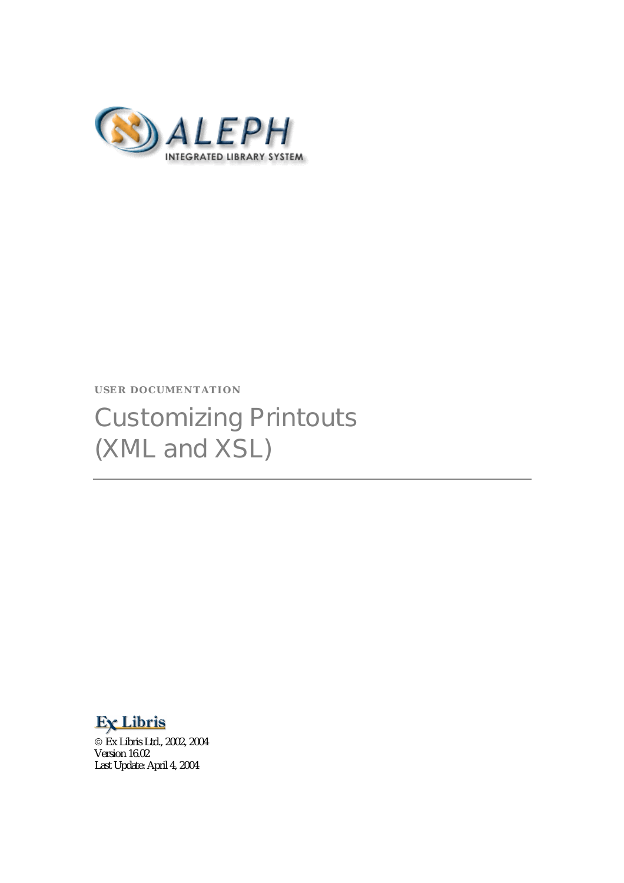ALEPH

INTEGRATED LIBRARY SYSTEM

**USER DOCUMENTATION**

# Customizing Printouts (XML and XSL)

Ex Libris

© Ex Libris Ltd., 2002, 2004
Version 16.02
Last Update: April 4, 2004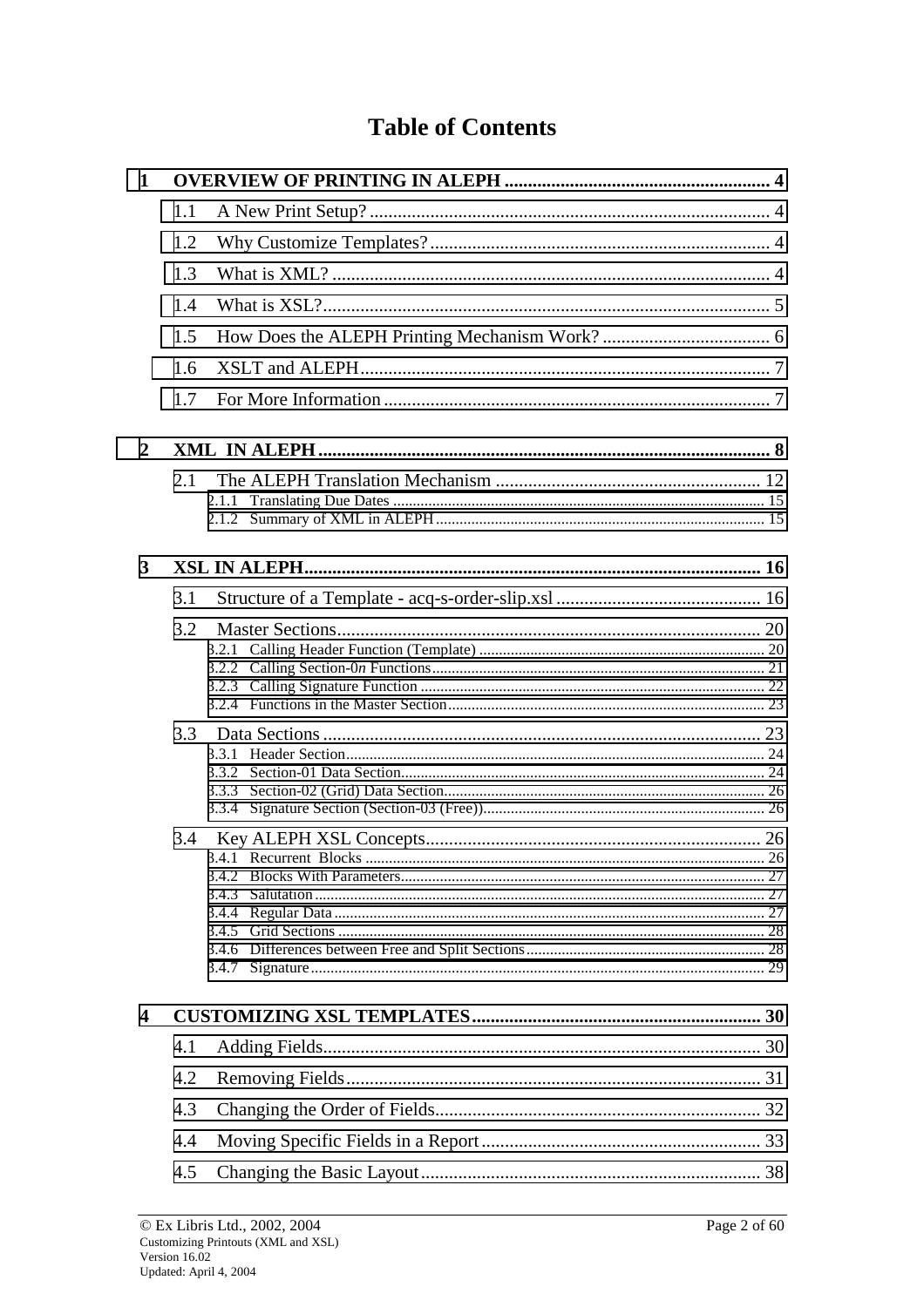# Table of Contents

**1 OVERVIEW OF PRINTING IN ALEPH ........................................................ 4**

1.1 A New Print Setup? ........................................................................ 4

1.2 Why Customize Templates? ............................................................ 4

1.3 What is XML? ................................................................................ 4

1.4 What is XSL? ................................................................................. 5

1.5 How Does the ALEPH Printing Mechanism Work? ..................................... 6

1.6 XSLT and ALEPH ............................................................................ 7

1.7 For More Information ...................................................................... 7

**2 XML IN ALEPH ................................................................................ 8**

2.1 The ALEPH Translation Mechanism ..................................................... 12

2.1.1 Translating Due Dates ................................................................ 15

2.1.2 Summary of XML in ALEPH ......................................................... 15

**3 XSL IN ALEPH ................................................................................ 16**

3.1 Structure of a Template - acq-s-order-slip.xsl ........................................ 16

3.2 Master Sections .............................................................................. 20

3.2.1 Calling Header Function (Template) ............................................... 20

3.2.2 Calling Section-0*n* Functions ...................................................... 21

3.2.3 Calling Signature Function ........................................................... 22

3.2.4 Functions in the Master Section .................................................... 23

3.3 Data Sections ................................................................................. 23

3.3.1 Header Section .......................................................................... 24

3.3.2 Section-01 Data Section .............................................................. 24

3.3.3 Section-02 (Grid) Data Section ..................................................... 26

3.3.4 Signature Section (Section-03 (Free)) ............................................ 26

3.4 Key ALEPH XSL Concepts ................................................................. 26

3.4.1 Recurrent Blocks ........................................................................ 26

3.4.2 Blocks With Parameters ............................................................... 27

3.4.3 Salutation ................................................................................. 27

3.4.4 Regular Data ............................................................................. 27

3.4.5 Grid Sections ............................................................................. 28

3.4.6 Differences between Free and Split Sections .................................... 28

3.4.7 Signature .................................................................................. 29

**4 CUSTOMIZING XSL TEMPLATES ........................................................ 30**

4.1 Adding Fields ................................................................................. 30

4.2 Removing Fields ............................................................................. 31

4.3 Changing the Order of Fields ............................................................. 32

4.4 Moving Specific Fields in a Report ...................................................... 33

4.5 Changing the Basic Layout ................................................................ 38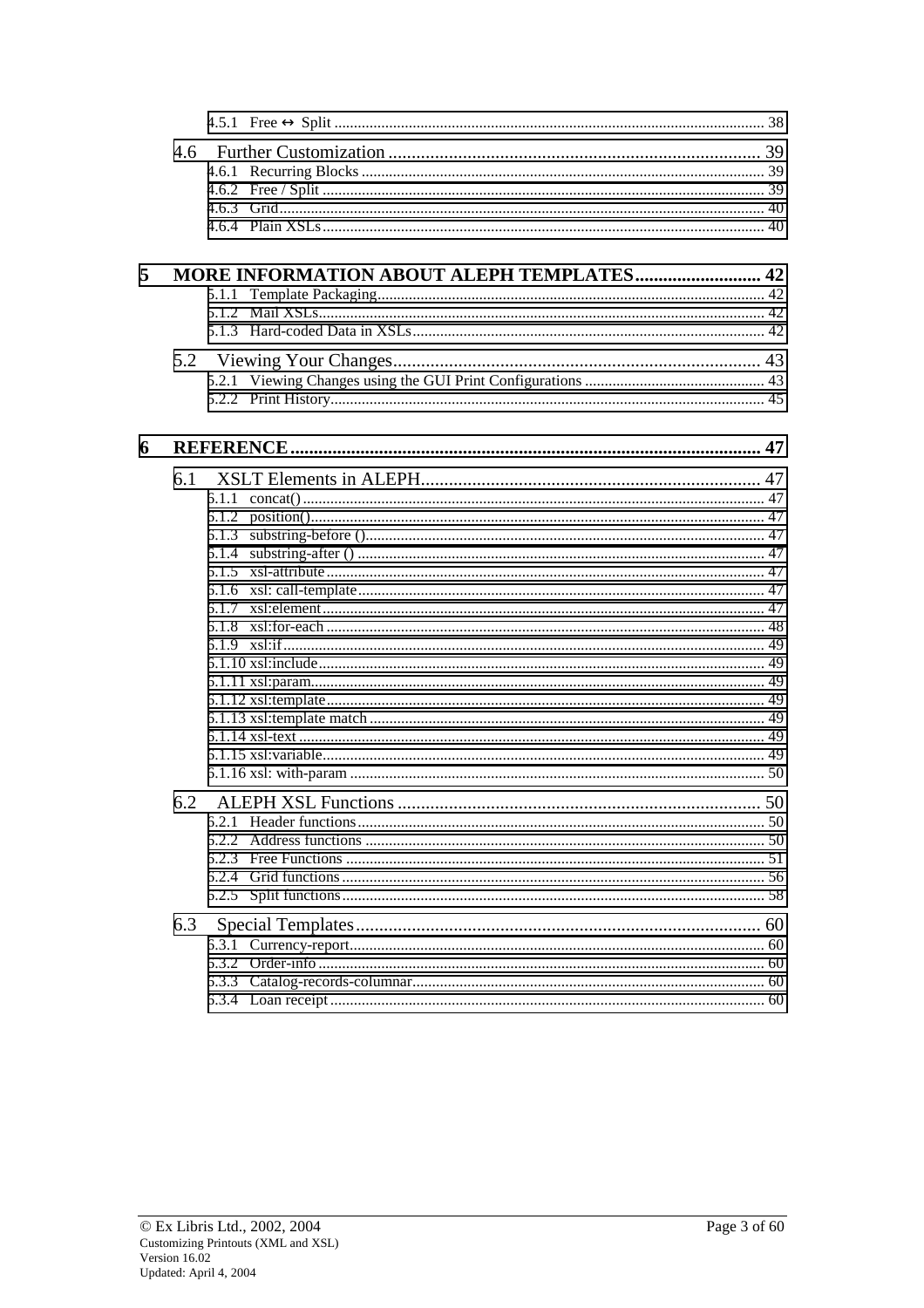4.5.1 Free ↔ Split ... 38

4.6 Further Customization ... 39

4.6.1 Recurring Blocks ... 39
4.6.2 Free / Split ... 39
4.6.3 Grid ... 40
4.6.4 Plain XSLs ... 40

**5 MORE INFORMATION ABOUT ALEPH TEMPLATES ... 42**

5.1.1 Template Packaging ... 42
5.1.2 Mail XSLs ... 42
5.1.3 Hard-coded Data in XSLs ... 42

5.2 Viewing Your Changes ... 43

5.2.1 Viewing Changes using the GUI Print Configurations ... 43
5.2.2 Print History ... 45

**6 REFERENCE ... 47**

6.1 XSLT Elements in ALEPH ... 47

6.1.1 concat() ... 47
6.1.2 position() ... 47
6.1.3 substring-before () ... 47
6.1.4 substring-after () ... 47
6.1.5 xsl-attribute ... 47
6.1.6 xsl: call-template ... 47
6.1.7 xsl:element ... 47
6.1.8 xsl:for-each ... 48
6.1.9 xsl:if ... 49
6.1.10 xsl:include ... 49
6.1.11 xsl:param ... 49
6.1.12 xsl:template ... 49
6.1.13 xsl:template match ... 49
6.1.14 xsl-text ... 49
6.1.15 xsl:variable ... 49
6.1.16 xsl: with-param ... 50

6.2 ALEPH XSL Functions ... 50

6.2.1 Header functions ... 50
6.2.2 Address functions ... 50
6.2.3 Free Functions ... 51
6.2.4 Grid functions ... 56
6.2.5 Split functions ... 58

6.3 Special Templates ... 60

6.3.1 Currency-report ... 60
6.3.2 Order-info ... 60
6.3.3 Catalog-records-columnar ... 60
6.3.4 Loan receipt ... 60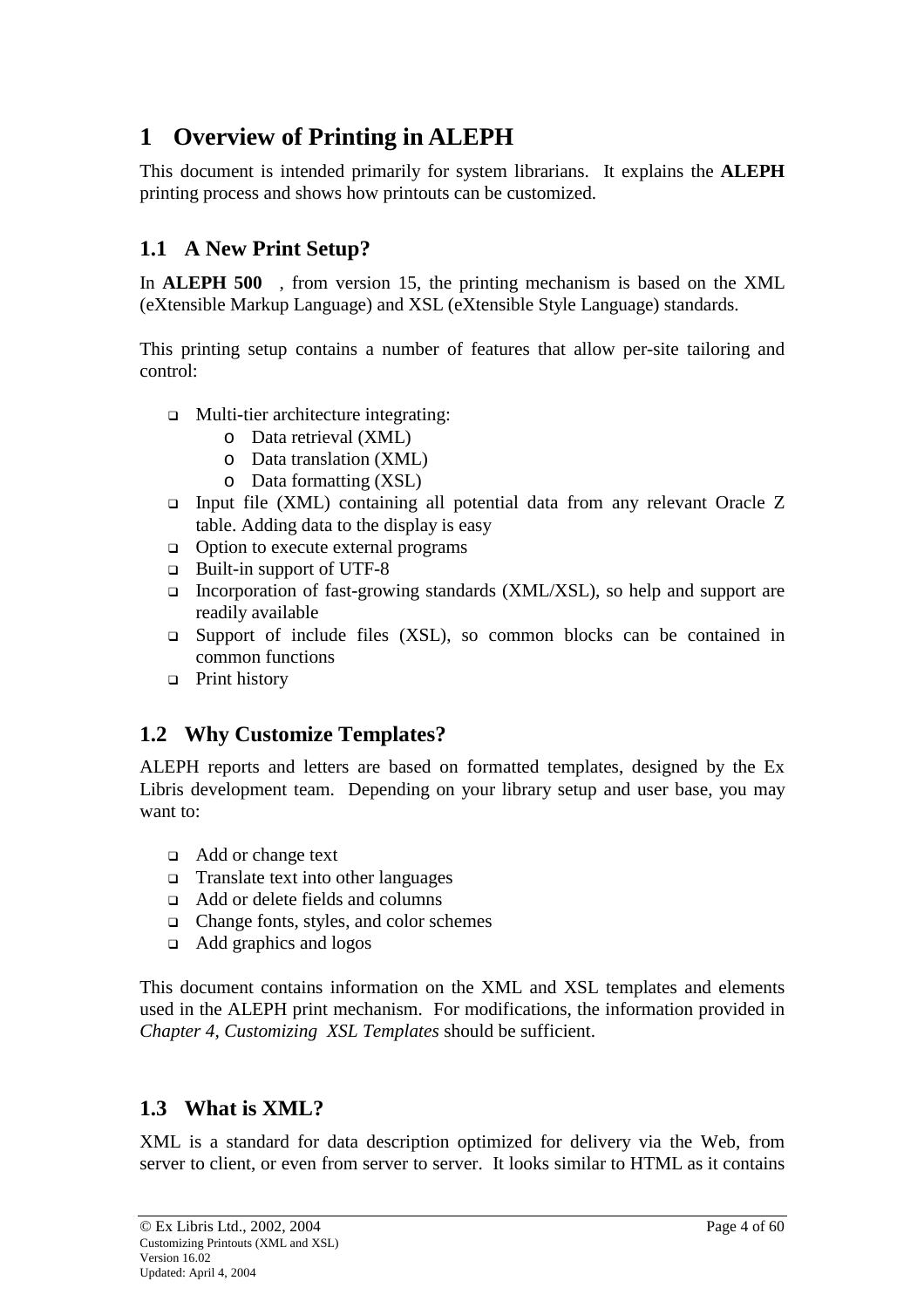# 1 Overview of Printing in ALEPH

This document is intended primarily for system librarians. It explains the **ALEPH** printing process and shows how printouts can be customized.

## 1.1 A New Print Setup?

In **ALEPH 500** , from version 15, the printing mechanism is based on the XML (eXtensible Markup Language) and XSL (eXtensible Style Language) standards.

This printing setup contains a number of features that allow per-site tailoring and control:

- Multi-tier architecture integrating:
  - Data retrieval (XML)
  - Data translation (XML)
  - Data formatting (XSL)
- Input file (XML) containing all potential data from any relevant Oracle Z table. Adding data to the display is easy
- Option to execute external programs
- Built-in support of UTF-8
- Incorporation of fast-growing standards (XML/XSL), so help and support are readily available
- Support of include files (XSL), so common blocks can be contained in common functions
- Print history

## 1.2 Why Customize Templates?

ALEPH reports and letters are based on formatted templates, designed by the Ex Libris development team. Depending on your library setup and user base, you may want to:

- Add or change text
- Translate text into other languages
- Add or delete fields and columns
- Change fonts, styles, and color schemes
- Add graphics and logos

This document contains information on the XML and XSL templates and elements used in the ALEPH print mechanism. For modifications, the information provided in *Chapter 4, Customizing XSL Templates* should be sufficient.

## 1.3 What is XML?

XML is a standard for data description optimized for delivery via the Web, from server to client, or even from server to server. It looks similar to HTML as it contains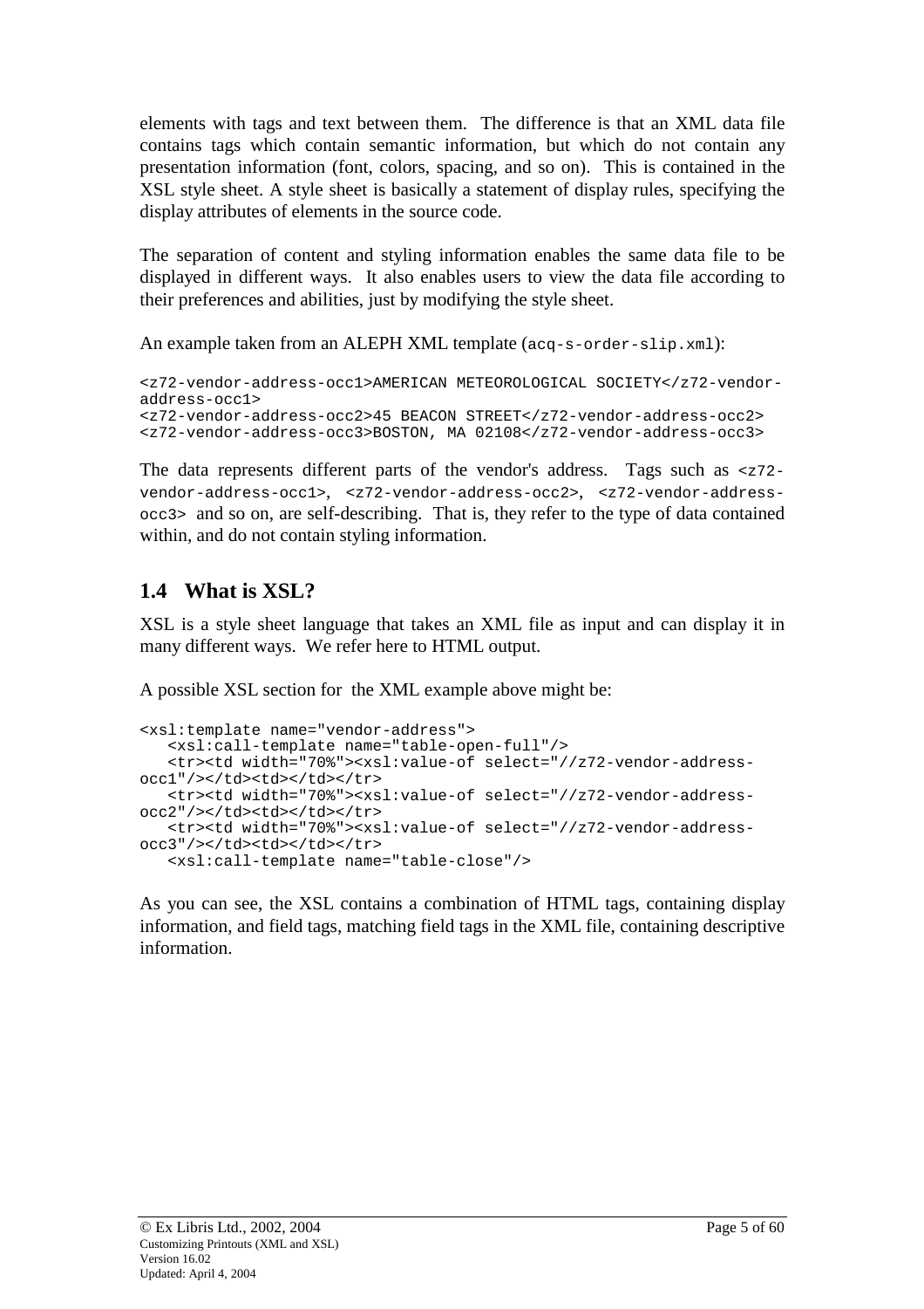elements with tags and text between them. The difference is that an XML data file contains tags which contain semantic information, but which do not contain any presentation information (font, colors, spacing, and so on). This is contained in the XSL style sheet. A style sheet is basically a statement of display rules, specifying the display attributes of elements in the source code.

The separation of content and styling information enables the same data file to be displayed in different ways. It also enables users to view the data file according to their preferences and abilities, just by modifying the style sheet.

An example taken from an ALEPH XML template (`acq-s-order-slip.xml`):

```
<z72-vendor-address-occ1>AMERICAN METEOROLOGICAL SOCIETY</z72-vendor-address-occ1>
<z72-vendor-address-occ2>45 BEACON STREET</z72-vendor-address-occ2>
<z72-vendor-address-occ3>BOSTON, MA 02108</z72-vendor-address-occ3>
```

The data represents different parts of the vendor's address. Tags such as `<z72-vendor-address-occ1>`, `<z72-vendor-address-occ2>`, `<z72-vendor-address-occ3>` and so on, are self-describing. That is, they refer to the type of data contained within, and do not contain styling information.

## 1.4 What is XSL?

XSL is a style sheet language that takes an XML file as input and can display it in many different ways. We refer here to HTML output.

A possible XSL section for the XML example above might be:

```
<xsl:template name="vendor-address">
   <xsl:call-template name="table-open-full"/>
   <tr><td width="70%"><xsl:value-of select="//z72-vendor-address-occ1"/></td><td></td></tr>
   <tr><td width="70%"><xsl:value-of select="//z72-vendor-address-occ2"/></td><td></td></tr>
   <tr><td width="70%"><xsl:value-of select="//z72-vendor-address-occ3"/></td><td></td></tr>
   <xsl:call-template name="table-close"/>
```

As you can see, the XSL contains a combination of HTML tags, containing display information, and field tags, matching field tags in the XML file, containing descriptive information.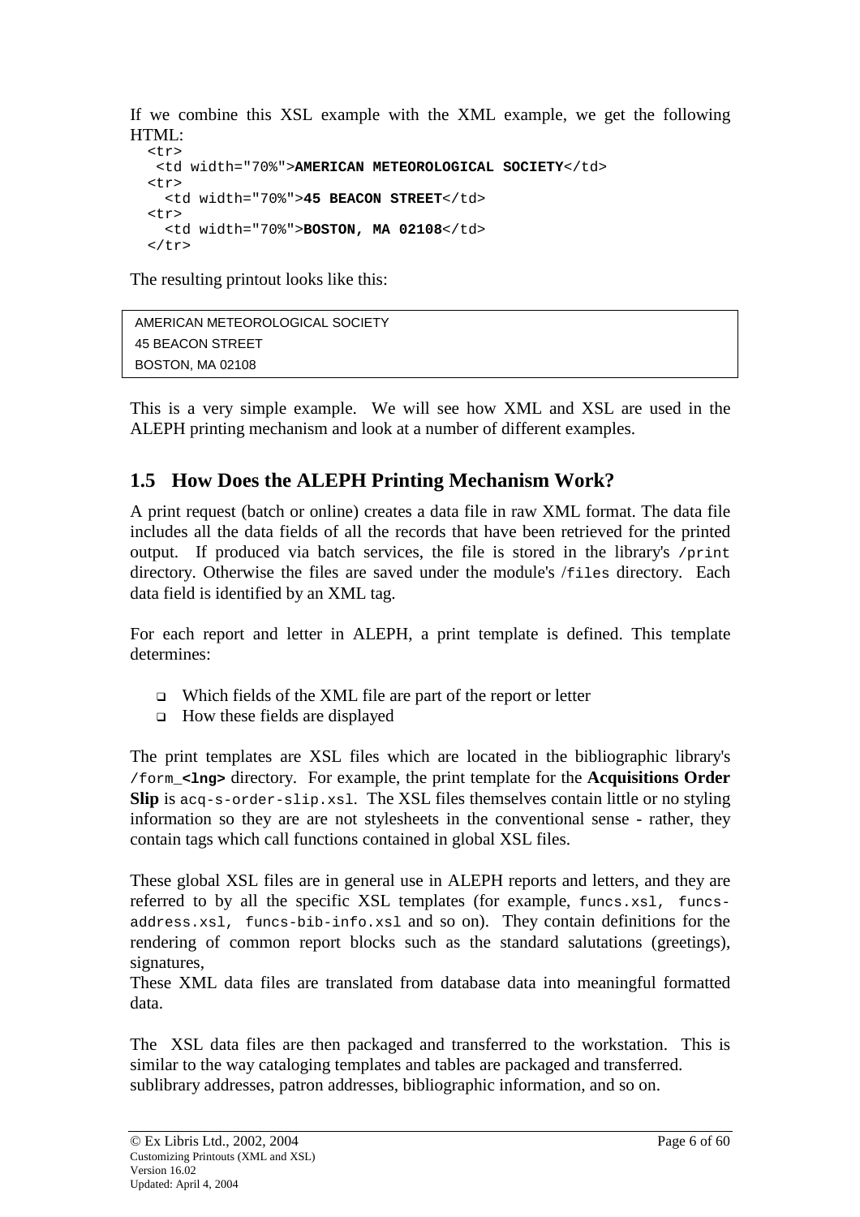If we combine this XSL example with the XML example, we get the following HTML:

```
<tr>
 <td width="70%">AMERICAN METEOROLOGICAL SOCIETY</td>
<tr>
  <td width="70%">45 BEACON STREET</td>
<tr>
  <td width="70%">BOSTON, MA 02108</td>
</tr>
```

The resulting printout looks like this:

```
AMERICAN METEOROLOGICAL SOCIETY
45 BEACON STREET
BOSTON, MA 02108
```

This is a very simple example. We will see how XML and XSL are used in the ALEPH printing mechanism and look at a number of different examples.

## 1.5 How Does the ALEPH Printing Mechanism Work?

A print request (batch or online) creates a data file in raw XML format. The data file includes all the data fields of all the records that have been retrieved for the printed output. If produced via batch services, the file is stored in the library's `/print` directory. Otherwise the files are saved under the module's `/files` directory. Each data field is identified by an XML tag.

For each report and letter in ALEPH, a print template is defined. This template determines:

- Which fields of the XML file are part of the report or letter
- How these fields are displayed

The print templates are XSL files which are located in the bibliographic library's `/form_`**`<lng>`** directory. For example, the print template for the **Acquisitions Order Slip** is `acq-s-order-slip.xsl`. The XSL files themselves contain little or no styling information so they are are not stylesheets in the conventional sense - rather, they contain tags which call functions contained in global XSL files.

These global XSL files are in general use in ALEPH reports and letters, and they are referred to by all the specific XSL templates (for example, `funcs.xsl`, `funcs-address.xsl`, `funcs-bib-info.xsl` and so on). They contain definitions for the rendering of common report blocks such as the standard salutations (greetings), signatures,
These XML data files are translated from database data into meaningful formatted data.

The XSL data files are then packaged and transferred to the workstation. This is similar to the way cataloging templates and tables are packaged and transferred.
sublibrary addresses, patron addresses, bibliographic information, and so on.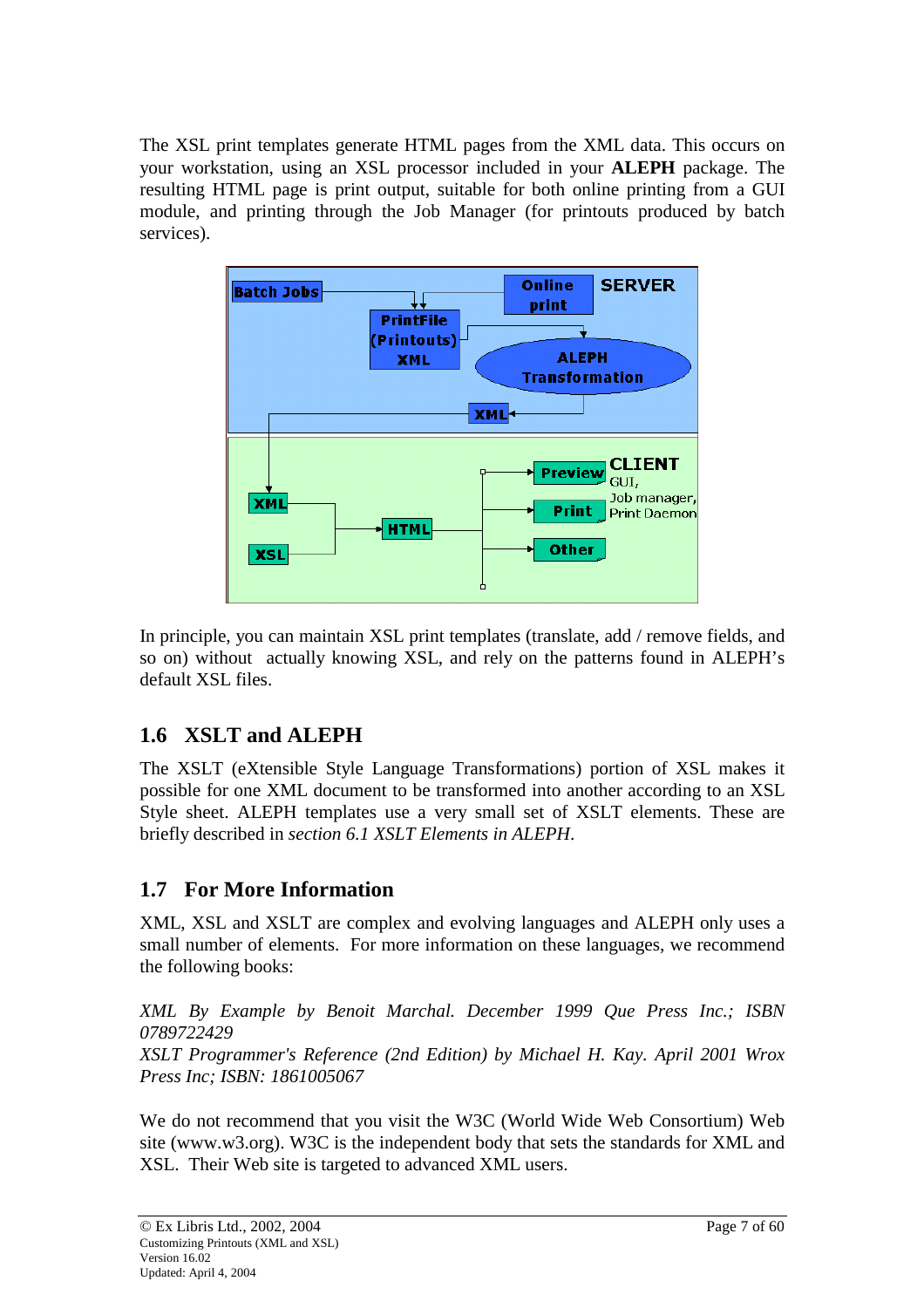The XSL print templates generate HTML pages from the XML data. This occurs on your workstation, using an XSL processor included in your **ALEPH** package. The resulting HTML page is print output, suitable for both online printing from a GUI module, and printing through the Job Manager (for printouts produced by batch services).

In principle, you can maintain XSL print templates (translate, add / remove fields, and so on) without actually knowing XSL, and rely on the patterns found in ALEPH's default XSL files.

## 1.6 XSLT and ALEPH

The XSLT (eXtensible Style Language Transformations) portion of XSL makes it possible for one XML document to be transformed into another according to an XSL Style sheet. ALEPH templates use a very small set of XSLT elements. These are briefly described in *section 6.1 XSLT Elements in ALEPH*.

## 1.7 For More Information

XML, XSL and XSLT are complex and evolving languages and ALEPH only uses a small number of elements. For more information on these languages, we recommend the following books:

*XML By Example by Benoit Marchal. December 1999 Que Press Inc.; ISBN 0789722429*
*XSLT Programmer's Reference (2nd Edition) by Michael H. Kay. April 2001 Wrox Press Inc; ISBN: 1861005067*

We do not recommend that you visit the W3C (World Wide Web Consortium) Web site (www.w3.org). W3C is the independent body that sets the standards for XML and XSL. Their Web site is targeted to advanced XML users.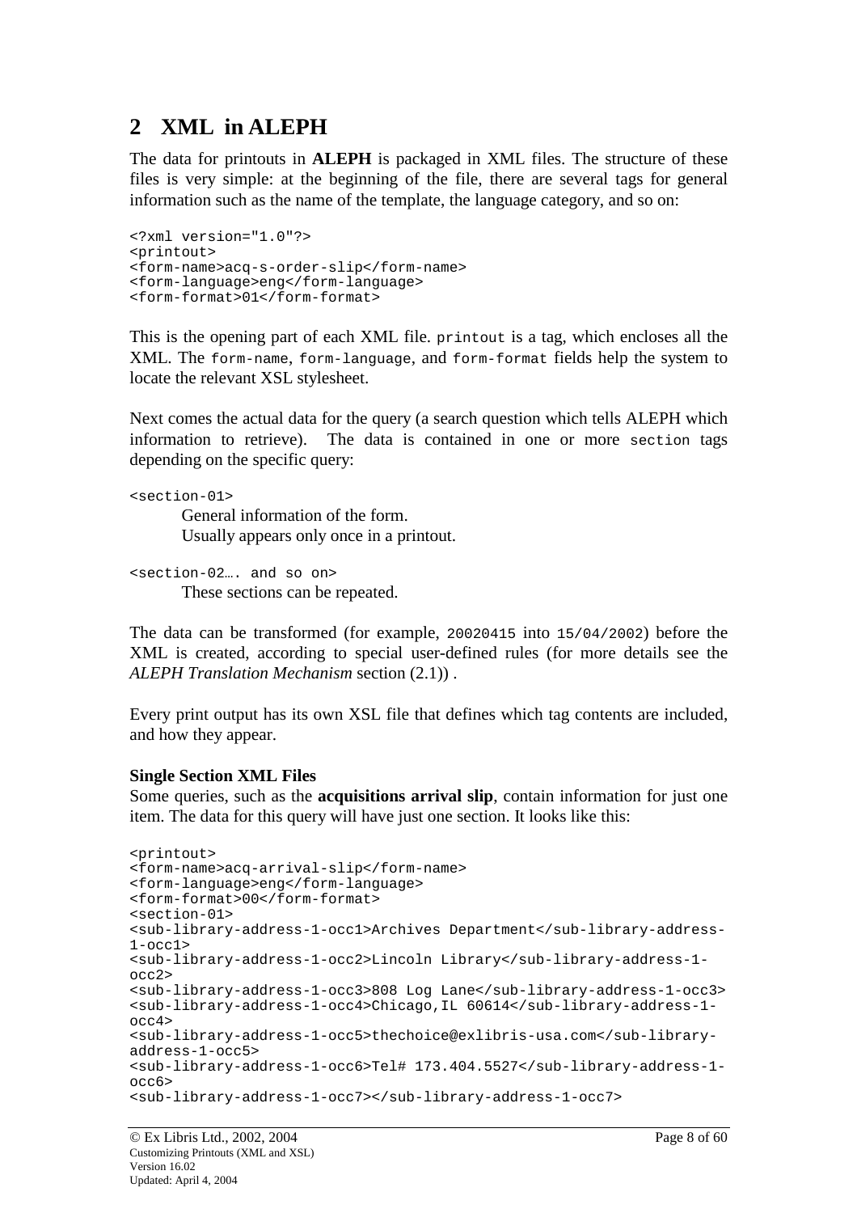# 2 XML in ALEPH

The data for printouts in **ALEPH** is packaged in XML files. The structure of these files is very simple: at the beginning of the file, there are several tags for general information such as the name of the template, the language category, and so on:

```
<?xml version="1.0"?>
<printout>
<form-name>acq-s-order-slip</form-name>
<form-language>eng</form-language>
<form-format>01</form-format>
```

This is the opening part of each XML file. `printout` is a tag, which encloses all the XML. The `form-name`, `form-language`, and `form-format` fields help the system to locate the relevant XSL stylesheet.

Next comes the actual data for the query (a search question which tells ALEPH which information to retrieve). The data is contained in one or more `section` tags depending on the specific query:

`<section-01>`

General information of the form.
Usually appears only once in a printout.

`<section-02…. and so on>`

These sections can be repeated.

The data can be transformed (for example, `20020415` into `15/04/2002`) before the XML is created, according to special user-defined rules (for more details see the *ALEPH Translation Mechanism* section (2.1)) .

Every print output has its own XSL file that defines which tag contents are included, and how they appear.

**Single Section XML Files**

Some queries, such as the **acquisitions arrival slip**, contain information for just one item. The data for this query will have just one section. It looks like this:

```
<printout>
<form-name>acq-arrival-slip</form-name>
<form-language>eng</form-language>
<form-format>00</form-format>
<section-01>
<sub-library-address-1-occ1>Archives Department</sub-library-address-1-occ1>
<sub-library-address-1-occ2>Lincoln Library</sub-library-address-1-occ2>
<sub-library-address-1-occ3>808 Log Lane</sub-library-address-1-occ3>
<sub-library-address-1-occ4>Chicago,IL 60614</sub-library-address-1-occ4>
<sub-library-address-1-occ5>thechoice@exlibris-usa.com</sub-library-address-1-occ5>
<sub-library-address-1-occ6>Tel# 173.404.5527</sub-library-address-1-occ6>
<sub-library-address-1-occ7></sub-library-address-1-occ7>
```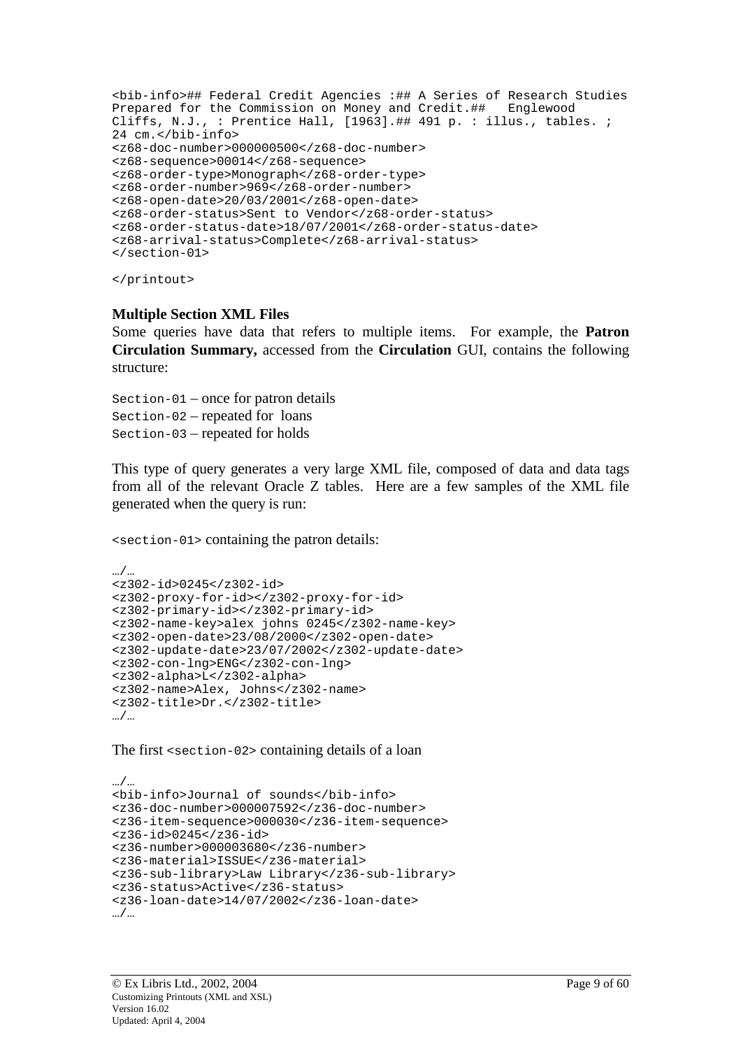```
<bib-info>## Federal Credit Agencies :## A Series of Research Studies
Prepared for the Commission on Money and Credit.##   Englewood
Cliffs, N.J., : Prentice Hall, [1963].## 491 p. : illus., tables. ;
24 cm.</bib-info>
<z68-doc-number>000000500</z68-doc-number>
<z68-sequence>00014</z68-sequence>
<z68-order-type>Monograph</z68-order-type>
<z68-order-number>969</z68-order-number>
<z68-open-date>20/03/2001</z68-open-date>
<z68-order-status>Sent to Vendor</z68-order-status>
<z68-order-status-date>18/07/2001</z68-order-status-date>
<z68-arrival-status>Complete</z68-arrival-status>
</section-01>

</printout>
```

### Multiple Section XML Files

Some queries have data that refers to multiple items. For example, the **Patron Circulation Summary,** accessed from the **Circulation** GUI, contains the following structure:

`Section-01` – once for patron details
`Section-02` – repeated for loans
`Section-03` – repeated for holds

This type of query generates a very large XML file, composed of data and data tags from all of the relevant Oracle Z tables. Here are a few samples of the XML file generated when the query is run:

`<section-01>` containing the patron details:

```
…/…
<z302-id>0245</z302-id>
<z302-proxy-for-id></z302-proxy-for-id>
<z302-primary-id></z302-primary-id>
<z302-name-key>alex johns 0245</z302-name-key>
<z302-open-date>23/08/2000</z302-open-date>
<z302-update-date>23/07/2002</z302-update-date>
<z302-con-lng>ENG</z302-con-lng>
<z302-alpha>L</z302-alpha>
<z302-name>Alex, Johns</z302-name>
<z302-title>Dr.</z302-title>
…/…
```

The first `<section-02>` containing details of a loan

```
…/…
<bib-info>Journal of sounds</bib-info>
<z36-doc-number>000007592</z36-doc-number>
<z36-item-sequence>000030</z36-item-sequence>
<z36-id>0245</z36-id>
<z36-number>000003680</z36-number>
<z36-material>ISSUE</z36-material>
<z36-sub-library>Law Library</z36-sub-library>
<z36-status>Active</z36-status>
<z36-loan-date>14/07/2002</z36-loan-date>
…/…
```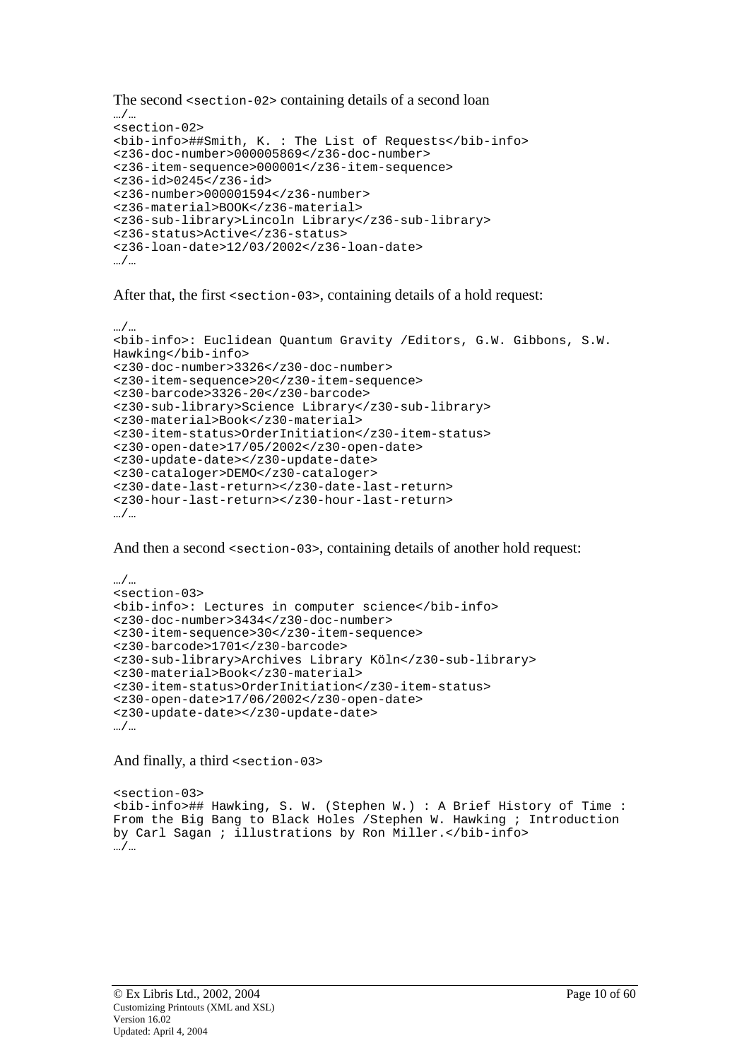The second `<section-02>` containing details of a second loan

```
…/…
<section-02>
<bib-info>##Smith, K. : The List of Requests</bib-info>
<z36-doc-number>000005869</z36-doc-number>
<z36-item-sequence>000001</z36-item-sequence>
<z36-id>0245</z36-id>
<z36-number>000001594</z36-number>
<z36-material>BOOK</z36-material>
<z36-sub-library>Lincoln Library</z36-sub-library>
<z36-status>Active</z36-status>
<z36-loan-date>12/03/2002</z36-loan-date>
…/…
```

After that, the first `<section-03>`, containing details of a hold request:

```
…/…
<bib-info>: Euclidean Quantum Gravity /Editors, G.W. Gibbons, S.W.
Hawking</bib-info>
<z30-doc-number>3326</z30-doc-number>
<z30-item-sequence>20</z30-item-sequence>
<z30-barcode>3326-20</z30-barcode>
<z30-sub-library>Science Library</z30-sub-library>
<z30-material>Book</z30-material>
<z30-item-status>OrderInitiation</z30-item-status>
<z30-open-date>17/05/2002</z30-open-date>
<z30-update-date></z30-update-date>
<z30-cataloger>DEMO</z30-cataloger>
<z30-date-last-return></z30-date-last-return>
<z30-hour-last-return></z30-hour-last-return>
…/…
```

And then a second `<section-03>`, containing details of another hold request:

```
…/…
<section-03>
<bib-info>: Lectures in computer science</bib-info>
<z30-doc-number>3434</z30-doc-number>
<z30-item-sequence>30</z30-item-sequence>
<z30-barcode>1701</z30-barcode>
<z30-sub-library>Archives Library Köln</z30-sub-library>
<z30-material>Book</z30-material>
<z30-item-status>OrderInitiation</z30-item-status>
<z30-open-date>17/06/2002</z30-open-date>
<z30-update-date></z30-update-date>
…/…
```

And finally, a third `<section-03>`

```
<section-03>
<bib-info>## Hawking, S. W. (Stephen W.) : A Brief History of Time :
From the Big Bang to Black Holes /Stephen W. Hawking ; Introduction
by Carl Sagan ; illustrations by Ron Miller.</bib-info>
…/…
```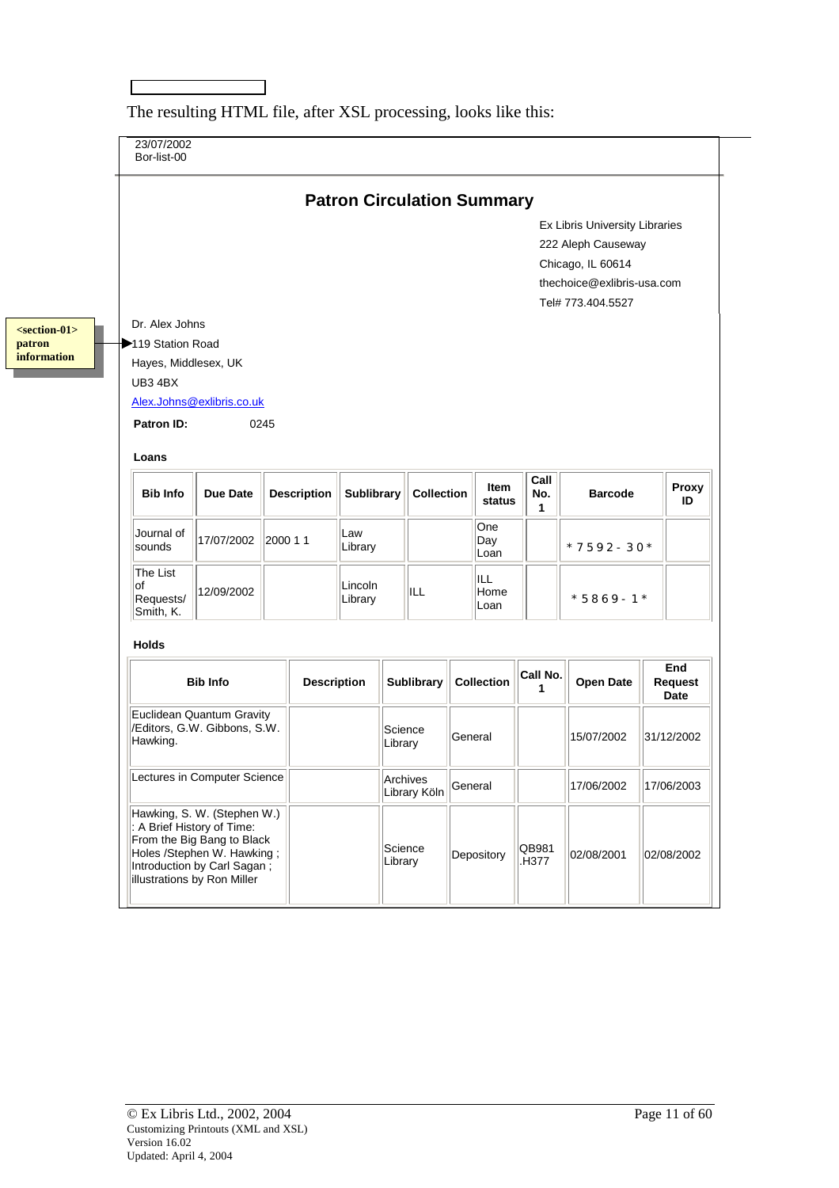The resulting HTML file, after XSL processing, looks like this:

23/07/2002
Bor-list-00

## Patron Circulation Summary

Ex Libris University Libraries
222 Aleph Causeway
Chicago, IL 60614
thechoice@exlibris-usa.com
Tel# 773.404.5527

**<section-01> patron information**

Dr. Alex Johns
119 Station Road
Hayes, Middlesex, UK
UB3 4BX
Alex.Johns@exlibris.co.uk

**Patron ID:** 0245

**Loans**

| Bib Info | Due Date | Description | Sublibrary | Collection | Item status | Call No. 1 | Barcode | Proxy ID |
|---|---|---|---|---|---|---|---|---|
| Journal of sounds | 17/07/2002 | 2000 1 1 | Law Library | | One Day Loan | | *7592-30* | |
| The List of Requests/ Smith, K. | 12/09/2002 | | Lincoln Library | ILL | ILL Home Loan | | *5869-1* | |

**Holds**

| Bib Info | Description | Sublibrary | Collection | Call No. 1 | Open Date | End Request Date |
|---|---|---|---|---|---|---|
| Euclidean Quantum Gravity /Editors, G.W. Gibbons, S.W. Hawking. | | Science Library | General | | 15/07/2002 | 31/12/2002 |
| Lectures in Computer Science | | Archives Library Köln | General | | 17/06/2002 | 17/06/2003 |
| Hawking, S. W. (Stephen W.) : A Brief History of Time: From the Big Bang to Black Holes /Stephen W. Hawking ; Introduction by Carl Sagan ; illustrations by Ron Miller | | Science Library | Depository | QB981 .H377 | 02/08/2001 | 02/08/2002 |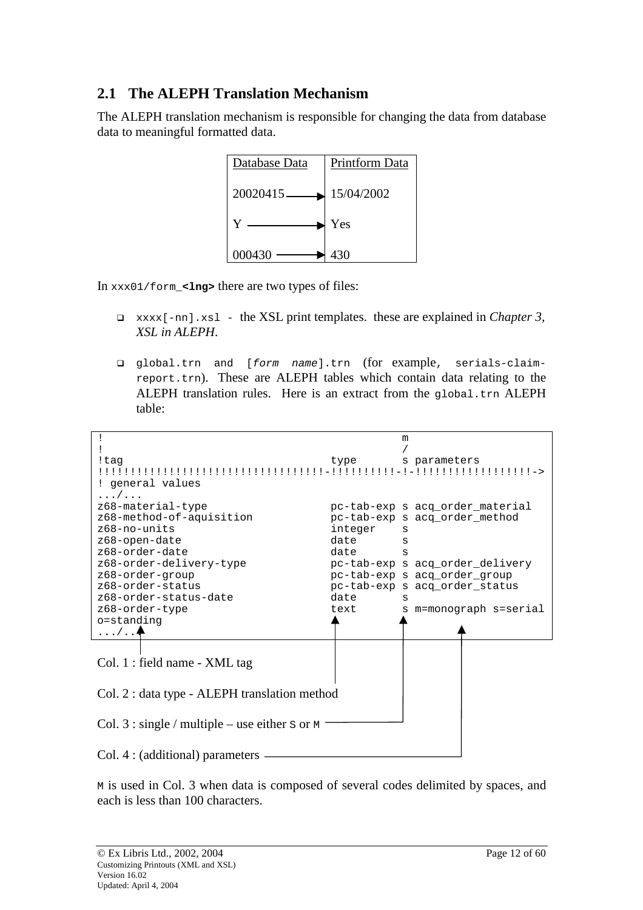## 2.1 The ALEPH Translation Mechanism

The ALEPH translation mechanism is responsible for changing the data from database data to meaningful formatted data.

| Database Data | Printform Data |
|---|---|
| 20020415 → | 15/04/2002 |
| Y → | Yes |
| 000430 → | 430 |

In `xxx01/form_<lng>` there are two types of files:

- `xxxx[-nn].xsl` - the XSL print templates. these are explained in *Chapter 3, XSL in ALEPH*.
- `global.trn` and `[form name].trn` (for example, `serials-claim-report.trn`). These are ALEPH tables which contain data relating to the ALEPH translation rules. Here is an extract from the `global.trn` ALEPH table:

```
!                                            m
!                                            /
!tag                                type       s parameters
!!!!!!!!!!!!!!!!!!!!!!!!!!!!!!!!!!!!-!!!!!!!!!!-!-!!!!!!!!!!!!!!!!!->
! general values
.../...
z68-material-type                   pc-tab-exp s acq_order_material
z68-method-of-aquisition            pc-tab-exp s acq_order_method
z68-no-units                        integer    s
z68-open-date                       date       s
z68-order-date                      date       s
z68-order-delivery-type             pc-tab-exp s acq_order_delivery
z68-order-group                     pc-tab-exp s acq_order_group
z68-order-status                    pc-tab-exp s acq_order_status
z68-order-status-date               date       s
z68-order-type                      text       s m=monograph s=serial
o=standing
.../..
```

Col. 1 : field name - XML tag

Col. 2 : data type - ALEPH translation method

Col. 3 : single / multiple – use either `S` or `M`

Col. 4 : (additional) parameters

`M` is used in Col. 3 when data is composed of several codes delimited by spaces, and each is less than 100 characters.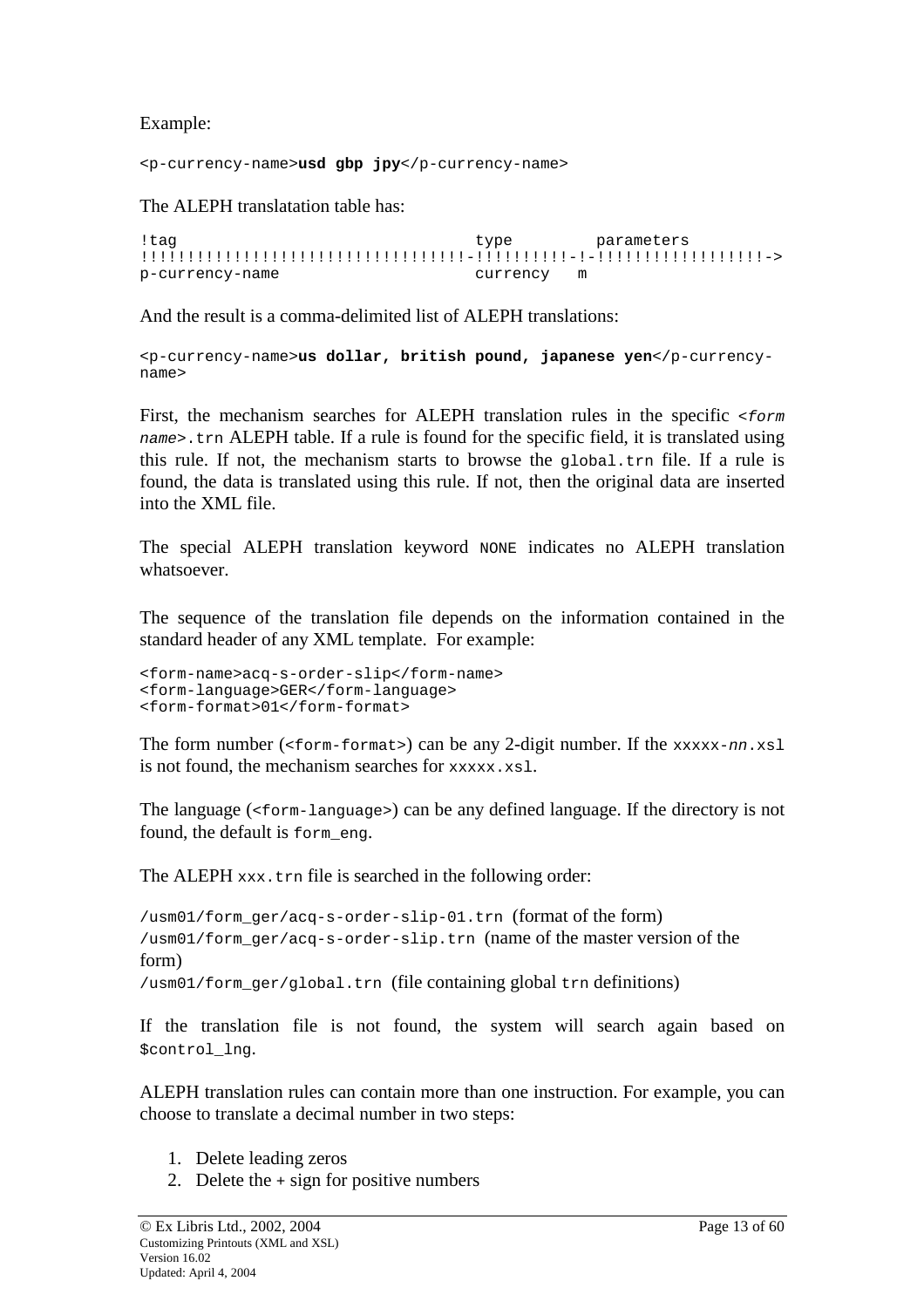Example:

```
<p-currency-name>usd gbp jpy</p-currency-name>
```

The ALEPH translatation table has:

```
!tag                                type        parameters
!!!!!!!!!!!!!!!!!!!!!!!!!!!!!!!!!!!-!!!!!!!!!!-!-!!!!!!!!!!!!!!!!!->
p-currency-name                     currency   m
```

And the result is a comma-delimited list of ALEPH translations:

```
<p-currency-name>us dollar, british pound, japanese yen</p-currency-name>
```

First, the mechanism searches for ALEPH translation rules in the specific `<form name>.trn` ALEPH table. If a rule is found for the specific field, it is translated using this rule. If not, the mechanism starts to browse the `global.trn` file. If a rule is found, the data is translated using this rule. If not, then the original data are inserted into the XML file.

The special ALEPH translation keyword `NONE` indicates no ALEPH translation whatsoever.

The sequence of the translation file depends on the information contained in the standard header of any XML template. For example:

```
<form-name>acq-s-order-slip</form-name>
<form-language>GER</form-language>
<form-format>01</form-format>
```

The form number (`<form-format>`) can be any 2-digit number. If the `xxxxx-nn.xsl` is not found, the mechanism searches for `xxxxx.xsl`.

The language (`<form-language>`) can be any defined language. If the directory is not found, the default is `form_eng`.

The ALEPH `xxx.trn` file is searched in the following order:

`/usm01/form_ger/acq-s-order-slip-01.trn` (format of the form)
`/usm01/form_ger/acq-s-order-slip.trn` (name of the master version of the form)
`/usm01/form_ger/global.trn` (file containing global `trn` definitions)

If the translation file is not found, the system will search again based on `$control_lng`.

ALEPH translation rules can contain more than one instruction. For example, you can choose to translate a decimal number in two steps:

1. Delete leading zeros
2. Delete the + sign for positive numbers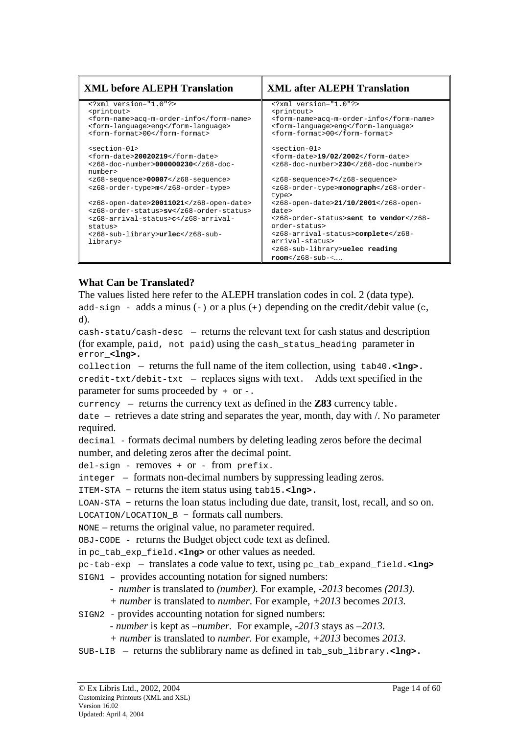| XML before ALEPH Translation | XML after ALEPH Translation |
| --- | --- |
| `<?xml version="1.0"?>`<br>`<printout>`<br>`<form-name>acq-m-order-info</form-name>`<br>`<form-language>eng</form-language>`<br>`<form-format>00</form-format>`<br><br>`<section-01>`<br>`<form-date>`**`20020219`**`</form-date>`<br>`<z68-doc-number>`**`000000230`**`</z68-doc-number>`<br>`<z68-sequence>`**`00007`**`</z68-sequence>`<br>`<z68-order-type>`**`m`**`</z68-order-type>`<br><br>`<z68-open-date>`**`20011021`**`</z68-open-date>`<br>`<z68-order-status>`**`sv`**`</z68-order-status>`<br>`<z68-arrival-status>`**`c`**`</z68-arrival-status>`<br>`<z68-sub-library>`**`urlec`**`</z68-sub-library>` | `<?xml version="1.0"?>`<br>`<printout>`<br>`<form-name>acq-m-order-info</form-name>`<br>`<form-language>eng</form-language>`<br>`<form-format>00</form-format>`<br><br>`<section-01>`<br>`<form-date>`**`19/02/2002`**`</form-date>`<br>`<z68-doc-number>`**`230`**`</z68-doc-number>`<br><br>`<z68-sequence>`**`7`**`</z68-sequence>`<br>`<z68-order-type>`**`monograph`**`</z68-order-type>`<br>`<z68-open-date>`**`21/10/2001`**`</z68-open-date>`<br>`<z68-order-status>`**`sent to vendor`**`</z68-order-status>`<br>`<z68-arrival-status>`**`complete`**`</z68-arrival-status>`<br>`<z68-sub-library>`**`uelec reading room`**`</z68-sub-<…` |

**What Can be Translated?**

The values listed here refer to the ALEPH translation codes in col. 2 (data type).

`add-sign` - adds a minus (`-`) or a plus (`+`) depending on the credit/debit value (`c`, `d`).

`cash-statu/cash-desc` – returns the relevant text for cash status and description (for example, `paid, not paid`) using the `cash_status_heading` parameter in `error_`**`<lng>.`**

`collection` – returns the full name of the item collection, using `tab40.`**`<lng>.`**

`credit-txt/debit-txt` – replaces signs with text. Adds text specified in the parameter for sums proceeded by `+` or `-`.

`currency` – returns the currency text as defined in the **Z83** currency table.

`date` – retrieves a date string and separates the year, month, day with /. No parameter required.

`decimal` - formats decimal numbers by deleting leading zeros before the decimal number, and deleting zeros after the decimal point.

`del-sign` - removes + or - from `prefix`.

`integer` – formats non-decimal numbers by suppressing leading zeros.

`ITEM-STA` – returns the item status using `tab15.`**`<lng>.`**

`LOAN-STA` – returns the loan status including due date, transit, lost, recall, and so on.

`LOCATION/LOCATION_B` – formats call numbers.

`NONE` – returns the original value, no parameter required.

`OBJ-CODE` - returns the Budget object code text as defined.

in `pc_tab_exp_field.`**`<lng>`** or other values as needed.

`pc-tab-exp` – translates a code value to text, using `pc_tab_expand_field.`**`<lng>`**

`SIGN1` – provides accounting notation for signed numbers:

- \- *number* is translated to *(number).* For example, *-2013* becomes *(2013).*
- \+ *number* is translated to *number*. For example, *+2013* becomes *2013.*

`SIGN2` - provides accounting notation for signed numbers:

- \- *number* is kept as *–number.* For example, *-2013* stays as *–2013.*
- \+ *number* is translated to *number.* For example, *+2013* becomes *2013.*

`SUB-LIB` – returns the sublibrary name as defined in `tab_sub_library.`**`<lng>.`**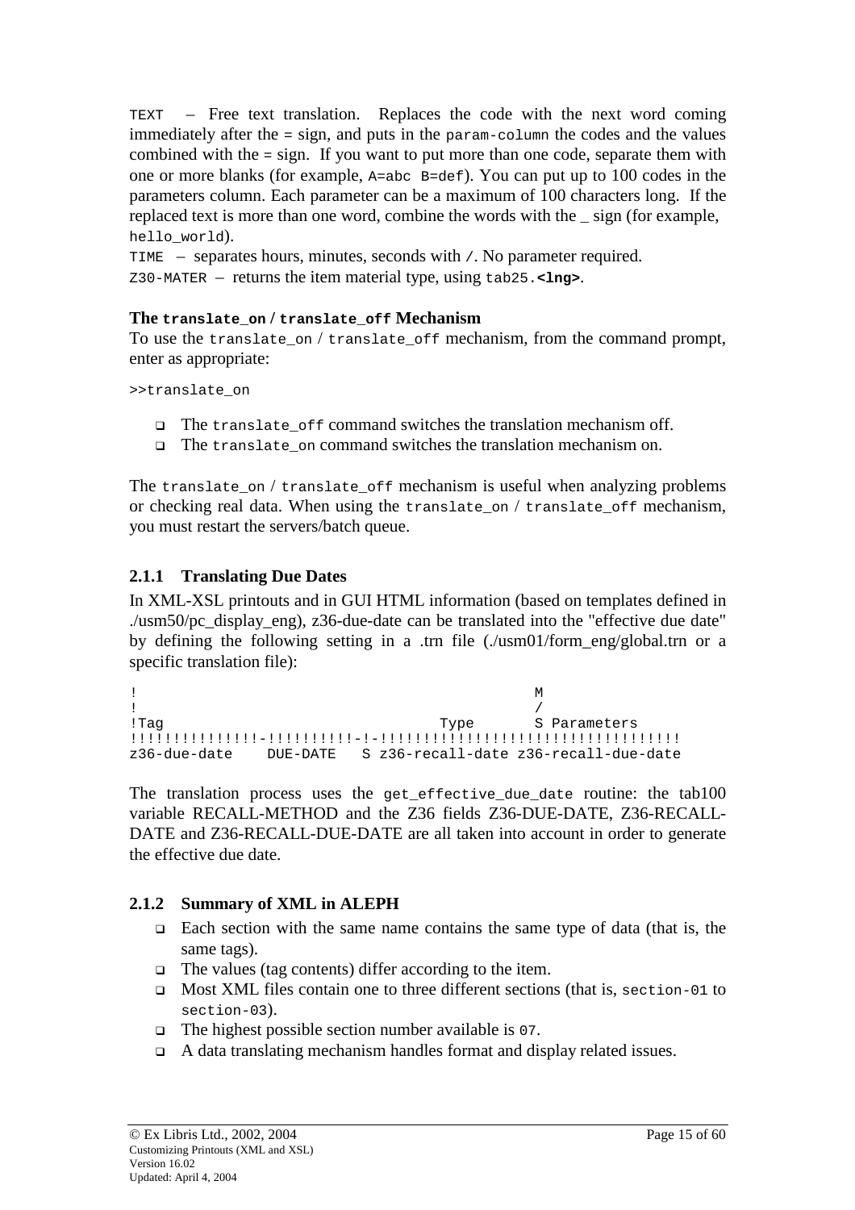`TEXT` – Free text translation. Replaces the code with the next word coming immediately after the = sign, and puts in the `param-column` the codes and the values combined with the = sign. If you want to put more than one code, separate them with one or more blanks (for example, `A=abc B=def`). You can put up to 100 codes in the parameters column. Each parameter can be a maximum of 100 characters long. If the replaced text is more than one word, combine the words with the _ sign (for example, `hello_world`).

`TIME` – separates hours, minutes, seconds with `/`. No parameter required.

`Z30-MATER` – returns the item material type, using `tab25.<lng>`.

**The `translate_on` / `translate_off` Mechanism**

To use the `translate_on` / `translate_off` mechanism, from the command prompt, enter as appropriate:

```
>>translate_on
```

- The `translate_off` command switches the translation mechanism off.
- The `translate_on` command switches the translation mechanism on.

The `translate_on` / `translate_off` mechanism is useful when analyzing problems or checking real data. When using the `translate_on` / `translate_off` mechanism, you must restart the servers/batch queue.

### 2.1.1 Translating Due Dates

In XML-XSL printouts and in GUI HTML information (based on templates defined in ./usm50/pc_display_eng), z36-due-date can be translated into the "effective due date" by defining the following setting in a .trn file (./usm01/form_eng/global.trn or a specific translation file):

```
!                                             M
!                                             /
!Tag                               Type       S Parameters
!!!!!!!!!!!!!!!-!!!!!!!!!!-!-!!!!!!!!!!!!!!!!!!!!!!!!!!!!!!!!!!!
z36-due-date    DUE-DATE   S z36-recall-date z36-recall-due-date
```

The translation process uses the `get_effective_due_date` routine: the tab100 variable RECALL-METHOD and the Z36 fields Z36-DUE-DATE, Z36-RECALL-DATE and Z36-RECALL-DUE-DATE are all taken into account in order to generate the effective due date.

### 2.1.2 Summary of XML in ALEPH

- Each section with the same name contains the same type of data (that is, the same tags).
- The values (tag contents) differ according to the item.
- Most XML files contain one to three different sections (that is, `section-01` to `section-03`).
- The highest possible section number available is `07`.
- A data translating mechanism handles format and display related issues.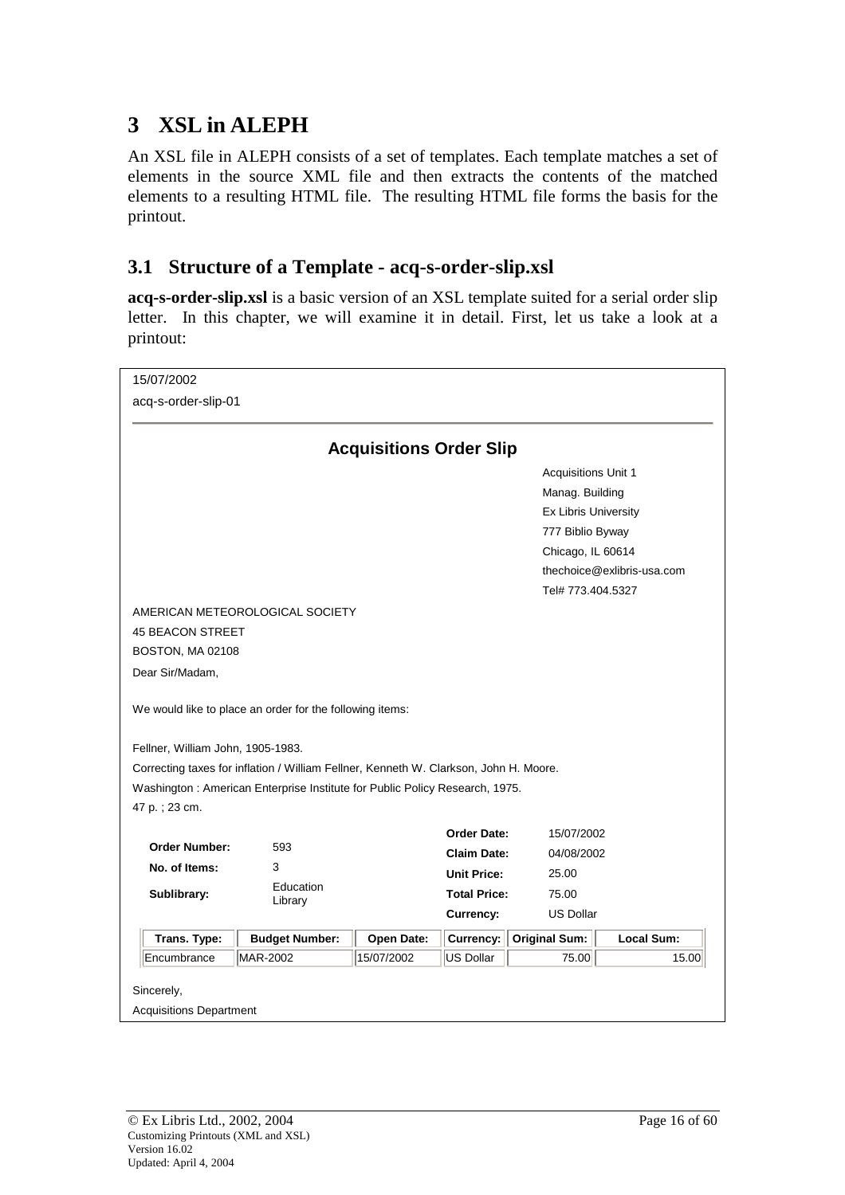# 3 XSL in ALEPH

An XSL file in ALEPH consists of a set of templates. Each template matches a set of elements in the source XML file and then extracts the contents of the matched elements to a resulting HTML file. The resulting HTML file forms the basis for the printout.

## 3.1 Structure of a Template - acq-s-order-slip.xsl

**acq-s-order-slip.xsl** is a basic version of an XSL template suited for a serial order slip letter. In this chapter, we will examine it in detail. First, let us take a look at a printout:

15/07/2002

acq-s-order-slip-01

---

**Acquisitions Order Slip**

Acquisitions Unit 1
Manag. Building
Ex Libris University
777 Biblio Byway
Chicago, IL 60614
thechoice@exlibris-usa.com
Tel# 773.404.5327

AMERICAN METEOROLOGICAL SOCIETY
45 BEACON STREET
BOSTON, MA 02108

Dear Sir/Madam,

We would like to place an order for the following items:

Fellner, William John, 1905-1983.
Correcting taxes for inflation / William Fellner, Kenneth W. Clarkson, John H. Moore.
Washington : American Enterprise Institute for Public Policy Research, 1975.
47 p. ; 23 cm.

| | | | |
|---|---|---|---|
| | | **Order Date:** | 15/07/2002 |
| **Order Number:** | 593 | **Claim Date:** | 04/08/2002 |
| **No. of Items:** | 3 | **Unit Price:** | 25.00 |
| **Sublibrary:** | Education Library | **Total Price:** | 75.00 |
| | | **Currency:** | US Dollar |

| Trans. Type: | Budget Number: | Open Date: | Currency: | Original Sum: | Local Sum: |
|---|---|---|---|---|---|
| Encumbrance | MAR-2002 | 15/07/2002 | US Dollar | 75.00 | 15.00 |

Sincerely,

Acquisitions Department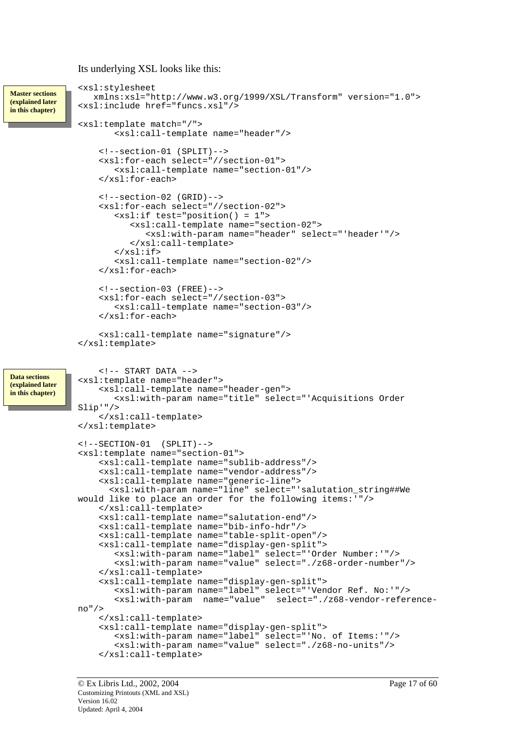Its underlying XSL looks like this:

**Master sections (explained later in this chapter)**

```
<xsl:stylesheet
   xmlns:xsl="http://www.w3.org/1999/XSL/Transform" version="1.0">
<xsl:include href="funcs.xsl"/>

<xsl:template match="/">
       <xsl:call-template name="header"/>

    <!--section-01 (SPLIT)-->
    <xsl:for-each select="//section-01">
       <xsl:call-template name="section-01"/>
    </xsl:for-each>

    <!--section-02 (GRID)-->
    <xsl:for-each select="//section-02">
       <xsl:if test="position() = 1">
          <xsl:call-template name="section-02">
             <xsl:with-param name="header" select="'header'"/>
          </xsl:call-template>
       </xsl:if>
       <xsl:call-template name="section-02"/>
    </xsl:for-each>

    <!--section-03 (FREE)-->
    <xsl:for-each select="//section-03">
       <xsl:call-template name="section-03"/>
    </xsl:for-each>

    <xsl:call-template name="signature"/>
</xsl:template>
```

**Data sections (explained later in this chapter)**

```
    <!-- START DATA -->
<xsl:template name="header">
    <xsl:call-template name="header-gen">
       <xsl:with-param name="title" select="'Acquisitions Order
Slip'"/>
    </xsl:call-template>
</xsl:template>

<!--SECTION-01  (SPLIT)-->
<xsl:template name="section-01">
    <xsl:call-template name="sublib-address"/>
    <xsl:call-template name="vendor-address"/>
    <xsl:call-template name="generic-line">
      <xsl:with-param name="line" select="'salutation_string##We
would like to place an order for the following items:'"/>
    </xsl:call-template>
    <xsl:call-template name="salutation-end"/>
    <xsl:call-template name="bib-info-hdr"/>
    <xsl:call-template name="table-split-open"/>
    <xsl:call-template name="display-gen-split">
       <xsl:with-param name="label" select="'Order Number:'"/>
       <xsl:with-param name="value" select="./z68-order-number"/>
    </xsl:call-template>
    <xsl:call-template name="display-gen-split">
       <xsl:with-param name="label" select="'Vendor Ref. No:'"/>
       <xsl:with-param  name="value"  select="./z68-vendor-reference-
no"/>
    </xsl:call-template>
    <xsl:call-template name="display-gen-split">
       <xsl:with-param name="label" select="'No. of Items:'"/>
       <xsl:with-param name="value" select="./z68-no-units"/>
    </xsl:call-template>
```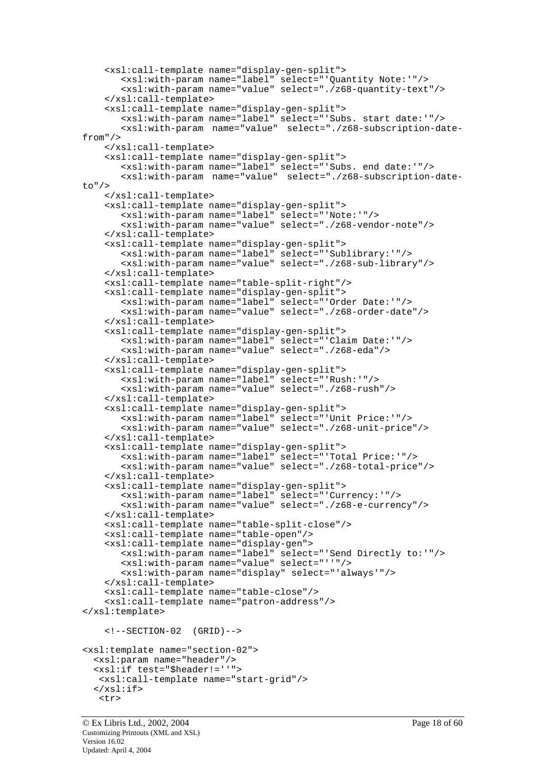```
    <xsl:call-template name="display-gen-split">
       <xsl:with-param name="label" select="'Quantity Note:'"/>
       <xsl:with-param name="value" select="./z68-quantity-text"/>
    </xsl:call-template>
    <xsl:call-template name="display-gen-split">
       <xsl:with-param name="label" select="'Subs. start date:'"/>
       <xsl:with-param  name="value"  select="./z68-subscription-date-
from"/>
    </xsl:call-template>
    <xsl:call-template name="display-gen-split">
       <xsl:with-param name="label" select="'Subs. end date:'"/>
       <xsl:with-param  name="value"  select="./z68-subscription-date-
to"/>
    </xsl:call-template>
    <xsl:call-template name="display-gen-split">
       <xsl:with-param name="label" select="'Note:'"/>
       <xsl:with-param name="value" select="./z68-vendor-note"/>
    </xsl:call-template>
    <xsl:call-template name="display-gen-split">
       <xsl:with-param name="label" select="'Sublibrary:'"/>
       <xsl:with-param name="value" select="./z68-sub-library"/>
    </xsl:call-template>
    <xsl:call-template name="table-split-right"/>
    <xsl:call-template name="display-gen-split">
       <xsl:with-param name="label" select="'Order Date:'"/>
       <xsl:with-param name="value" select="./z68-order-date"/>
    </xsl:call-template>
    <xsl:call-template name="display-gen-split">
       <xsl:with-param name="label" select="'Claim Date:'"/>
       <xsl:with-param name="value" select="./z68-eda"/>
    </xsl:call-template>
    <xsl:call-template name="display-gen-split">
       <xsl:with-param name="label" select="'Rush:'"/>
       <xsl:with-param name="value" select="./z68-rush"/>
    </xsl:call-template>
    <xsl:call-template name="display-gen-split">
       <xsl:with-param name="label" select="'Unit Price:'"/>
       <xsl:with-param name="value" select="./z68-unit-price"/>
    </xsl:call-template>
    <xsl:call-template name="display-gen-split">
       <xsl:with-param name="label" select="'Total Price:'"/>
       <xsl:with-param name="value" select="./z68-total-price"/>
    </xsl:call-template>
    <xsl:call-template name="display-gen-split">
       <xsl:with-param name="label" select="'Currency:'"/>
       <xsl:with-param name="value" select="./z68-e-currency"/>
    </xsl:call-template>
    <xsl:call-template name="table-split-close"/>
    <xsl:call-template name="table-open"/>
    <xsl:call-template name="display-gen">
       <xsl:with-param name="label" select="'Send Directly to:'"/>
       <xsl:with-param name="value" select="''"/>
       <xsl:with-param name="display" select="'always'"/>
    </xsl:call-template>
    <xsl:call-template name="table-close"/>
    <xsl:call-template name="patron-address"/>
</xsl:template>

    <!--SECTION-02  (GRID)-->

<xsl:template name="section-02">
  <xsl:param name="header"/>
  <xsl:if test="$header!=''">
   <xsl:call-template name="start-grid"/>
  </xsl:if>
   <tr>
```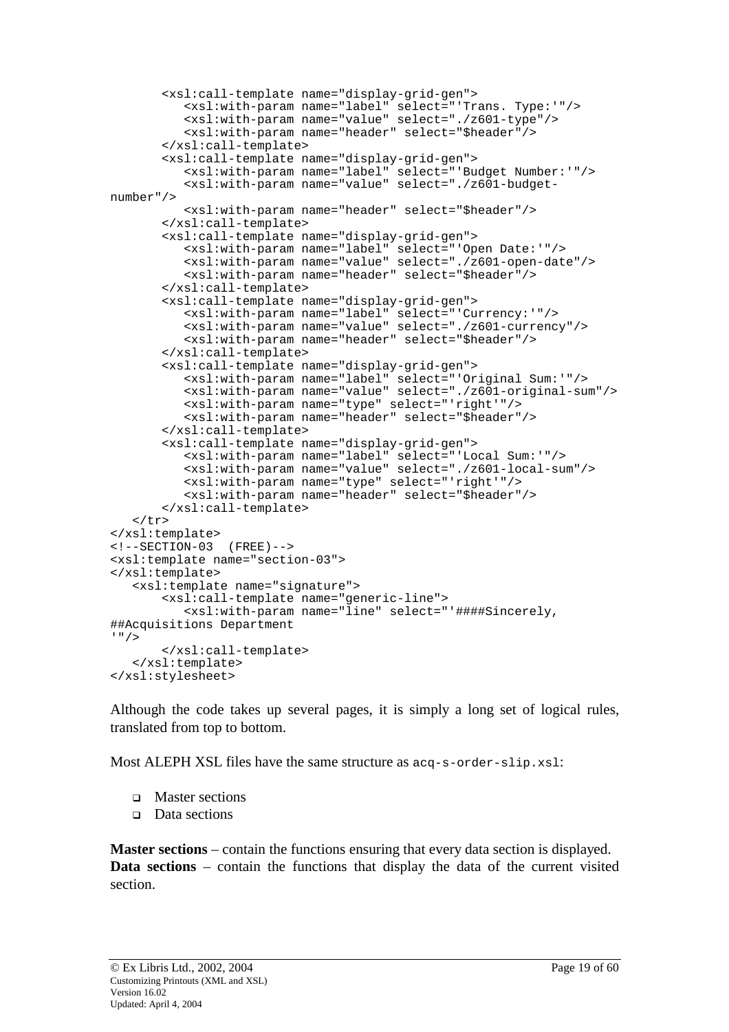```
        <xsl:call-template name="display-grid-gen">
           <xsl:with-param name="label" select="'Trans. Type:'"/>
           <xsl:with-param name="value" select="./z601-type"/>
           <xsl:with-param name="header" select="$header"/>
        </xsl:call-template>
        <xsl:call-template name="display-grid-gen">
           <xsl:with-param name="label" select="'Budget Number:'"/>
           <xsl:with-param name="value" select="./z601-budget-
number"/>
           <xsl:with-param name="header" select="$header"/>
        </xsl:call-template>
        <xsl:call-template name="display-grid-gen">
           <xsl:with-param name="label" select="'Open Date:'"/>
           <xsl:with-param name="value" select="./z601-open-date"/>
           <xsl:with-param name="header" select="$header"/>
        </xsl:call-template>
        <xsl:call-template name="display-grid-gen">
           <xsl:with-param name="label" select="'Currency:'"/>
           <xsl:with-param name="value" select="./z601-currency"/>
           <xsl:with-param name="header" select="$header"/>
        </xsl:call-template>
        <xsl:call-template name="display-grid-gen">
           <xsl:with-param name="label" select="'Original Sum:'"/>
           <xsl:with-param name="value" select="./z601-original-sum"/>
           <xsl:with-param name="type" select="'right'"/>
           <xsl:with-param name="header" select="$header"/>
        </xsl:call-template>
        <xsl:call-template name="display-grid-gen">
           <xsl:with-param name="label" select="'Local Sum:'"/>
           <xsl:with-param name="value" select="./z601-local-sum"/>
           <xsl:with-param name="type" select="'right'"/>
           <xsl:with-param name="header" select="$header"/>
        </xsl:call-template>
   </tr>
</xsl:template>
<!--SECTION-03  (FREE)-->
<xsl:template name="section-03">
</xsl:template>
   <xsl:template name="signature">
        <xsl:call-template name="generic-line">
           <xsl:with-param name="line" select="'####Sincerely,
##Acquisitions Department
'"/>
        </xsl:call-template>
   </xsl:template>
</xsl:stylesheet>
```

Although the code takes up several pages, it is simply a long set of logical rules, translated from top to bottom.

Most ALEPH XSL files have the same structure as `acq-s-order-slip.xsl`:

- Master sections
- Data sections

**Master sections** – contain the functions ensuring that every data section is displayed.
**Data sections** – contain the functions that display the data of the current visited section.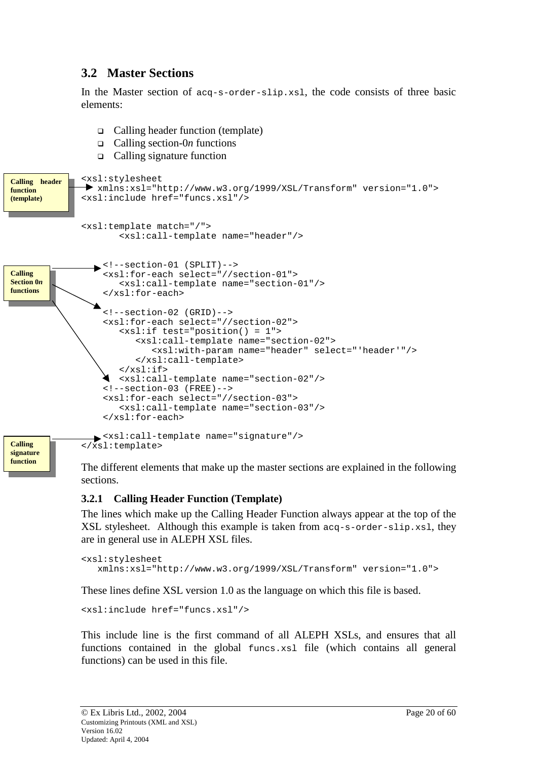## 3.2 Master Sections

In the Master section of `acq-s-order-slip.xsl`, the code consists of three basic elements:

- Calling header function (template)
- Calling section-0*n* functions
- Calling signature function

Calling header function (template)

Calling Section 0*n* functions

Calling signature function

```
<xsl:stylesheet
   xmlns:xsl="http://www.w3.org/1999/XSL/Transform" version="1.0">
<xsl:include href="funcs.xsl"/>


<xsl:template match="/">
       <xsl:call-template name="header"/>


    <!--section-01 (SPLIT)-->
    <xsl:for-each select="//section-01">
       <xsl:call-template name="section-01"/>
    </xsl:for-each>

    <!--section-02 (GRID)-->
    <xsl:for-each select="//section-02">
       <xsl:if test="position() = 1">
          <xsl:call-template name="section-02">
             <xsl:with-param name="header" select="'header'"/>
          </xsl:call-template>
       </xsl:if>
       <xsl:call-template name="section-02"/>
    <!--section-03 (FREE)-->
    <xsl:for-each select="//section-03">
       <xsl:call-template name="section-03"/>
    </xsl:for-each>

    <xsl:call-template name="signature"/>
</xsl:template>
```

The different elements that make up the master sections are explained in the following sections.

### 3.2.1 Calling Header Function (Template)

The lines which make up the Calling Header Function always appear at the top of the XSL stylesheet. Although this example is taken from `acq-s-order-slip.xsl`, they are in general use in ALEPH XSL files.

```
<xsl:stylesheet
   xmlns:xsl="http://www.w3.org/1999/XSL/Transform" version="1.0">
```

These lines define XSL version 1.0 as the language on which this file is based.

```
<xsl:include href="funcs.xsl"/>
```

This include line is the first command of all ALEPH XSLs, and ensures that all functions contained in the global `funcs.xsl` file (which contains all general functions) can be used in this file.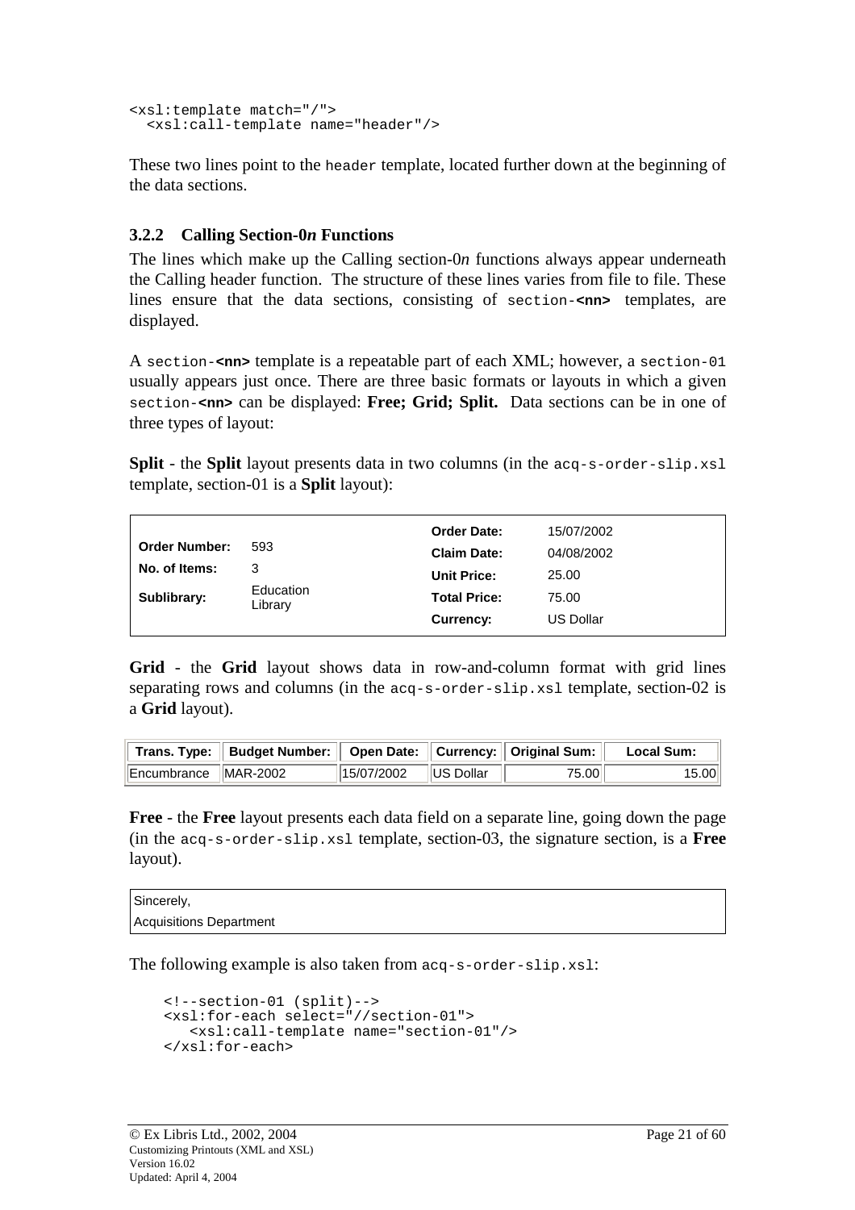```
<xsl:template match="/">
  <xsl:call-template name="header"/>
```

These two lines point to the `header` template, located further down at the beginning of the data sections.

### 3.2.2 Calling Section-0*n* Functions

The lines which make up the Calling section-0*n* functions always appear underneath the Calling header function. The structure of these lines varies from file to file. These lines ensure that the data sections, consisting of `section-<nn>` templates, are displayed.

A `section-<nn>` template is a repeatable part of each XML; however, a `section-01` usually appears just once. There are three basic formats or layouts in which a given `section-<nn>` can be displayed: **Free; Grid; Split.** Data sections can be in one of three types of layout:

**Split** - the **Split** layout presents data in two columns (in the `acq-s-order-slip.xsl` template, section-01 is a **Split** layout):

| | | | |
|---|---|---|---|
| | | **Order Date:** | 15/07/2002 |
| **Order Number:** | 593 | **Claim Date:** | 04/08/2002 |
| **No. of Items:** | 3 | **Unit Price:** | 25.00 |
| **Sublibrary:** | Education Library | **Total Price:** | 75.00 |
| | | **Currency:** | US Dollar |

**Grid** - the **Grid** layout shows data in row-and-column format with grid lines separating rows and columns (in the `acq-s-order-slip.xsl` template, section-02 is a **Grid** layout).

| Trans. Type: | Budget Number: | Open Date: | Currency: | Original Sum: | Local Sum: |
|---|---|---|---|---|---|
| Encumbrance | MAR-2002 | 15/07/2002 | US Dollar | 75.00 | 15.00 |

**Free** - the **Free** layout presents each data field on a separate line, going down the page (in the `acq-s-order-slip.xsl` template, section-03, the signature section, is a **Free** layout).

| |
|---|
| Sincerely, |
| Acquisitions Department |

The following example is also taken from `acq-s-order-slip.xsl`:

```
<!--section-01 (split)-->
<xsl:for-each select="//section-01">
   <xsl:call-template name="section-01"/>
</xsl:for-each>
```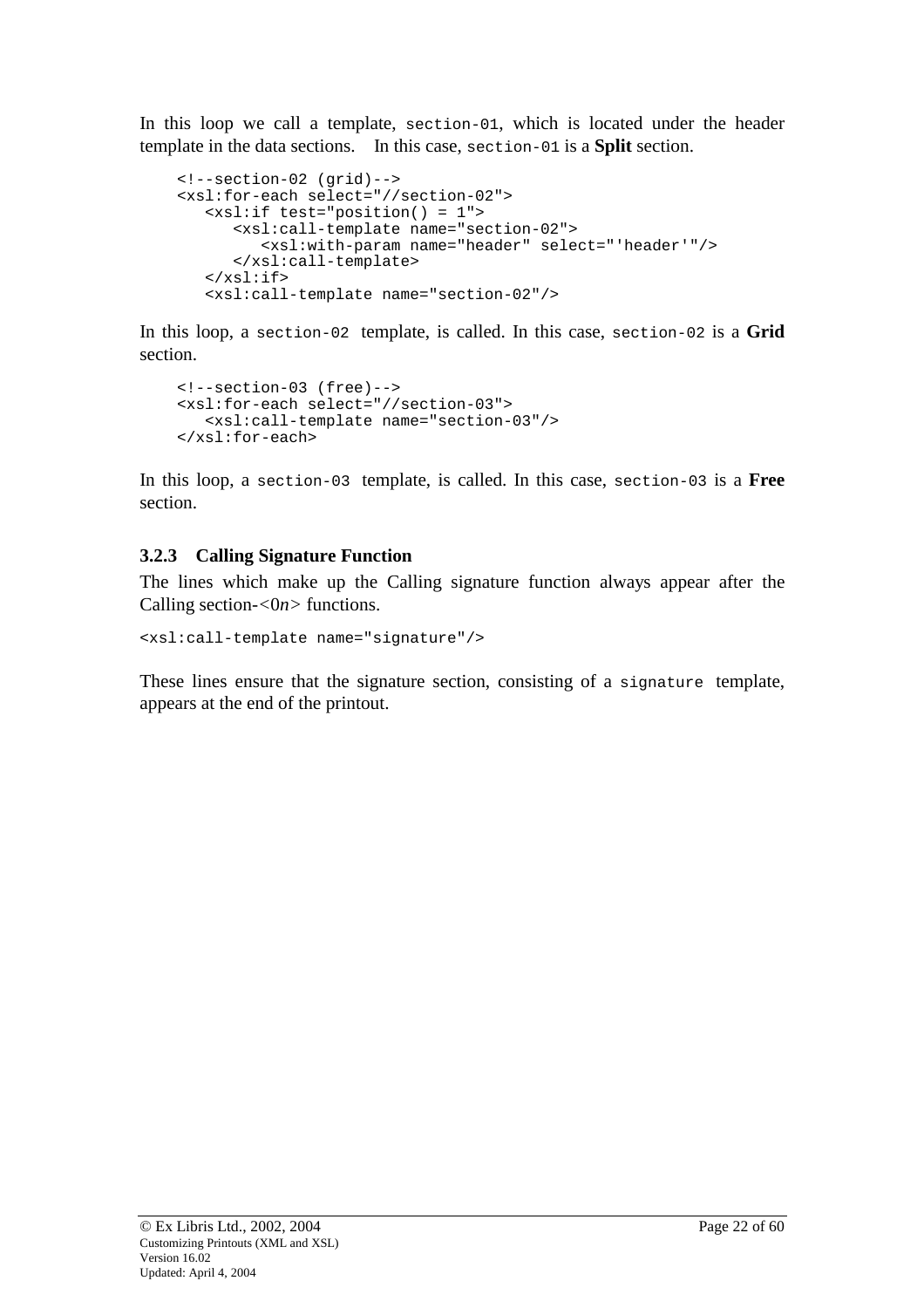In this loop we call a template, `section-01`, which is located under the header template in the data sections. In this case, `section-01` is a **Split** section.

```
<!--section-02 (grid)-->
<xsl:for-each select="//section-02">
   <xsl:if test="position() = 1">
      <xsl:call-template name="section-02">
         <xsl:with-param name="header" select="'header'"/>
      </xsl:call-template>
   </xsl:if>
   <xsl:call-template name="section-02"/>
```

In this loop, a `section-02` template, is called. In this case, `section-02` is a **Grid** section.

```
<!--section-03 (free)-->
<xsl:for-each select="//section-03">
   <xsl:call-template name="section-03"/>
</xsl:for-each>
```

In this loop, a `section-03` template, is called. In this case, `section-03` is a **Free** section.

### 3.2.3 Calling Signature Function

The lines which make up the Calling signature function always appear after the Calling section-<0*n*> functions.

```
<xsl:call-template name="signature"/>
```

These lines ensure that the signature section, consisting of a `signature` template, appears at the end of the printout.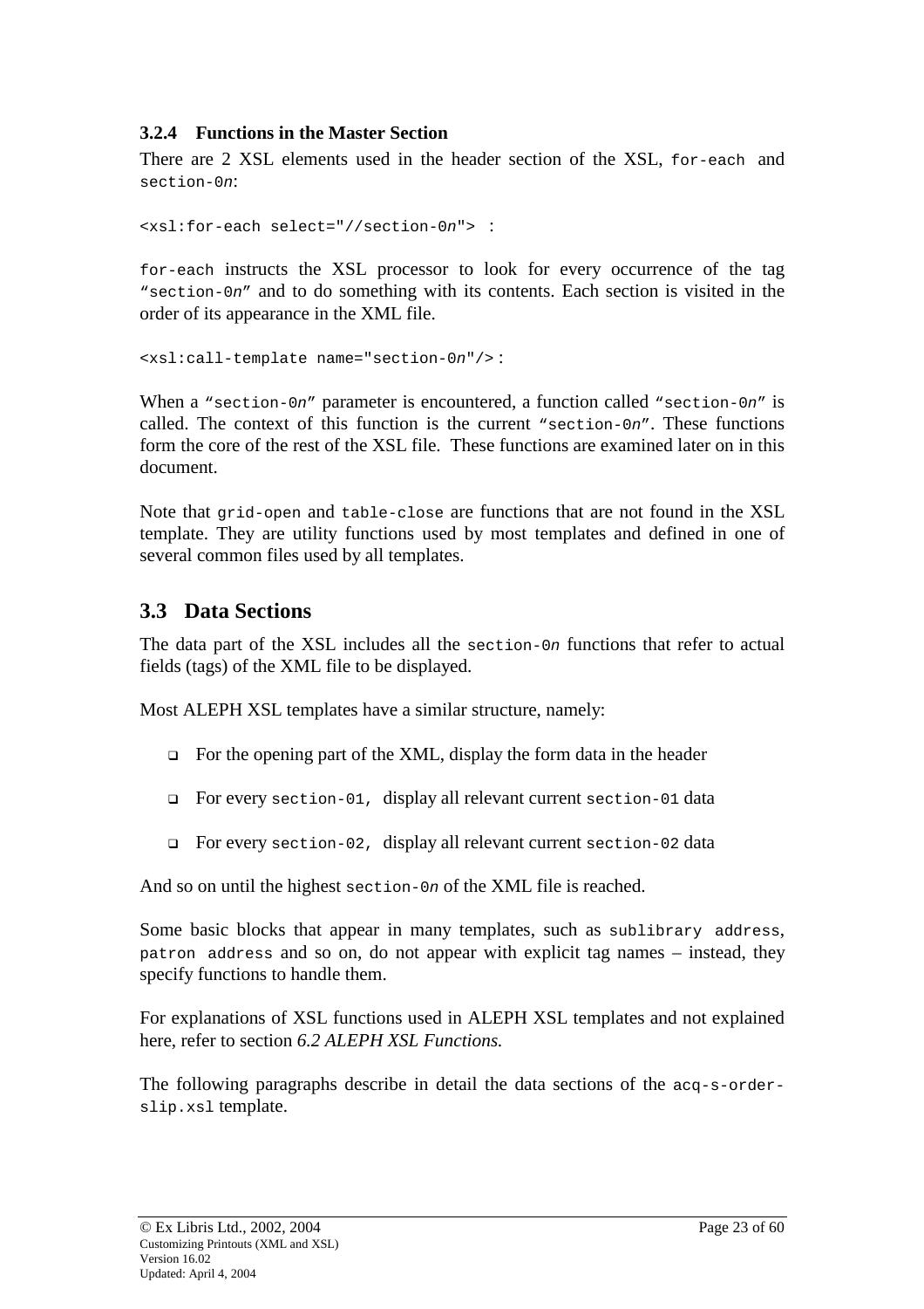### 3.2.4 Functions in the Master Section

There are 2 XSL elements used in the header section of the XSL, `for-each` and `section-0n`:

```
<xsl:for-each select="//section-0n"> :
```

`for-each` instructs the XSL processor to look for every occurrence of the tag "`section-0n`" and to do something with its contents. Each section is visited in the order of its appearance in the XML file.

```
<xsl:call-template name="section-0n"/> :
```

When a "`section-0n`" parameter is encountered, a function called "`section-0n`" is called. The context of this function is the current "`section-0n`". These functions form the core of the rest of the XSL file. These functions are examined later on in this document.

Note that `grid-open` and `table-close` are functions that are not found in the XSL template. They are utility functions used by most templates and defined in one of several common files used by all templates.

## 3.3 Data Sections

The data part of the XSL includes all the `section-0n` functions that refer to actual fields (tags) of the XML file to be displayed.

Most ALEPH XSL templates have a similar structure, namely:

- For the opening part of the XML, display the form data in the header
- For every `section-01`, display all relevant current `section-01` data
- For every `section-02`, display all relevant current `section-02` data

And so on until the highest `section-0n` of the XML file is reached.

Some basic blocks that appear in many templates, such as `sublibrary address`, `patron address` and so on, do not appear with explicit tag names – instead, they specify functions to handle them.

For explanations of XSL functions used in ALEPH XSL templates and not explained here, refer to section *6.2 ALEPH XSL Functions.*

The following paragraphs describe in detail the data sections of the `acq-s-order-slip.xsl` template.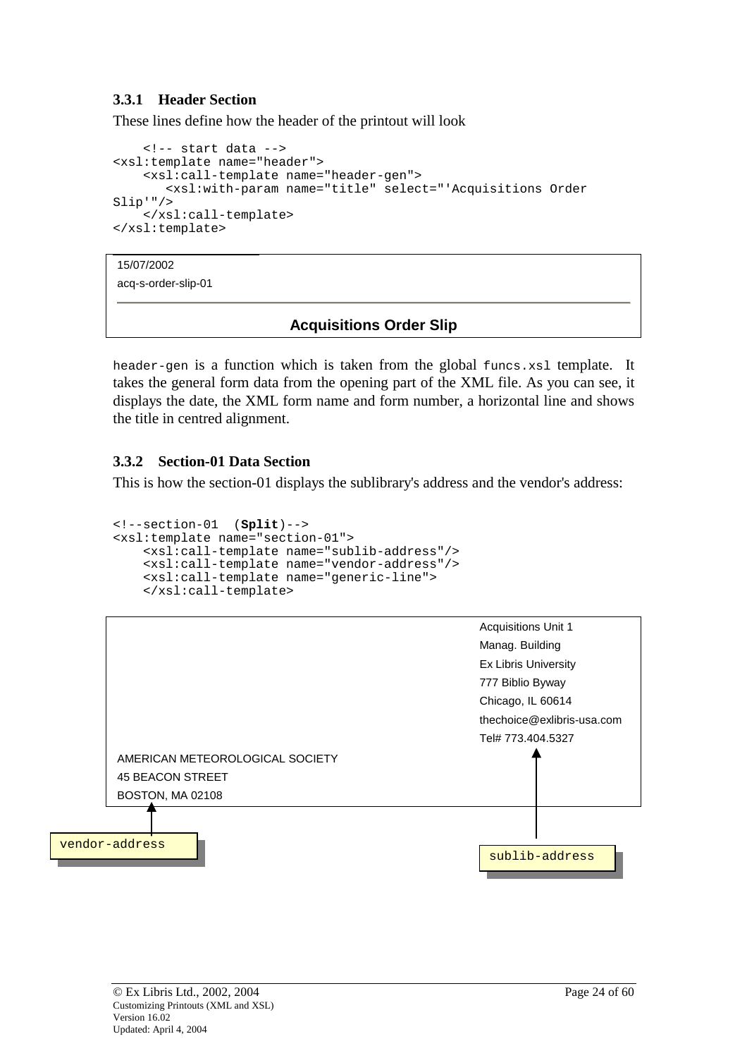### 3.3.1 Header Section

These lines define how the header of the printout will look

```
    <!-- start data -->
<xsl:template name="header">
    <xsl:call-template name="header-gen">
        <xsl:with-param name="title" select="'Acquisitions Order
Slip'"/>
    </xsl:call-template>
</xsl:template>
```

15/07/2002

acq-s-order-slip-01

**Acquisitions Order Slip**

`header-gen` is a function which is taken from the global `funcs.xsl` template. It takes the general form data from the opening part of the XML file. As you can see, it displays the date, the XML form name and form number, a horizontal line and shows the title in centred alignment.

### 3.3.2 Section-01 Data Section

This is how the section-01 displays the sublibrary's address and the vendor's address:

```
<!--section-01  (Split)-->
<xsl:template name="section-01">
    <xsl:call-template name="sublib-address"/>
    <xsl:call-template name="vendor-address"/>
    <xsl:call-template name="generic-line">
    </xsl:call-template>
```

Acquisitions Unit 1
Manag. Building
Ex Libris University
777 Biblio Byway
Chicago, IL 60614
thechoice@exlibris-usa.com
Tel# 773.404.5327

AMERICAN METEOROLOGICAL SOCIETY
45 BEACON STREET
BOSTON, MA 02108

vendor-address

sublib-address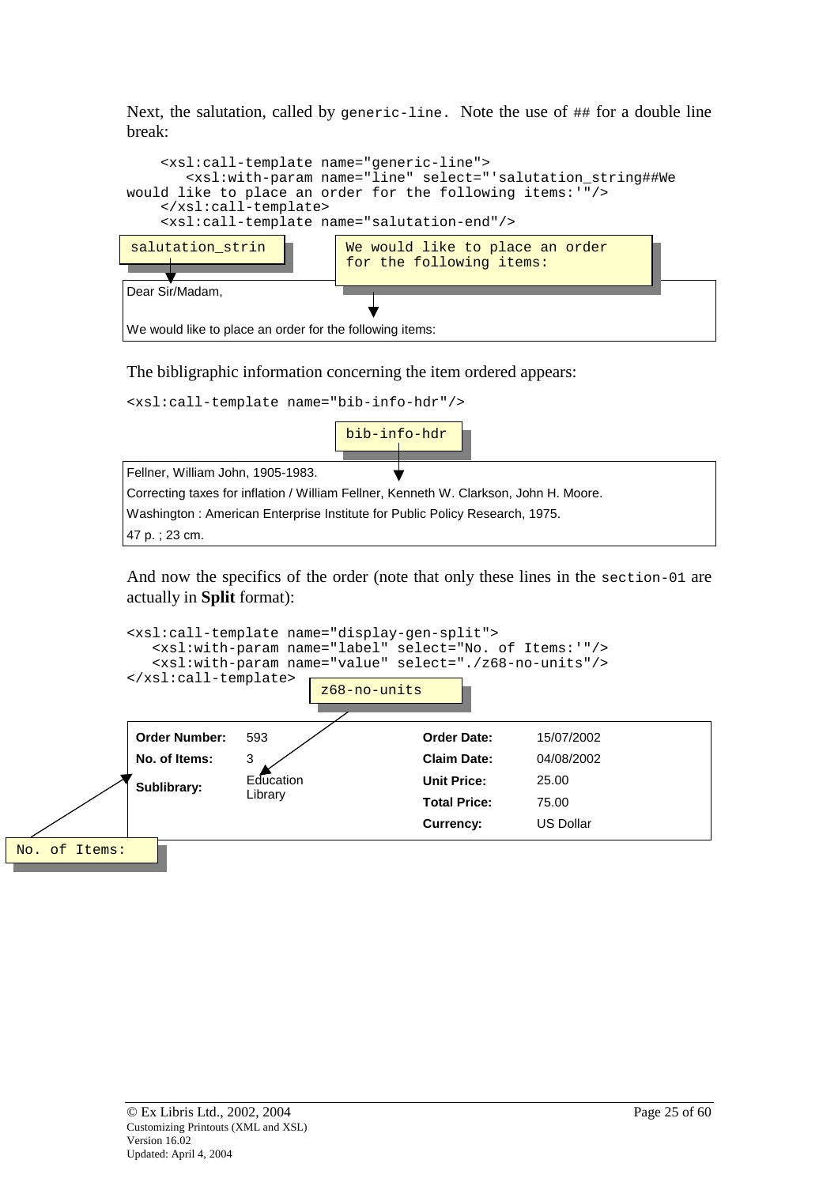Next, the salutation, called by `generic-line`. Note the use of `##` for a double line break:

```
    <xsl:call-template name="generic-line">
       <xsl:with-param name="line" select="'salutation_string##We
would like to place an order for the following items:'"/>
    </xsl:call-template>
    <xsl:call-template name="salutation-end"/>
```

salutation_strin

We would like to place an order for the following items:

Dear Sir/Madam,

We would like to place an order for the following items:

The bibligraphic information concerning the item ordered appears:

```
<xsl:call-template name="bib-info-hdr"/>
```

bib-info-hdr

Fellner, William John, 1905-1983.

Correcting taxes for inflation / William Fellner, Kenneth W. Clarkson, John H. Moore.

Washington : American Enterprise Institute for Public Policy Research, 1975.

47 p. ; 23 cm.

And now the specifics of the order (note that only these lines in the `section-01` are actually in **Split** format):

```
<xsl:call-template name="display-gen-split">
   <xsl:with-param name="label" select="No. of Items:'"/>
   <xsl:with-param name="value" select="./z68-no-units"/>
</xsl:call-template>
```

z68-no-units

| | | | |
|---|---|---|---|
| **Order Number:** | 593 | **Order Date:** | 15/07/2002 |
| **No. of Items:** | 3 | **Claim Date:** | 04/08/2002 |
| **Sublibrary:** | Education Library | **Unit Price:** | 25.00 |
| | | **Total Price:** | 75.00 |
| | | **Currency:** | US Dollar |

No. of Items: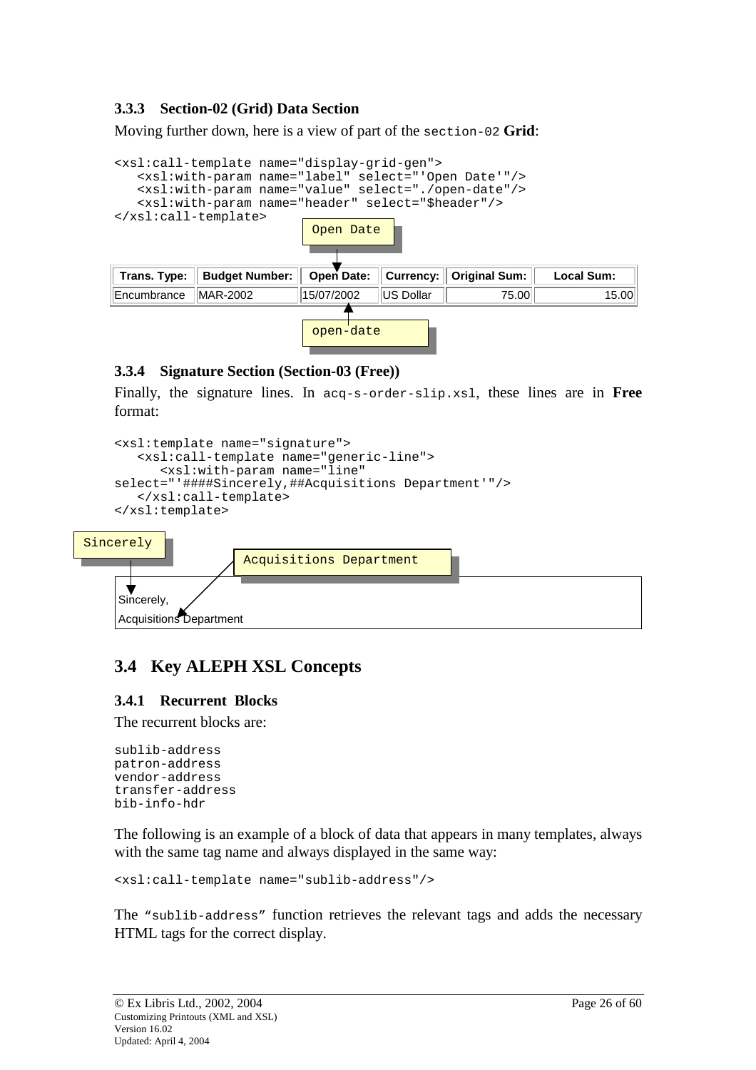### 3.3.3 Section-02 (Grid) Data Section

Moving further down, here is a view of part of the `section-02` **Grid**:

```
<xsl:call-template name="display-grid-gen">
   <xsl:with-param name="label" select="'Open Date'"/>
   <xsl:with-param name="value" select="./open-date"/>
   <xsl:with-param name="header" select="$header"/>
</xsl:call-template>
```

Open Date

| Trans. Type: | Budget Number: | Open Date: | Currency: | Original Sum: | Local Sum: |
|---|---|---|---|---|---|
| Encumbrance | MAR-2002 | 15/07/2002 | US Dollar | 75.00 | 15.00 |

open-date

### 3.3.4 Signature Section (Section-03 (Free))

Finally, the signature lines. In `acq-s-order-slip.xsl`, these lines are in **Free** format:

```
<xsl:template name="signature">
   <xsl:call-template name="generic-line">
      <xsl:with-param name="line"
select="'####Sincerely,##Acquisitions Department'"/>
   </xsl:call-template>
</xsl:template>
```

Sincerely

Acquisitions Department

Sincerely,

Acquisitions Department

## 3.4 Key ALEPH XSL Concepts

### 3.4.1 Recurrent Blocks

The recurrent blocks are:

```
sublib-address
patron-address
vendor-address
transfer-address
bib-info-hdr
```

The following is an example of a block of data that appears in many templates, always with the same tag name and always displayed in the same way:

```
<xsl:call-template name="sublib-address"/>
```

The "`sublib-address`" function retrieves the relevant tags and adds the necessary HTML tags for the correct display.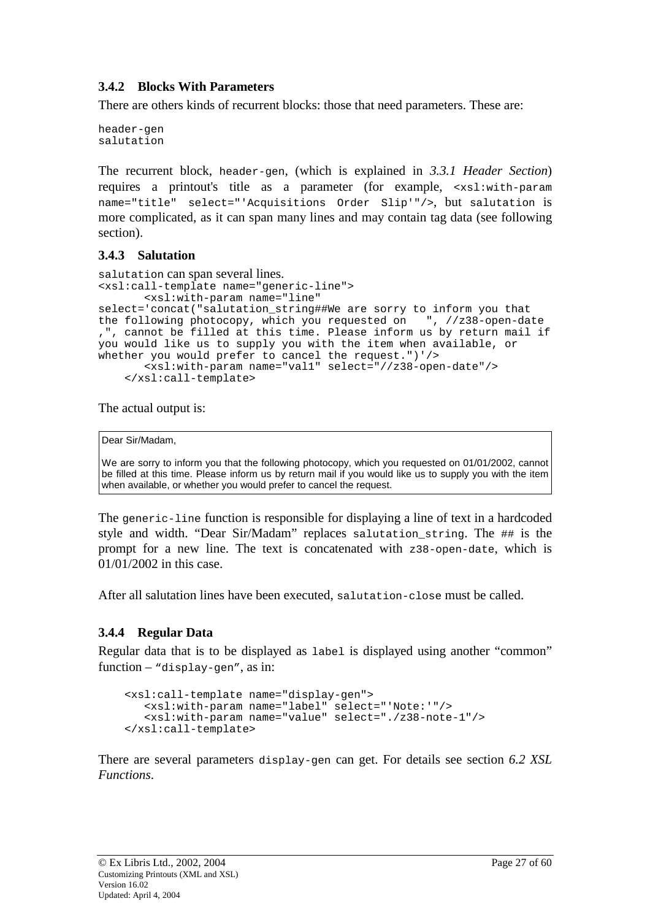### 3.4.2 Blocks With Parameters

There are others kinds of recurrent blocks: those that need parameters. These are:

```
header-gen
salutation
```

The recurrent block, `header-gen`, (which is explained in *3.3.1 Header Section*) requires a printout's title as a parameter (for example, `<xsl:with-param name="title" select="'Acquisitions Order Slip'"/>`, but `salutation` is more complicated, as it can span many lines and may contain tag data (see following section).

### 3.4.3 Salutation

`salutation` can span several lines.

```
<xsl:call-template name="generic-line">
      <xsl:with-param name="line"
select='concat("salutation_string##We are sorry to inform you that
the following photocopy, which you requested on   ", //z38-open-date
,", cannot be filled at this time. Please inform us by return mail if
you would like us to supply you with the item when available, or
whether you would prefer to cancel the request.")'/>
      <xsl:with-param name="val1" select="//z38-open-date"/>
   </xsl:call-template>
```

The actual output is:

```
Dear Sir/Madam,

We are sorry to inform you that the following photocopy, which you requested on 01/01/2002, cannot
be filled at this time. Please inform us by return mail if you would like us to supply you with the item
when available, or whether you would prefer to cancel the request.
```

The `generic-line` function is responsible for displaying a line of text in a hardcoded style and width. “Dear Sir/Madam” replaces `salutation_string`. The `##` is the prompt for a new line. The text is concatenated with `z38-open-date`, which is 01/01/2002 in this case.

After all salutation lines have been executed, `salutation-close` must be called.

### 3.4.4 Regular Data

Regular data that is to be displayed as `label` is displayed using another “common” function – “`display-gen`”, as in:

```
   <xsl:call-template name="display-gen">
      <xsl:with-param name="label" select="'Note:'"/>
      <xsl:with-param name="value" select="./z38-note-1"/>
   </xsl:call-template>
```

There are several parameters `display-gen` can get. For details see section *6.2 XSL Functions*.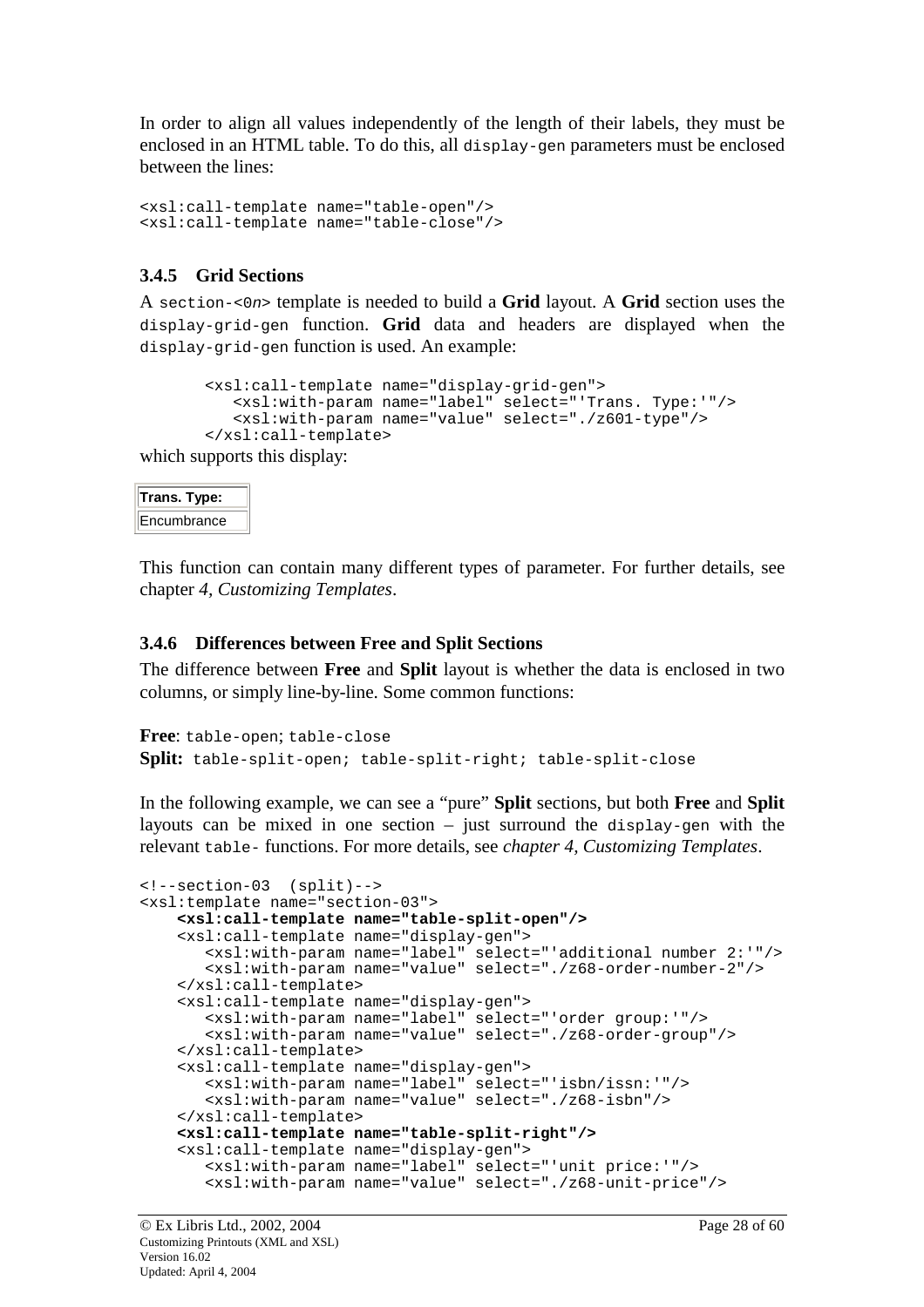In order to align all values independently of the length of their labels, they must be enclosed in an HTML table. To do this, all `display-gen` parameters must be enclosed between the lines:

```
<xsl:call-template name="table-open"/>
<xsl:call-template name="table-close"/>
```

### 3.4.5 Grid Sections

A `section-<0n>` template is needed to build a **Grid** layout. A **Grid** section uses the `display-grid-gen` function. **Grid** data and headers are displayed when the `display-grid-gen` function is used. An example:

```
<xsl:call-template name="display-grid-gen">
   <xsl:with-param name="label" select="'Trans. Type:'"/>
   <xsl:with-param name="value" select="./z601-type"/>
</xsl:call-template>
```

which supports this display:

| Trans. Type: |
| --- |
| Encumbrance |

This function can contain many different types of parameter. For further details, see chapter *4, Customizing Templates*.

### 3.4.6 Differences between Free and Split Sections

The difference between **Free** and **Split** layout is whether the data is enclosed in two columns, or simply line-by-line. Some common functions:

**Free**: `table-open`; `table-close`
**Split:** `table-split-open; table-split-right; table-split-close`

In the following example, we can see a "pure" **Split** sections, but both **Free** and **Split** layouts can be mixed in one section – just surround the `display-gen` with the relevant `table-` functions. For more details, see *chapter 4, Customizing Templates*.

```
<!--section-03  (split)-->
<xsl:template name="section-03">
    <xsl:call-template name="table-split-open"/>
    <xsl:call-template name="display-gen">
       <xsl:with-param name="label" select="'additional number 2:'"/>
       <xsl:with-param name="value" select="./z68-order-number-2"/>
    </xsl:call-template>
    <xsl:call-template name="display-gen">
       <xsl:with-param name="label" select="'order group:'"/>
       <xsl:with-param name="value" select="./z68-order-group"/>
    </xsl:call-template>
    <xsl:call-template name="display-gen">
       <xsl:with-param name="label" select="'isbn/issn:'"/>
       <xsl:with-param name="value" select="./z68-isbn"/>
    </xsl:call-template>
    <xsl:call-template name="table-split-right"/>
    <xsl:call-template name="display-gen">
       <xsl:with-param name="label" select="'unit price:'"/>
       <xsl:with-param name="value" select="./z68-unit-price"/>
```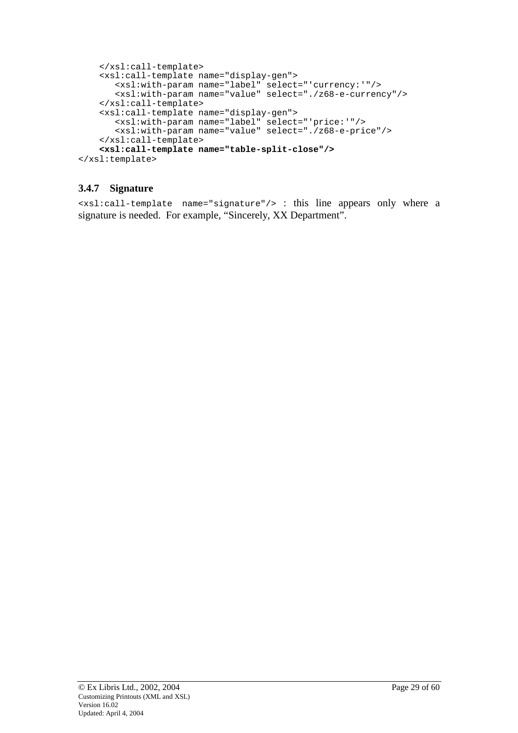```
    </xsl:call-template>
    <xsl:call-template name="display-gen">
       <xsl:with-param name="label" select="'currency:'"/>
       <xsl:with-param name="value" select="./z68-e-currency"/>
    </xsl:call-template>
    <xsl:call-template name="display-gen">
       <xsl:with-param name="label" select="'price:'"/>
       <xsl:with-param name="value" select="./z68-e-price"/>
    </xsl:call-template>
    <xsl:call-template name="table-split-close"/>
</xsl:template>
```

### 3.4.7 Signature

`<xsl:call-template name="signature"/>` : this line appears only where a signature is needed. For example, “Sincerely, XX Department”.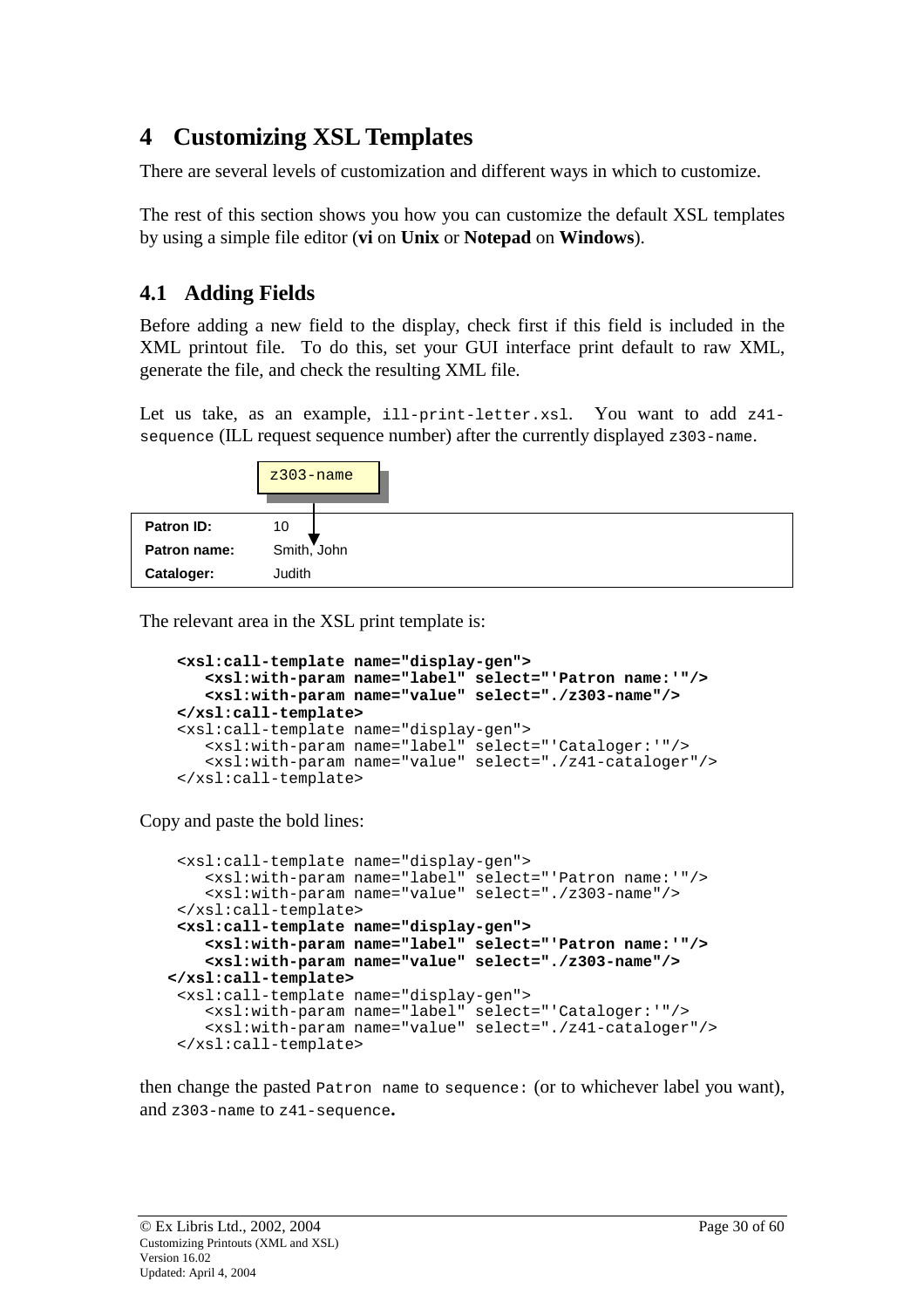# 4 Customizing XSL Templates

There are several levels of customization and different ways in which to customize.

The rest of this section shows you how you can customize the default XSL templates by using a simple file editor (**vi** on **Unix** or **Notepad** on **Windows**).

## 4.1 Adding Fields

Before adding a new field to the display, check first if this field is included in the XML printout file. To do this, set your GUI interface print default to raw XML, generate the file, and check the resulting XML file.

Let us take, as an example, `ill-print-letter.xsl`. You want to add `z41-sequence` (ILL request sequence number) after the currently displayed `z303-name`.

`z303-name`

| | |
|---|---|
| **Patron ID:** | 10 |
| **Patron name:** | Smith, John |
| **Cataloger:** | Judith |

The relevant area in the XSL print template is:

```
<xsl:call-template name="display-gen">
   <xsl:with-param name="label" select="'Patron name:'"/>
   <xsl:with-param name="value" select="./z303-name"/>
</xsl:call-template>
<xsl:call-template name="display-gen">
   <xsl:with-param name="label" select="'Cataloger:'"/>
   <xsl:with-param name="value" select="./z41-cataloger"/>
</xsl:call-template>
```

Copy and paste the bold lines:

```
<xsl:call-template name="display-gen">
   <xsl:with-param name="label" select="'Patron name:'"/>
   <xsl:with-param name="value" select="./z303-name"/>
</xsl:call-template>
<xsl:call-template name="display-gen">
   <xsl:with-param name="label" select="'Patron name:'"/>
   <xsl:with-param name="value" select="./z303-name"/>
</xsl:call-template>
<xsl:call-template name="display-gen">
   <xsl:with-param name="label" select="'Cataloger:'"/>
   <xsl:with-param name="value" select="./z41-cataloger"/>
</xsl:call-template>
```

then change the pasted `Patron name` to `sequence:` (or to whichever label you want), and `z303-name` to `z41-sequence`**.**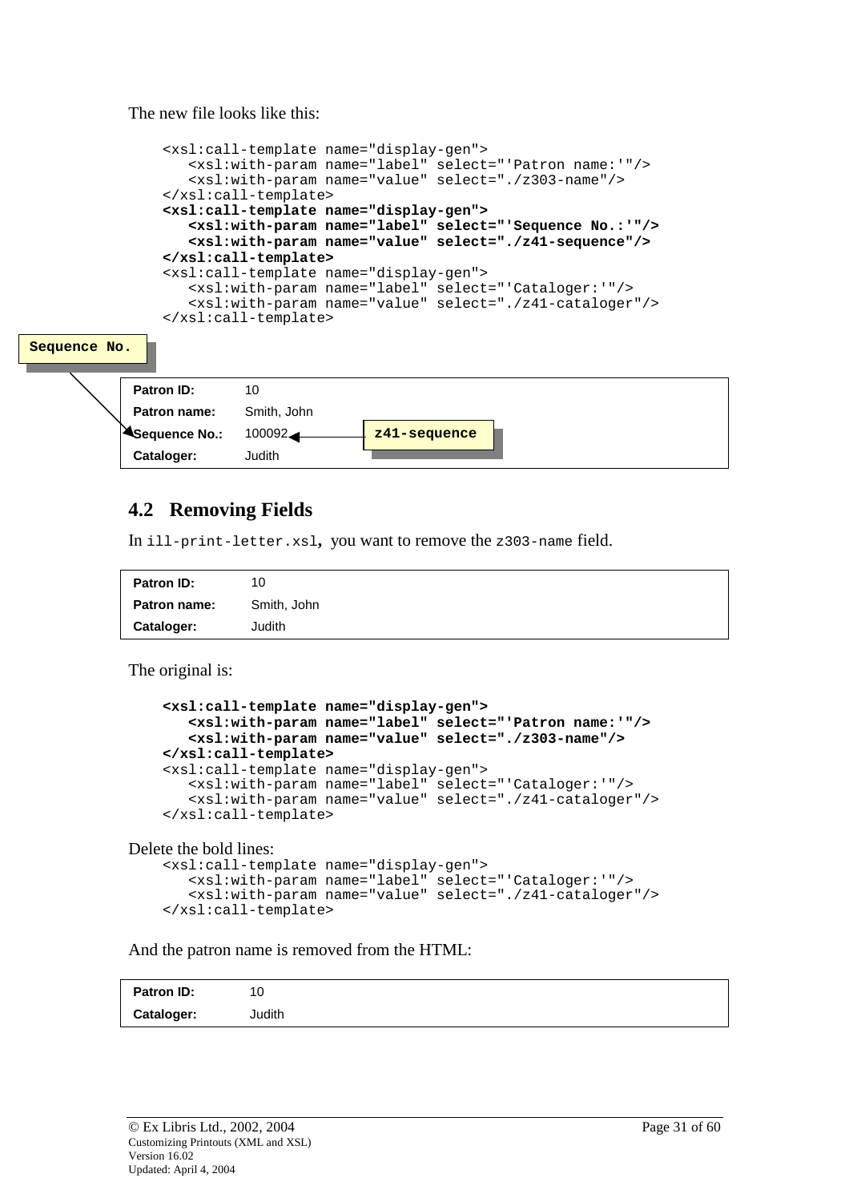The new file looks like this:

```
<xsl:call-template name="display-gen">
   <xsl:with-param name="label" select="'Patron name:'"/>
   <xsl:with-param name="value" select="./z303-name"/>
</xsl:call-template>
<xsl:call-template name="display-gen">
   <xsl:with-param name="label" select="'Sequence No.:'"/>
   <xsl:with-param name="value" select="./z41-sequence"/>
</xsl:call-template>
<xsl:call-template name="display-gen">
   <xsl:with-param name="label" select="'Cataloger:'"/>
   <xsl:with-param name="value" select="./z41-cataloger"/>
</xsl:call-template>
```

Sequence No.

| | |
|---|---|
| **Patron ID:** | 10 |
| **Patron name:** | Smith, John |
| **Sequence No.:** | 100092 |
| **Cataloger:** | Judith |

z41-sequence

## 4.2 Removing Fields

In `ill-print-letter.xsl`, you want to remove the `z303-name` field.

| | |
|---|---|
| **Patron ID:** | 10 |
| **Patron name:** | Smith, John |
| **Cataloger:** | Judith |

The original is:

```
<xsl:call-template name="display-gen">
   <xsl:with-param name="label" select="'Patron name:'"/>
   <xsl:with-param name="value" select="./z303-name"/>
</xsl:call-template>
<xsl:call-template name="display-gen">
   <xsl:with-param name="label" select="'Cataloger:'"/>
   <xsl:with-param name="value" select="./z41-cataloger"/>
</xsl:call-template>
```

Delete the bold lines:

```
<xsl:call-template name="display-gen">
   <xsl:with-param name="label" select="'Cataloger:'"/>
   <xsl:with-param name="value" select="./z41-cataloger"/>
</xsl:call-template>
```

And the patron name is removed from the HTML:

| | |
|---|---|
| **Patron ID:** | 10 |
| **Cataloger:** | Judith |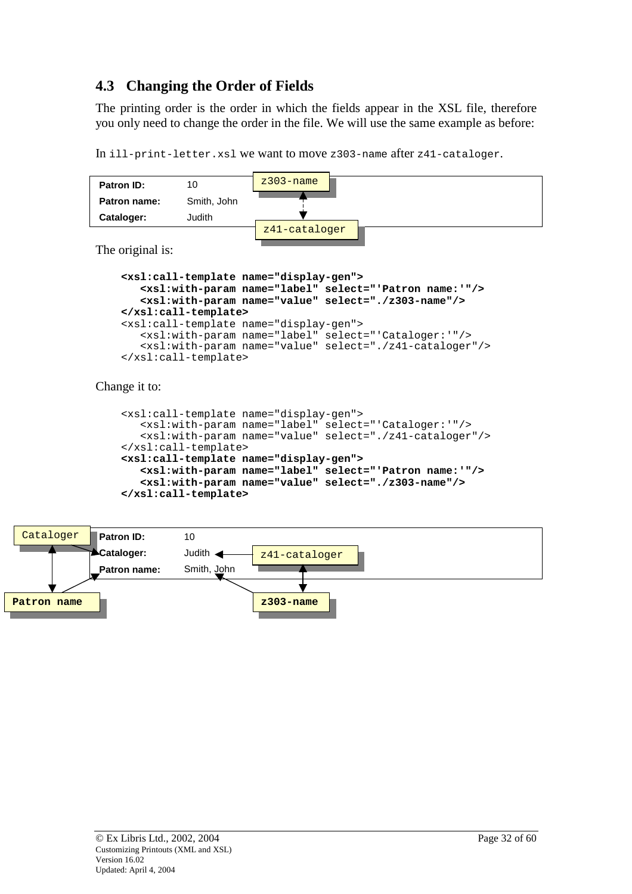## 4.3 Changing the Order of Fields

The printing order is the order in which the fields appear in the XSL file, therefore you only need to change the order in the file. We will use the same example as before:

In `ill-print-letter.xsl` we want to move `z303-name` after `z41-cataloger`.

| | |
|---|---|
| **Patron ID:** | 10 |
| **Patron name:** | Smith, John |
| **Cataloger:** | Judith |

z303-name ↕ z41-cataloger

The original is:

```
<xsl:call-template name="display-gen">
   <xsl:with-param name="label" select="'Patron name:'"/>
   <xsl:with-param name="value" select="./z303-name"/>
</xsl:call-template>
<xsl:call-template name="display-gen">
   <xsl:with-param name="label" select="'Cataloger:'"/>
   <xsl:with-param name="value" select="./z41-cataloger"/>
</xsl:call-template>
```

Change it to:

```
<xsl:call-template name="display-gen">
   <xsl:with-param name="label" select="'Cataloger:'"/>
   <xsl:with-param name="value" select="./z41-cataloger"/>
</xsl:call-template>
<xsl:call-template name="display-gen">
   <xsl:with-param name="label" select="'Patron name:'"/>
   <xsl:with-param name="value" select="./z303-name"/>
</xsl:call-template>
```

| | |
|---|---|
| **Patron ID:** | 10 |
| **Cataloger:** | Judith |
| **Patron name:** | Smith, John |

Cataloger ↕ **Patron name**

z41-cataloger ↕ **z303-name**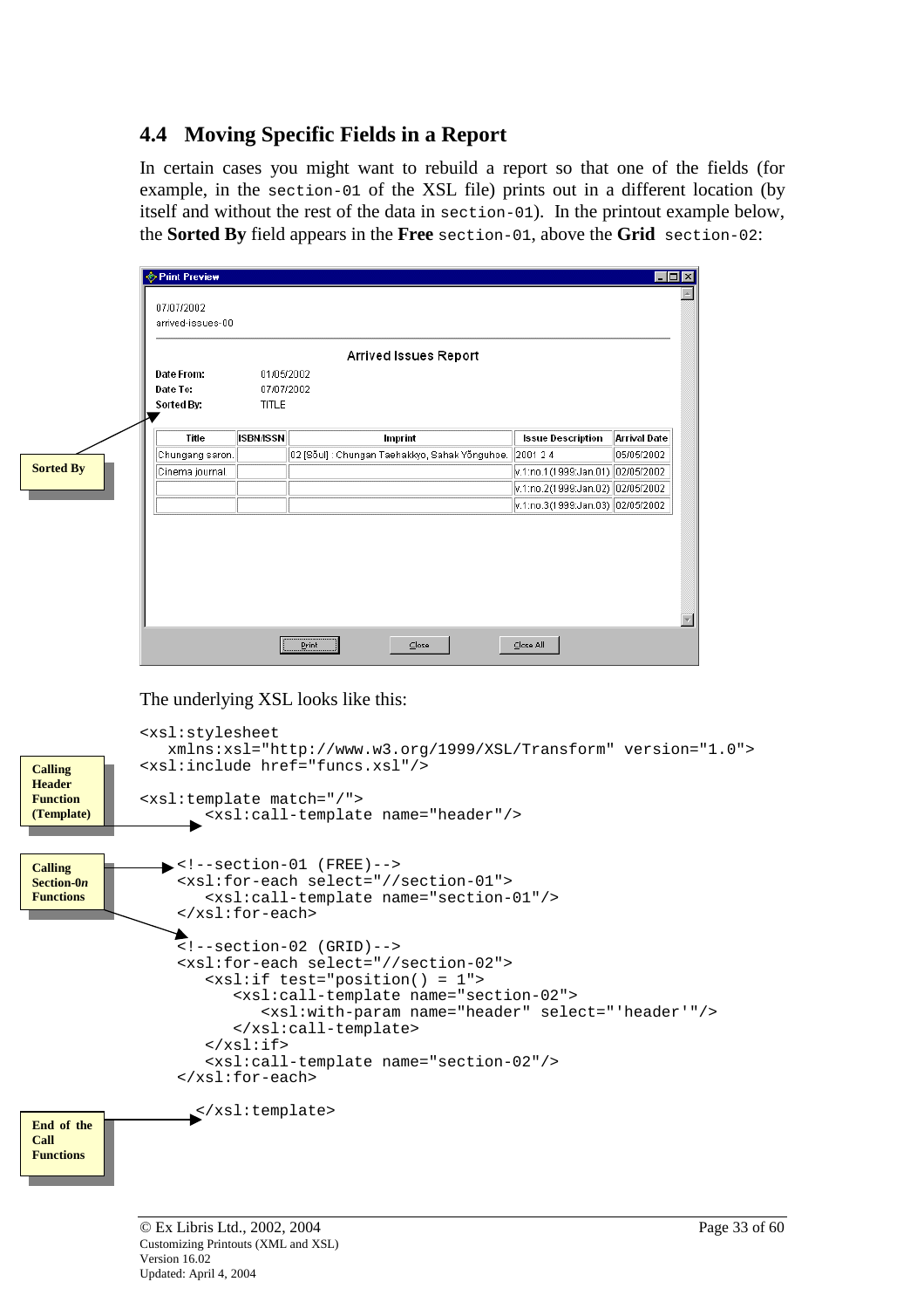## 4.4 Moving Specific Fields in a Report

In certain cases you might want to rebuild a report so that one of the fields (for example, in the `section-01` of the XSL file) prints out in a different location (by itself and without the rest of the data in `section-01`). In the printout example below, the **Sorted By** field appears in the **Free** `section-01`, above the **Grid** `section-02`:

Print Preview

07/07/2002
arrived-issues-00

Arrived Issues Report

**Date From:** 01/05/2002
**Date To:** 07/07/2002
**Sorted By:** TITLE

| Title | ISBN/ISSN | Imprint | Issue Description | Arrival Date |
|---|---|---|---|---|
| Chungang saron. | | 02 [Sŏul] : Chungan Taehakkyo, Sahak Yŏnguhoe. | 2001 3 4 | 05/05/2002 |
| Cinema journal | | | v.1:no.1(1999:Jan.01) | 02/05/2002 |
| | | | v.1:no.2(1999:Jan.02) | 02/05/2002 |
| | | | v.1:no.3(1999:Jan.03) | 02/05/2002 |

Print | Close | Close All

**Sorted By**

The underlying XSL looks like this:

```
<xsl:stylesheet
   xmlns:xsl="http://www.w3.org/1999/XSL/Transform" version="1.0">
<xsl:include href="funcs.xsl"/>

<xsl:template match="/">
      <xsl:call-template name="header"/>

   <!--section-01 (FREE)-->
   <xsl:for-each select="//section-01">
      <xsl:call-template name="section-01"/>
   </xsl:for-each>

   <!--section-02 (GRID)-->
   <xsl:for-each select="//section-02">
      <xsl:if test="position() = 1">
         <xsl:call-template name="section-02">
            <xsl:with-param name="header" select="'header'"/>
         </xsl:call-template>
      </xsl:if>
      <xsl:call-template name="section-02"/>
   </xsl:for-each>

      </xsl:template>
```

**Calling Header Function (Template)**

**Calling Section-0*n* Functions**

**End of the Call Functions**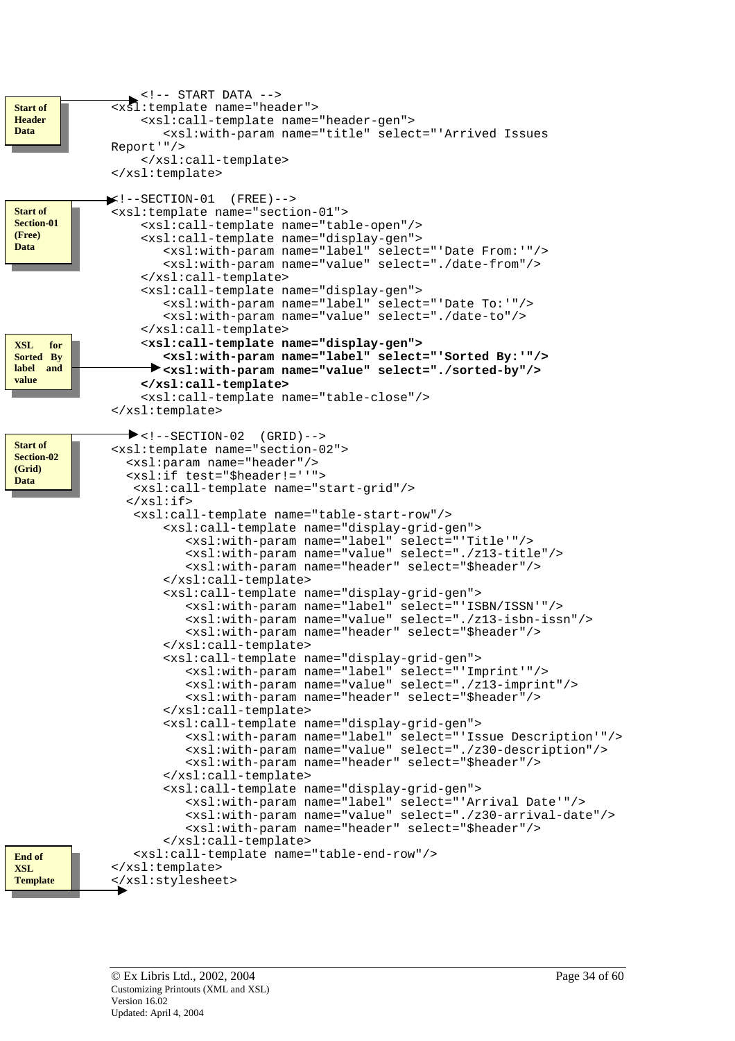**Start of Header Data**

```
<!-- START DATA -->
<xsl:template name="header">
    <xsl:call-template name="header-gen">
       <xsl:with-param name="title" select="'Arrived Issues
Report'"/>
    </xsl:call-template>
</xsl:template>
```

**Start of Section-01 (Free) Data**

**XSL for Sorted By label and value**

```
<!--SECTION-01  (FREE)-->
<xsl:template name="section-01">
    <xsl:call-template name="table-open"/>
    <xsl:call-template name="display-gen">
       <xsl:with-param name="label" select="'Date From:'"/>
       <xsl:with-param name="value" select="./date-from"/>
    </xsl:call-template>
    <xsl:call-template name="display-gen">
       <xsl:with-param name="label" select="'Date To:'"/>
       <xsl:with-param name="value" select="./date-to"/>
    </xsl:call-template>
    <xsl:call-template name="display-gen">
       <xsl:with-param name="label" select="'Sorted By:'"/>
       <xsl:with-param name="value" select="./sorted-by"/>
    </xsl:call-template>
    <xsl:call-template name="table-close"/>
</xsl:template>
```

**Start of Section-02 (Grid) Data**

**End of XSL Template**

```
<!--SECTION-02  (GRID)-->
<xsl:template name="section-02">
  <xsl:param name="header"/>
  <xsl:if test="$header!=''">
   <xsl:call-template name="start-grid"/>
  </xsl:if>
   <xsl:call-template name="table-start-row"/>
       <xsl:call-template name="display-grid-gen">
          <xsl:with-param name="label" select="'Title'"/>
          <xsl:with-param name="value" select="./z13-title"/>
          <xsl:with-param name="header" select="$header"/>
       </xsl:call-template>
       <xsl:call-template name="display-grid-gen">
          <xsl:with-param name="label" select="'ISBN/ISSN'"/>
          <xsl:with-param name="value" select="./z13-isbn-issn"/>
          <xsl:with-param name="header" select="$header"/>
       </xsl:call-template>
       <xsl:call-template name="display-grid-gen">
          <xsl:with-param name="label" select="'Imprint'"/>
          <xsl:with-param name="value" select="./z13-imprint"/>
          <xsl:with-param name="header" select="$header"/>
       </xsl:call-template>
       <xsl:call-template name="display-grid-gen">
          <xsl:with-param name="label" select="'Issue Description'"/>
          <xsl:with-param name="value" select="./z30-description"/>
          <xsl:with-param name="header" select="$header"/>
       </xsl:call-template>
       <xsl:call-template name="display-grid-gen">
          <xsl:with-param name="label" select="'Arrival Date'"/>
          <xsl:with-param name="value" select="./z30-arrival-date"/>
          <xsl:with-param name="header" select="$header"/>
       </xsl:call-template>
   <xsl:call-template name="table-end-row"/>
</xsl:template>
</xsl:stylesheet>
```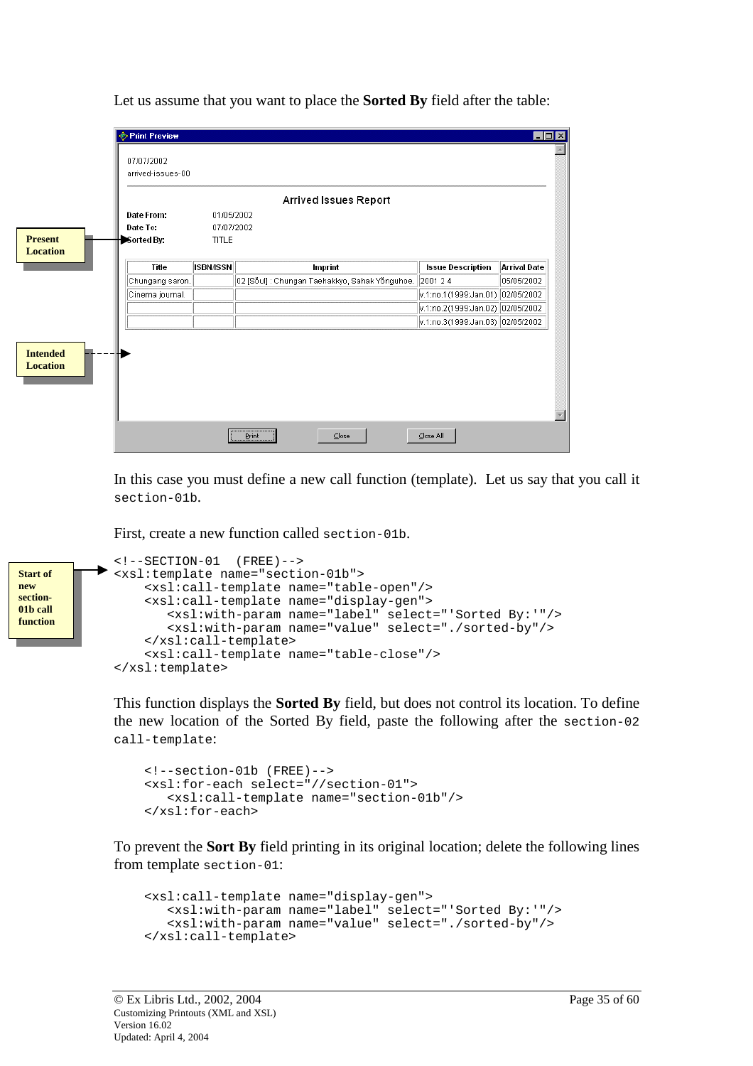Let us assume that you want to place the **Sorted By** field after the table:

| Title | ISBN/ISSN | Imprint | Issue Description | Arrival Date |
|---|---|---|---|---|
| Chungang saron. | | 02 [Sŏul] : Chungan Taehakkyo, Sahak Yŏnguhoe. | 2001 3 4 | 05/05/2002 |
| Cinema journal | | | v.1:no.1(1999:Jan.01) | 02/05/2002 |
| | | | v.1:no.2(1999:Jan.02) | 02/05/2002 |
| | | | v.1:no.3(1999:Jan.03) | 02/05/2002 |

In this case you must define a new call function (template). Let us say that you call it `section-01b`.

First, create a new function called `section-01b`.

```
<!--SECTION-01  (FREE)-->
<xsl:template name="section-01b">
    <xsl:call-template name="table-open"/>
    <xsl:call-template name="display-gen">
       <xsl:with-param name="label" select="'Sorted By:'"/>
       <xsl:with-param name="value" select="./sorted-by"/>
    </xsl:call-template>
    <xsl:call-template name="table-close"/>
</xsl:template>
```

This function displays the **Sorted By** field, but does not control its location. To define the new location of the Sorted By field, paste the following after the `section-02 call-template`:

```
    <!--section-01b (FREE)-->
    <xsl:for-each select="//section-01">
       <xsl:call-template name="section-01b"/>
    </xsl:for-each>
```

To prevent the **Sort By** field printing in its original location; delete the following lines from template `section-01`:

```
    <xsl:call-template name="display-gen">
       <xsl:with-param name="label" select="'Sorted By:'"/>
       <xsl:with-param name="value" select="./sorted-by"/>
    </xsl:call-template>
```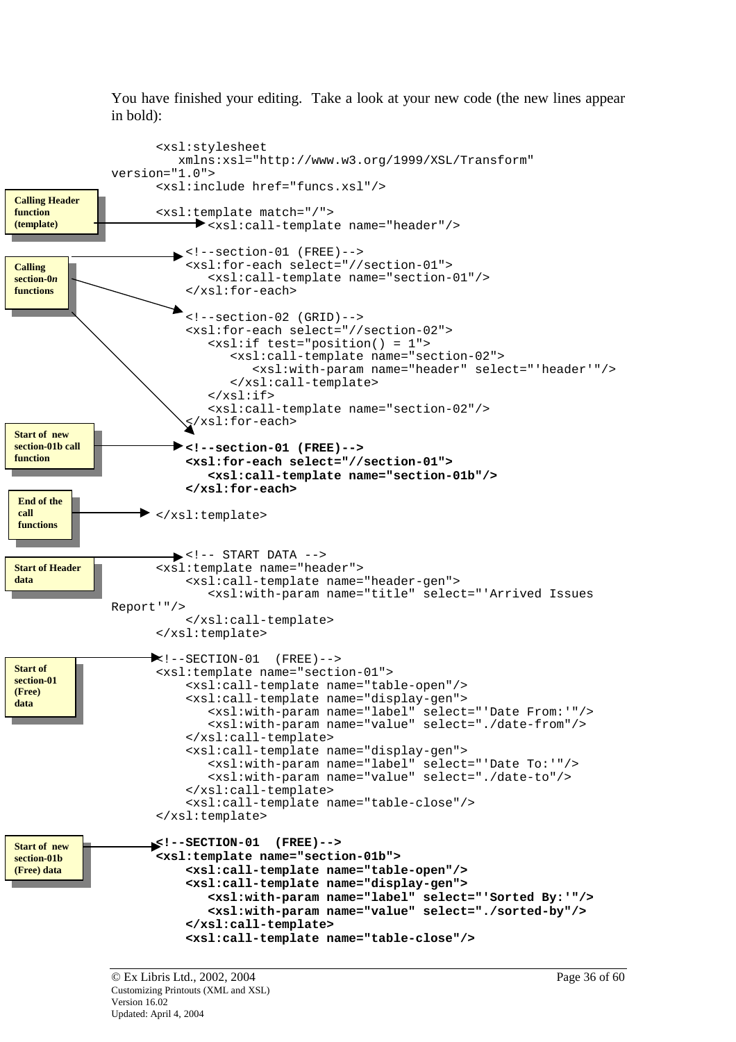You have finished your editing. Take a look at your new code (the new lines appear in bold):

```
      <xsl:stylesheet
         xmlns:xsl="http://www.w3.org/1999/XSL/Transform"
version="1.0">
      <xsl:include href="funcs.xsl"/>

      <xsl:template match="/">
         <xsl:call-template name="header"/>

      <!--section-01 (FREE)-->
      <xsl:for-each select="//section-01">
         <xsl:call-template name="section-01"/>
      </xsl:for-each>

      <!--section-02 (GRID)-->
      <xsl:for-each select="//section-02">
         <xsl:if test="position() = 1">
            <xsl:call-template name="section-02">
               <xsl:with-param name="header" select="'header'"/>
            </xsl:call-template>
         </xsl:if>
         <xsl:call-template name="section-02"/>
      </xsl:for-each>

      <!--section-01 (FREE)-->
      <xsl:for-each select="//section-01">
         <xsl:call-template name="section-01b"/>
      </xsl:for-each>

   </xsl:template>

      <!-- START DATA -->
   <xsl:template name="header">
      <xsl:call-template name="header-gen">
         <xsl:with-param name="title" select="'Arrived Issues
Report'"/>
      </xsl:call-template>
   </xsl:template>

   <!--SECTION-01  (FREE)-->
   <xsl:template name="section-01">
      <xsl:call-template name="table-open"/>
      <xsl:call-template name="display-gen">
         <xsl:with-param name="label" select="'Date From:'"/>
         <xsl:with-param name="value" select="./date-from"/>
      </xsl:call-template>
      <xsl:call-template name="display-gen">
         <xsl:with-param name="label" select="'Date To:'"/>
         <xsl:with-param name="value" select="./date-to"/>
      </xsl:call-template>
      <xsl:call-template name="table-close"/>
   </xsl:template>

   <!--SECTION-01  (FREE)-->
   <xsl:template name="section-01b">
      <xsl:call-template name="table-open"/>
      <xsl:call-template name="display-gen">
         <xsl:with-param name="label" select="'Sorted By:'"/>
         <xsl:with-param name="value" select="./sorted-by"/>
      </xsl:call-template>
      <xsl:call-template name="table-close"/>
```

Annotations (callouts on the code):

- **Calling Header function (template)** → `<xsl:call-template name="header"/>`
- **Calling section-0*n* functions** → the section-01 and section-02 for-each blocks
- **Start of new section-01b call function** → the new `<!--section-01 (FREE)-->` for-each block (in bold)
- **End of the call functions** → `</xsl:template>`
- **Start of Header data** → `<!-- START DATA -->`
- **Start of section-01 (Free) data** → `<!--SECTION-01 (FREE)-->` template "section-01"
- **Start of new section-01b (Free) data** → `<!--SECTION-01 (FREE)-->` template "section-01b" (in bold)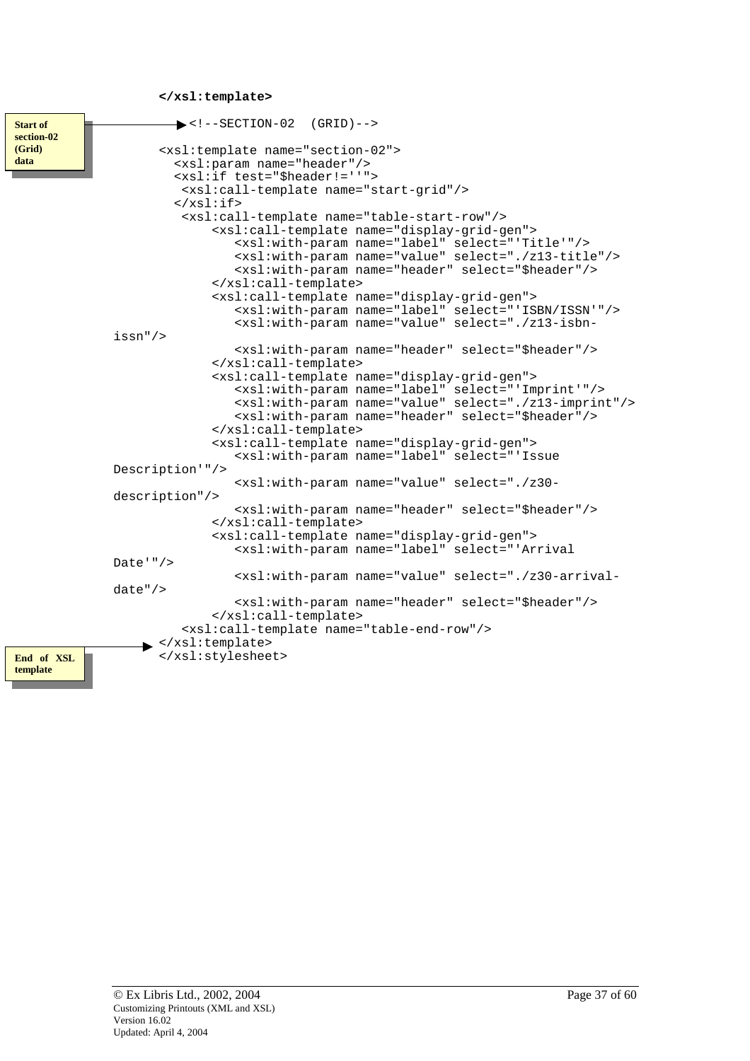```
</xsl:template>
```

**Start of section-02 (Grid) data**

```
<!--SECTION-02  (GRID)-->

<xsl:template name="section-02">
  <xsl:param name="header"/>
  <xsl:if test="$header!=''">
   <xsl:call-template name="start-grid"/>
  </xsl:if>
   <xsl:call-template name="table-start-row"/>
       <xsl:call-template name="display-grid-gen">
          <xsl:with-param name="label" select="'Title'"/>
          <xsl:with-param name="value" select="./z13-title"/>
          <xsl:with-param name="header" select="$header"/>
       </xsl:call-template>
       <xsl:call-template name="display-grid-gen">
          <xsl:with-param name="label" select="'ISBN/ISSN'"/>
          <xsl:with-param name="value" select="./z13-isbn-
issn"/>
          <xsl:with-param name="header" select="$header"/>
       </xsl:call-template>
       <xsl:call-template name="display-grid-gen">
          <xsl:with-param name="label" select="'Imprint'"/>
          <xsl:with-param name="value" select="./z13-imprint"/>
          <xsl:with-param name="header" select="$header"/>
       </xsl:call-template>
       <xsl:call-template name="display-grid-gen">
          <xsl:with-param name="label" select="'Issue
Description'"/>
          <xsl:with-param name="value" select="./z30-
description"/>
          <xsl:with-param name="header" select="$header"/>
       </xsl:call-template>
       <xsl:call-template name="display-grid-gen">
          <xsl:with-param name="label" select="'Arrival
Date'"/>
          <xsl:with-param name="value" select="./z30-arrival-
date"/>
          <xsl:with-param name="header" select="$header"/>
       </xsl:call-template>
   <xsl:call-template name="table-end-row"/>
</xsl:template>
</xsl:stylesheet>
```

**End of XSL template**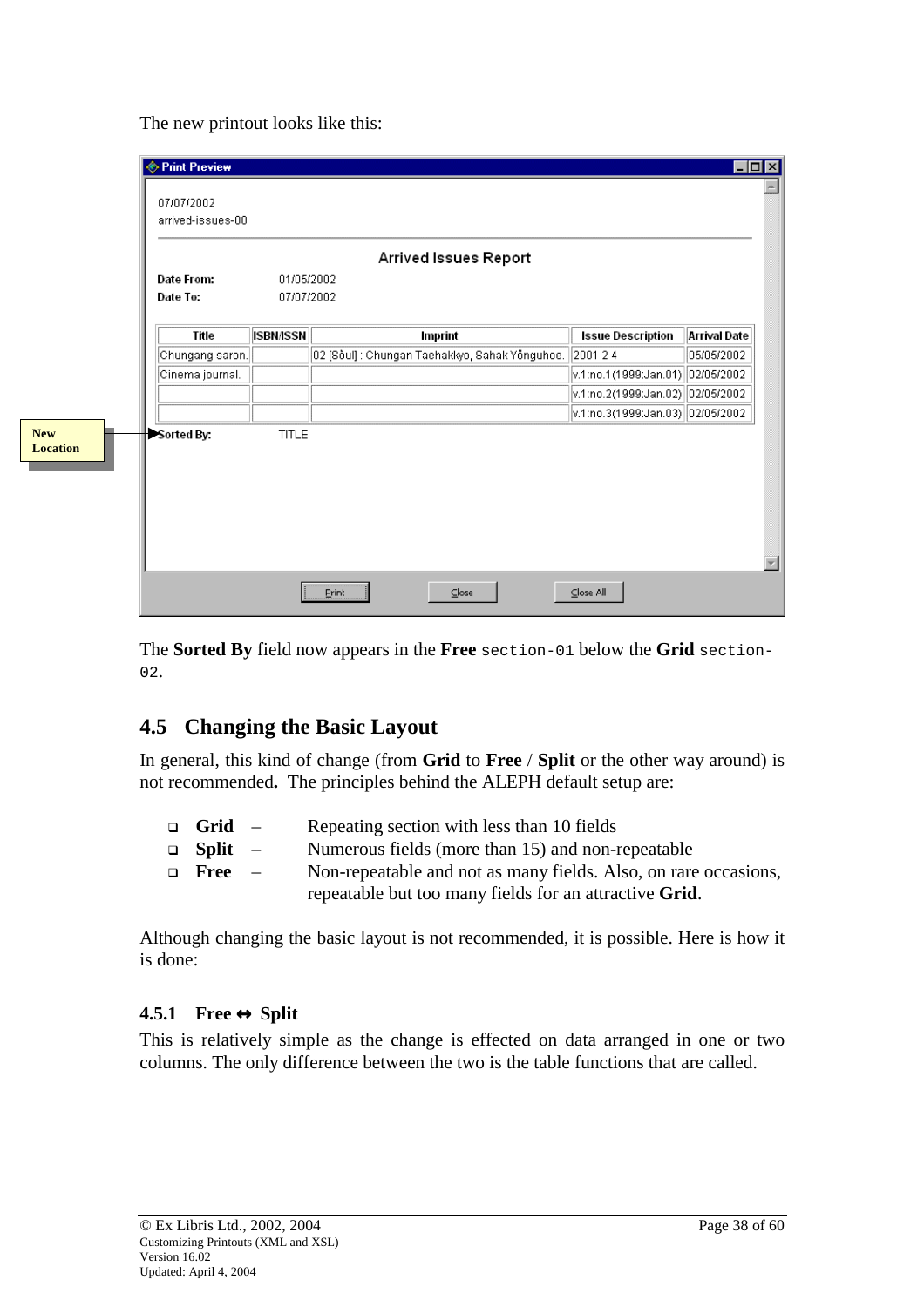The new printout looks like this:

07/07/2002
arrived-issues-00

Arrived Issues Report

**Date From:** 01/05/2002
**Date To:** 07/07/2002

| Title | ISBN/ISSN | Imprint | Issue Description | Arrival Date |
|---|---|---|---|---|
| Chungang saron. | | 02 [Sŏul] : Chungan Taehakkyo, Sahak Yŏnguhoe. | 2001 2 4 | 05/05/2002 |
| Cinema journal. | | | v.1:no.1(1999:Jan.01) | 02/05/2002 |
| | | | v.1:no.2(1999:Jan.02) | 02/05/2002 |
| | | | v.1:no.3(1999:Jan.03) | 02/05/2002 |

**Sorted By:** TITLE

New Location

Print | Close | Close All

The **Sorted By** field now appears in the **Free** `section-01` below the **Grid** `section-02`.

## 4.5 Changing the Basic Layout

In general, this kind of change (from **Grid** to **Free** / **Split** or the other way around) is not recommended**.** The principles behind the ALEPH default setup are:

- **Grid** – Repeating section with less than 10 fields
- **Split** – Numerous fields (more than 15) and non-repeatable
- **Free** – Non-repeatable and not as many fields. Also, on rare occasions, repeatable but too many fields for an attractive **Grid**.

Although changing the basic layout is not recommended, it is possible. Here is how it is done:

### 4.5.1 Free ↔ Split

This is relatively simple as the change is effected on data arranged in one or two columns. The only difference between the two is the table functions that are called.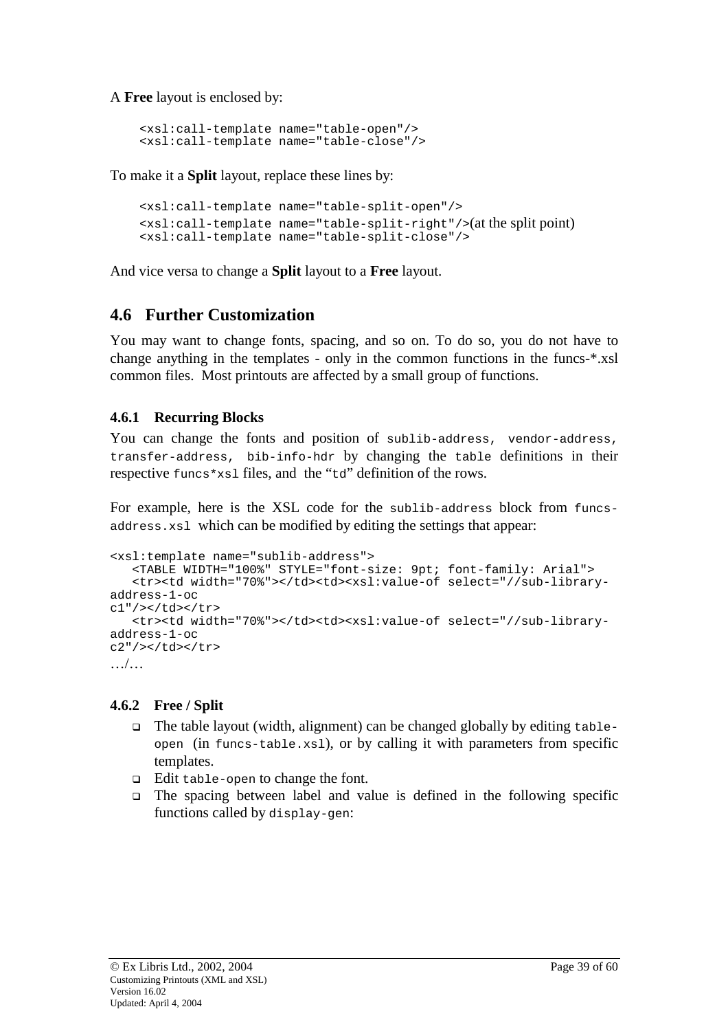A **Free** layout is enclosed by:

```
<xsl:call-template name="table-open"/>
<xsl:call-template name="table-close"/>
```

To make it a **Split** layout, replace these lines by:

```
<xsl:call-template name="table-split-open"/>
<xsl:call-template name="table-split-right"/>(at the split point)
<xsl:call-template name="table-split-close"/>
```

And vice versa to change a **Split** layout to a **Free** layout.

## 4.6 Further Customization

You may want to change fonts, spacing, and so on. To do so, you do not have to change anything in the templates - only in the common functions in the funcs-*.xsl common files. Most printouts are affected by a small group of functions.

### 4.6.1 Recurring Blocks

You can change the fonts and position of `sublib-address`, `vendor-address`, `transfer-address`, `bib-info-hdr` by changing the `table` definitions in their respective `funcs*xsl` files, and the "`td`" definition of the rows.

For example, here is the XSL code for the `sublib-address` block from `funcs-address.xsl` which can be modified by editing the settings that appear:

```
<xsl:template name="sublib-address">
   <TABLE WIDTH="100%" STYLE="font-size: 9pt; font-family: Arial">
   <tr><td width="70%"></td><td><xsl:value-of select="//sub-library-address-1-oc
c1"/></td></tr>
   <tr><td width="70%"></td><td><xsl:value-of select="//sub-library-address-1-oc
c2"/></td></tr>
…/…
```

### 4.6.2 Free / Split

- The table layout (width, alignment) can be changed globally by editing `table-open` (in `funcs-table.xsl`), or by calling it with parameters from specific templates.
- Edit `table-open` to change the font.
- The spacing between label and value is defined in the following specific functions called by `display-gen`: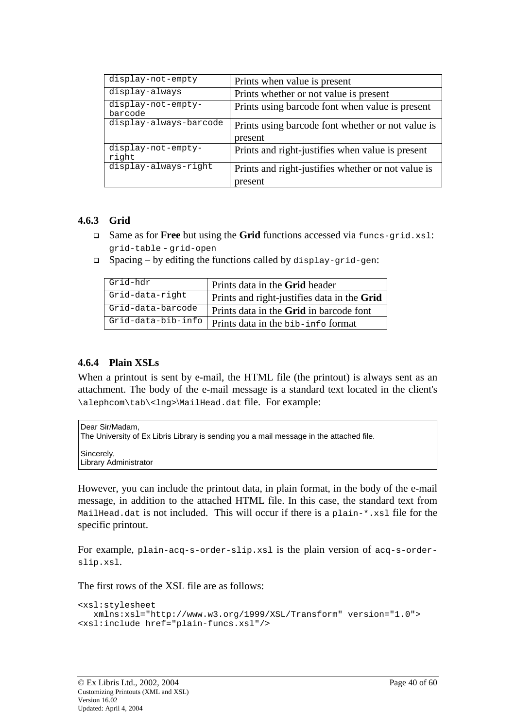| | |
|---|---|
| `display-not-empty` | Prints when value is present |
| `display-always` | Prints whether or not value is present |
| `display-not-empty-barcode` | Prints using barcode font when value is present |
| `display-always-barcode` | Prints using barcode font whether or not value is present |
| `display-not-empty-right` | Prints and right-justifies when value is present |
| `display-always-right` | Prints and right-justifies whether or not value is present |

### 4.6.3 Grid

- Same as for **Free** but using the **Grid** functions accessed via `funcs-grid.xsl`: `grid-table` - `grid-open`
- Spacing – by editing the functions called by `display-grid-gen`:

| | |
|---|---|
| `Grid-hdr` | Prints data in the **Grid** header |
| `Grid-data-right` | Prints and right-justifies data in the **Grid** |
| `Grid-data-barcode` | Prints data in the **Grid** in barcode font |
| `Grid-data-bib-info` | Prints data in the `bib-info` format |

### 4.6.4 Plain XSLs

When a printout is sent by e-mail, the HTML file (the printout) is always sent as an attachment. The body of the e-mail message is a standard text located in the client's `\alephcom\tab\<lng>\MailHead.dat` file. For example:

```
Dear Sir/Madam,
The University of Ex Libris Library is sending you a mail message in the attached file.

Sincerely,
Library Administrator
```

However, you can include the printout data, in plain format, in the body of the e-mail message, in addition to the attached HTML file. In this case, the standard text from `MailHead.dat` is not included. This will occur if there is a `plain-*.xsl` file for the specific printout.

For example, `plain-acq-s-order-slip.xsl` is the plain version of `acq-s-order-slip.xsl`.

The first rows of the XSL file are as follows:

```
<xsl:stylesheet
   xmlns:xsl="http://www.w3.org/1999/XSL/Transform" version="1.0">
<xsl:include href="plain-funcs.xsl"/>
```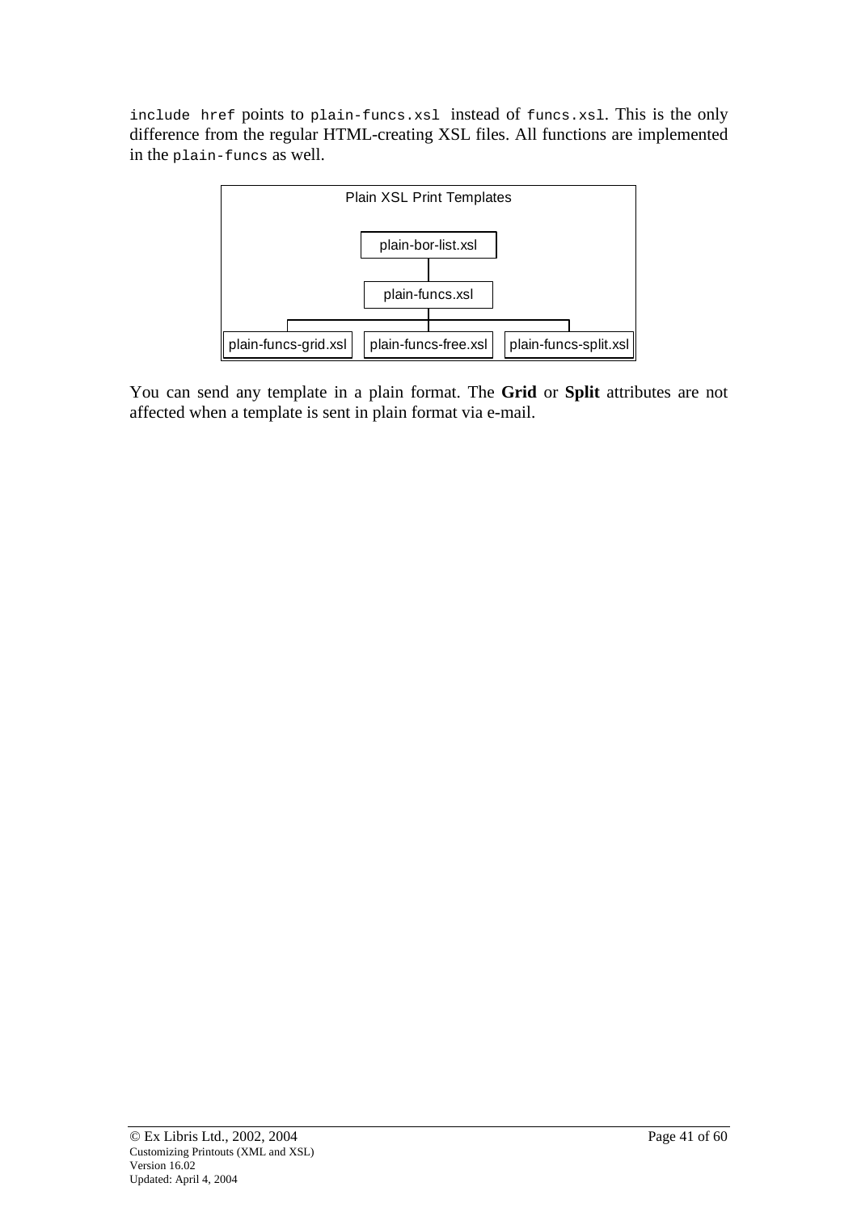`include href` points to `plain-funcs.xsl` instead of `funcs.xsl`. This is the only difference from the regular HTML-creating XSL files. All functions are implemented in the `plain-funcs` as well.

```
                     Plain XSL Print Templates

                        plain-bor-list.xsl
                                |
                          plain-funcs.xsl
                                |
          ----------------------+----------------------
          |                     |                     |
plain-funcs-grid.xsl   plain-funcs-free.xsl   plain-funcs-split.xsl
```

You can send any template in a plain format. The **Grid** or **Split** attributes are not affected when a template is sent in plain format via e-mail.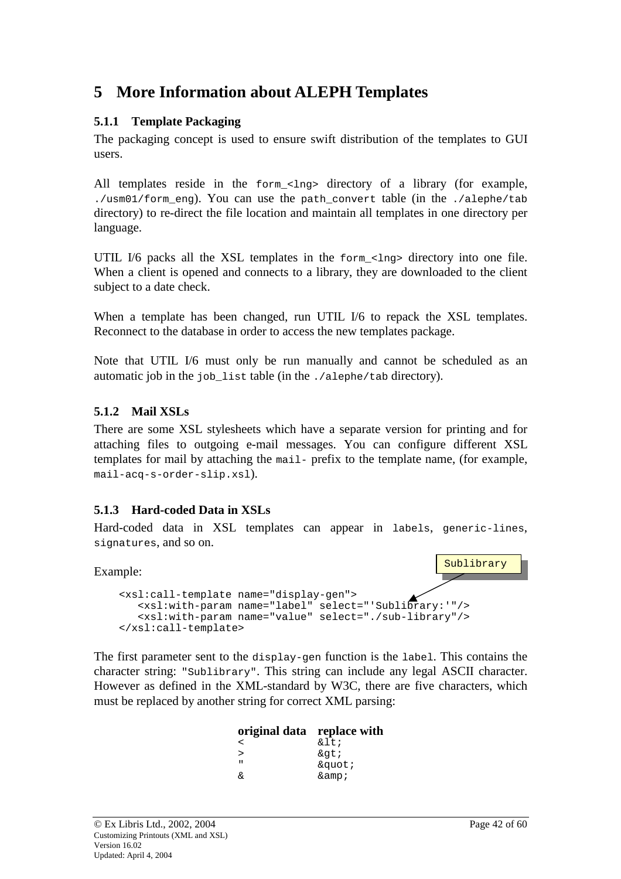# 5 More Information about ALEPH Templates

### 5.1.1 Template Packaging

The packaging concept is used to ensure swift distribution of the templates to GUI users.

All templates reside in the `form_<lng>` directory of a library (for example, `./usm01/form_eng`). You can use the `path_convert` table (in the `./alephe/tab` directory) to re-direct the file location and maintain all templates in one directory per language.

UTIL I/6 packs all the XSL templates in the `form_<lng>` directory into one file. When a client is opened and connects to a library, they are downloaded to the client subject to a date check.

When a template has been changed, run UTIL I/6 to repack the XSL templates. Reconnect to the database in order to access the new templates package.

Note that UTIL I/6 must only be run manually and cannot be scheduled as an automatic job in the `job_list` table (in the `./alephe/tab` directory).

### 5.1.2 Mail XSLs

There are some XSL stylesheets which have a separate version for printing and for attaching files to outgoing e-mail messages. You can configure different XSL templates for mail by attaching the `mail-` prefix to the template name, (for example, `mail-acq-s-order-slip.xsl`).

### 5.1.3 Hard-coded Data in XSLs

Hard-coded data in XSL templates can appear in `labels`, `generic-lines`, `signatures`, and so on.

Example:

Sublibrary

```
<xsl:call-template name="display-gen">
   <xsl:with-param name="label" select="'Sublibrary:'"/>
   <xsl:with-param name="value" select="./sub-library"/>
</xsl:call-template>
```

The first parameter sent to the `display-gen` function is the `label`. This contains the character string: `"Sublibrary"`. This string can include any legal ASCII character. However as defined in the XML-standard by W3C, there are five characters, which must be replaced by another string for correct XML parsing:

| original data | replace with |
|---|---|
| < | &lt; |
| > | &gt; |
| " | &quot; |
| & | &amp; |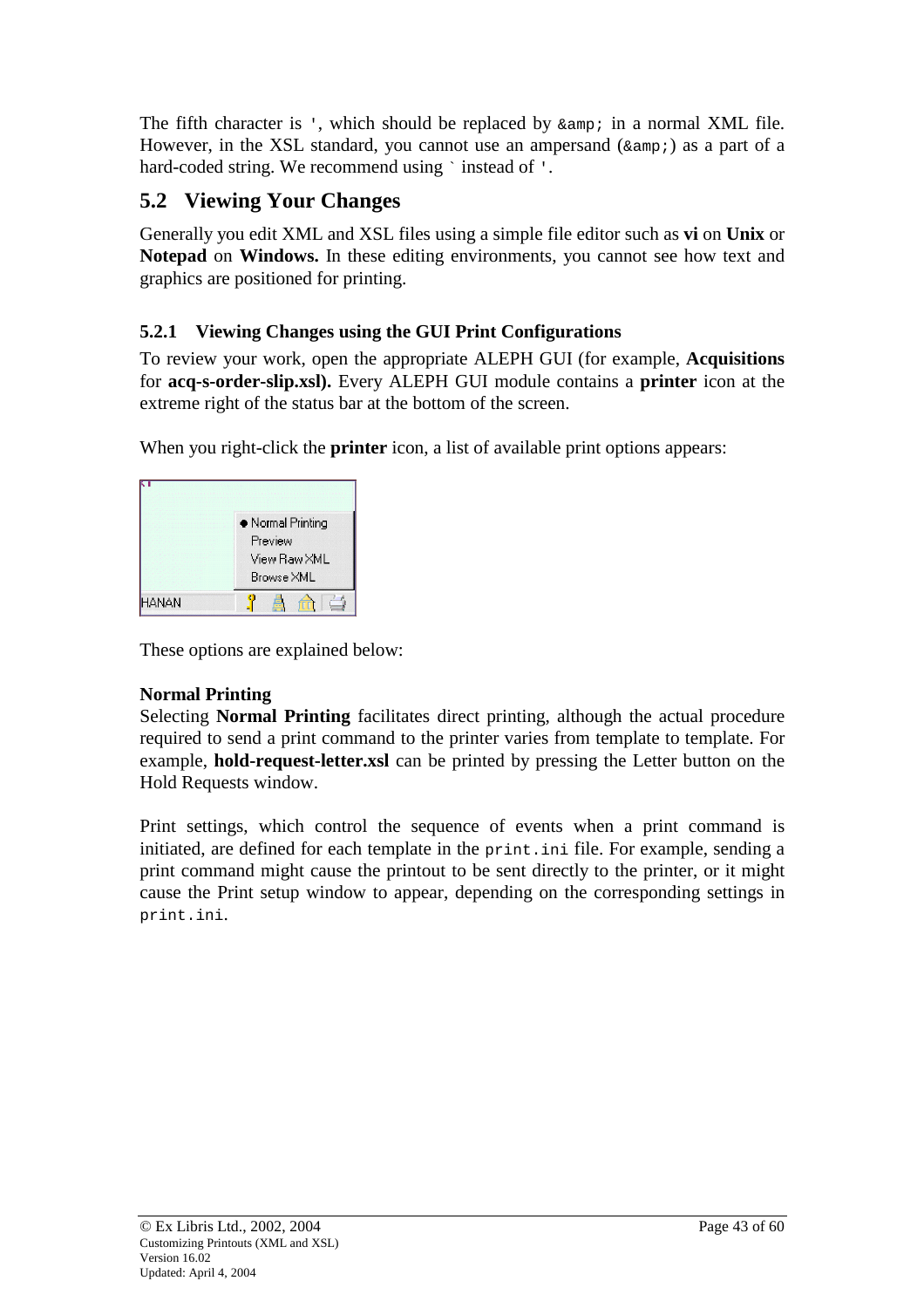The fifth character is `'`, which should be replaced by `&amp;` in a normal XML file. However, in the XSL standard, you cannot use an ampersand (`&amp;`) as a part of a hard-coded string. We recommend using ` instead of `'`.

## 5.2 Viewing Your Changes

Generally you edit XML and XSL files using a simple file editor such as **vi** on **Unix** or **Notepad** on **Windows.** In these editing environments, you cannot see how text and graphics are positioned for printing.

### 5.2.1 Viewing Changes using the GUI Print Configurations

To review your work, open the appropriate ALEPH GUI (for example, **Acquisitions** for **acq-s-order-slip.xsl).** Every ALEPH GUI module contains a **printer** icon at the extreme right of the status bar at the bottom of the screen.

When you right-click the **printer** icon, a list of available print options appears:

These options are explained below:

**Normal Printing**

Selecting **Normal Printing** facilitates direct printing, although the actual procedure required to send a print command to the printer varies from template to template. For example, **hold-request-letter.xsl** can be printed by pressing the Letter button on the Hold Requests window.

Print settings, which control the sequence of events when a print command is initiated, are defined for each template in the `print.ini` file. For example, sending a print command might cause the printout to be sent directly to the printer, or it might cause the Print setup window to appear, depending on the corresponding settings in `print.ini`.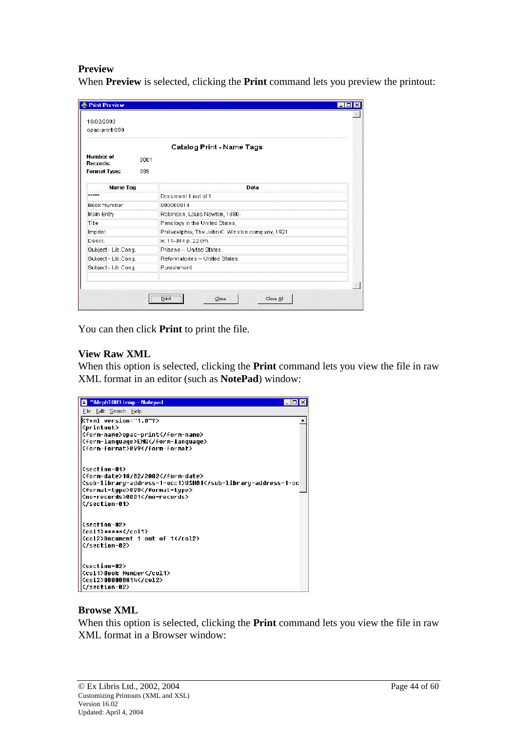### Preview

When **Preview** is selected, clicking the **Print** command lets you preview the printout:

You can then click **Print** to print the file.

### View Raw XML

When this option is selected, clicking the **Print** command lets you view the file in raw XML format in an editor (such as **NotePad**) window:

### Browse XML

When this option is selected, clicking the **Print** command lets you view the file in raw XML format in a Browser window: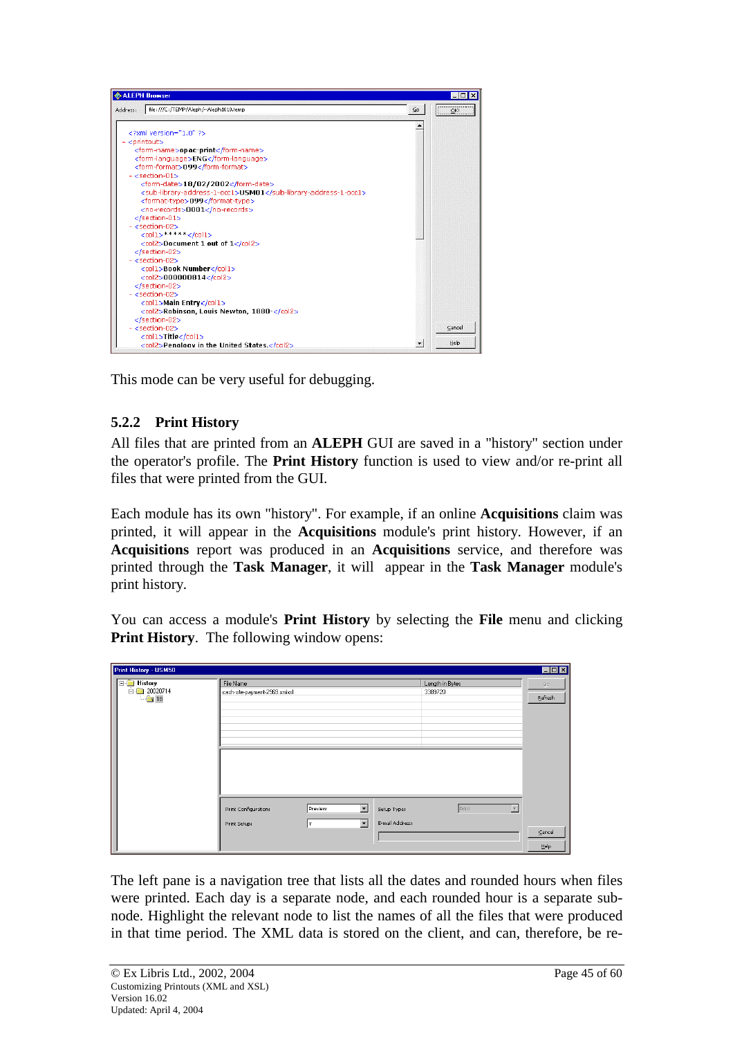This mode can be very useful for debugging.

### 5.2.2 Print History

All files that are printed from an **ALEPH** GUI are saved in a "history" section under the operator's profile. The **Print History** function is used to view and/or re-print all files that were printed from the GUI.

Each module has its own "history". For example, if an online **Acquisitions** claim was printed, it will appear in the **Acquisitions** module's print history. However, if an **Acquisitions** report was produced in an **Acquisitions** service, and therefore was printed through the **Task Manager**, it will appear in the **Task Manager** module's print history.

You can access a module's **Print History** by selecting the **File** menu and clicking **Print History**. The following window opens:

The left pane is a navigation tree that lists all the dates and rounded hours when files were printed. Each day is a separate node, and each rounded hour is a separate sub-node. Highlight the relevant node to list the names of all the files that were produced in that time period. The XML data is stored on the client, and can, therefore, be re-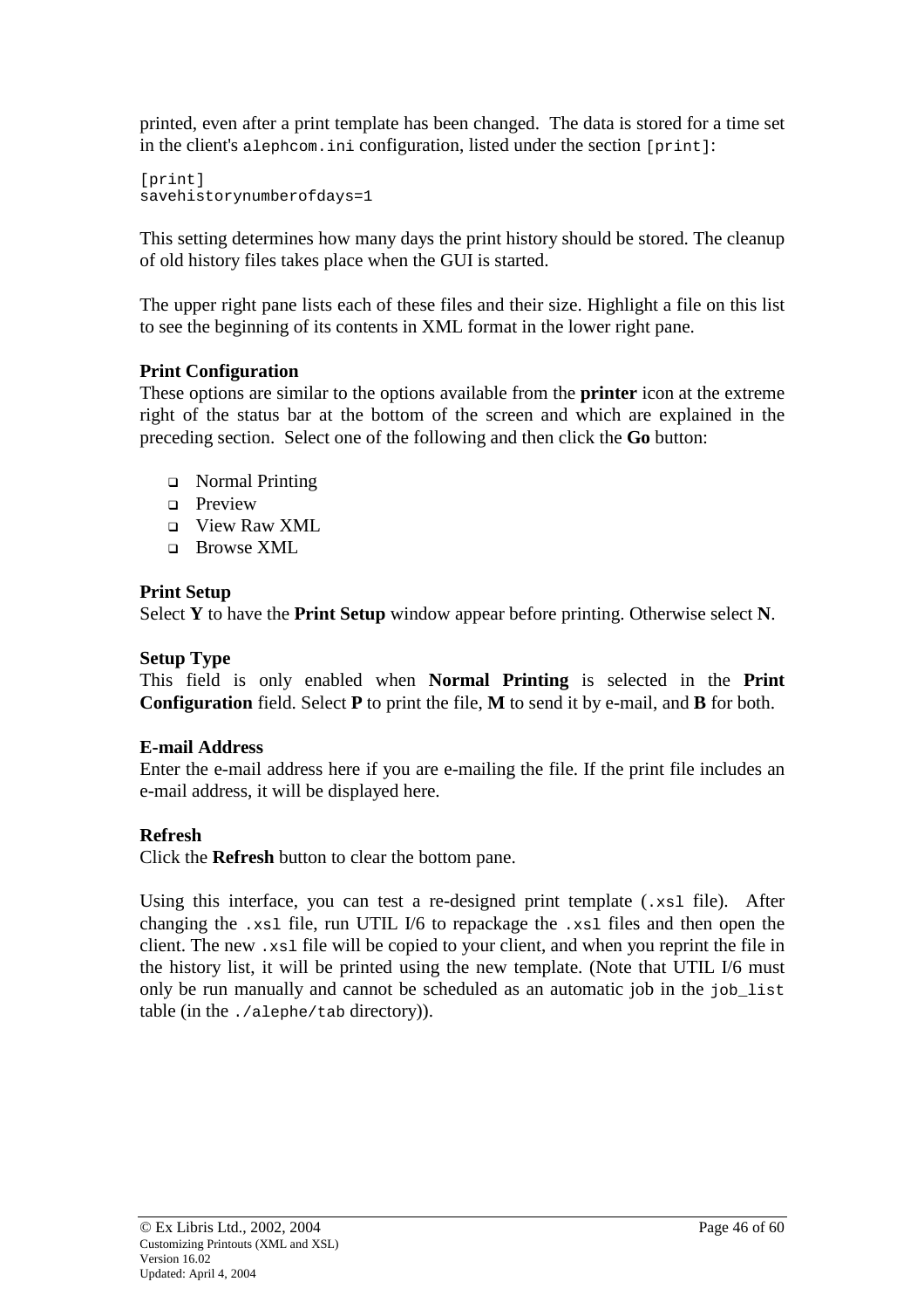printed, even after a print template has been changed. The data is stored for a time set in the client's `alephcom.ini` configuration, listed under the section `[print]`:

```
[print]
savehistorynumberofdays=1
```

This setting determines how many days the print history should be stored. The cleanup of old history files takes place when the GUI is started.

The upper right pane lists each of these files and their size. Highlight a file on this list to see the beginning of its contents in XML format in the lower right pane.

**Print Configuration**
These options are similar to the options available from the **printer** icon at the extreme right of the status bar at the bottom of the screen and which are explained in the preceding section. Select one of the following and then click the **Go** button:

- Normal Printing
- Preview
- View Raw XML
- Browse XML

**Print Setup**
Select **Y** to have the **Print Setup** window appear before printing. Otherwise select **N**.

**Setup Type**
This field is only enabled when **Normal Printing** is selected in the **Print Configuration** field. Select **P** to print the file, **M** to send it by e-mail, and **B** for both.

**E-mail Address**
Enter the e-mail address here if you are e-mailing the file. If the print file includes an e-mail address, it will be displayed here.

**Refresh**
Click the **Refresh** button to clear the bottom pane.

Using this interface, you can test a re-designed print template (`.xsl` file). After changing the `.xsl` file, run UTIL I/6 to repackage the `.xsl` files and then open the client. The new `.xsl` file will be copied to your client, and when you reprint the file in the history list, it will be printed using the new template. (Note that UTIL I/6 must only be run manually and cannot be scheduled as an automatic job in the `job_list` table (in the `./alephe/tab` directory)).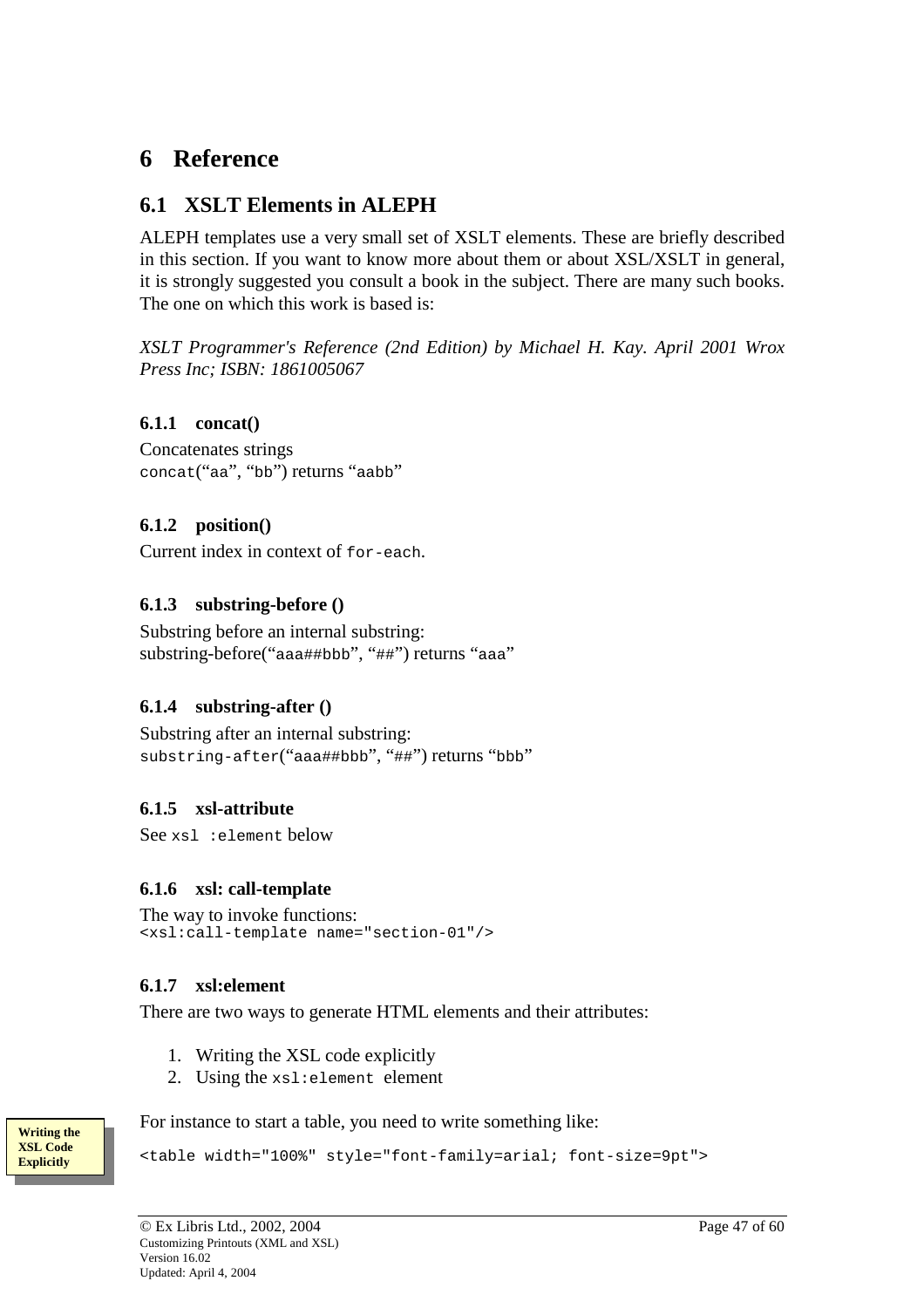# 6 Reference

## 6.1 XSLT Elements in ALEPH

ALEPH templates use a very small set of XSLT elements. These are briefly described in this section. If you want to know more about them or about XSL/XSLT in general, it is strongly suggested you consult a book in the subject. There are many such books. The one on which this work is based is:

*XSLT Programmer's Reference (2nd Edition) by Michael H. Kay. April 2001 Wrox Press Inc; ISBN: 1861005067*

### 6.1.1 concat()

Concatenates strings
`concat`(“`aa`”, “`bb`”) returns “`aabb`”

### 6.1.2 position()

Current index in context of `for-each`.

### 6.1.3 substring-before ()

Substring before an internal substring:
substring-before(“`aaa##bbb`”, “`##`”) returns “`aaa`”

### 6.1.4 substring-after ()

Substring after an internal substring:
`substring-after`(“`aaa##bbb`”, “`##`”) returns “`bbb`”

### 6.1.5 xsl-attribute

See `xsl :element` below

### 6.1.6 xsl: call-template

The way to invoke functions:

```
<xsl:call-template name="section-01"/>
```

### 6.1.7 xsl:element

There are two ways to generate HTML elements and their attributes:

1. Writing the XSL code explicitly
2. Using the `xsl:element` element

**Writing the XSL Code Explicitly**

For instance to start a table, you need to write something like:

```
<table width="100%" style="font-family=arial; font-size=9pt">
```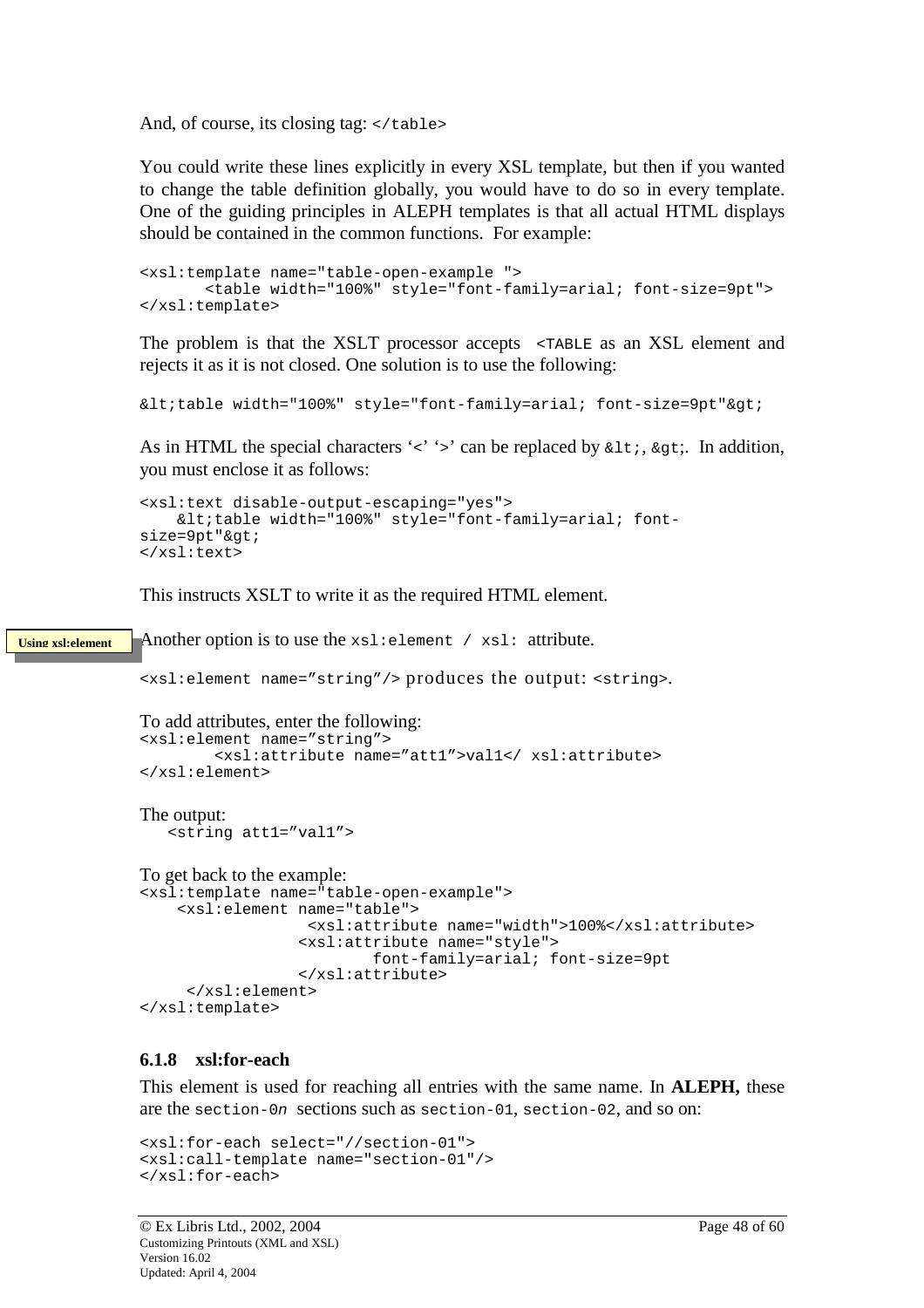And, of course, its closing tag: `</table>`

You could write these lines explicitly in every XSL template, but then if you wanted to change the table definition globally, you would have to do so in every template. One of the guiding principles in ALEPH templates is that all actual HTML displays should be contained in the common functions. For example:

```
<xsl:template name="table-open-example ">
       <table width="100%" style="font-family=arial; font-size=9pt">
</xsl:template>
```

The problem is that the XSLT processor accepts `<TABLE` as an XSL element and rejects it as it is not closed. One solution is to use the following:

```
&lt;table width="100%" style="font-family=arial; font-size=9pt"&gt;
```

As in HTML the special characters '<' '>' can be replaced by `&lt;`, `&gt;`. In addition, you must enclose it as follows:

```
<xsl:text disable-output-escaping="yes">
    &lt;table width="100%" style="font-family=arial; font-
size=9pt"&gt;
</xsl:text>
```

This instructs XSLT to write it as the required HTML element.

**Using xsl:element**

Another option is to use the `xsl:element / xsl:` attribute.

`<xsl:element name="string"/>` produces the output: `<string>`.

To add attributes, enter the following:

```
<xsl:element name="string">
        <xsl:attribute name="att1">val1</ xsl:attribute>
</xsl:element>
```

The output:

```
   <string att1="val1">
```

To get back to the example:

```
<xsl:template name="table-open-example">
    <xsl:element name="table">
                  <xsl:attribute name="width">100%</xsl:attribute>
                 <xsl:attribute name="style">
                        font-family=arial; font-size=9pt
                 </xsl:attribute>
     </xsl:element>
</xsl:template>
```

### 6.1.8 xsl:for-each

This element is used for reaching all entries with the same name. In **ALEPH,** these are the `section-0n` sections such as `section-01`, `section-02`, and so on:

```
<xsl:for-each select="//section-01">
<xsl:call-template name="section-01"/>
</xsl:for-each>
```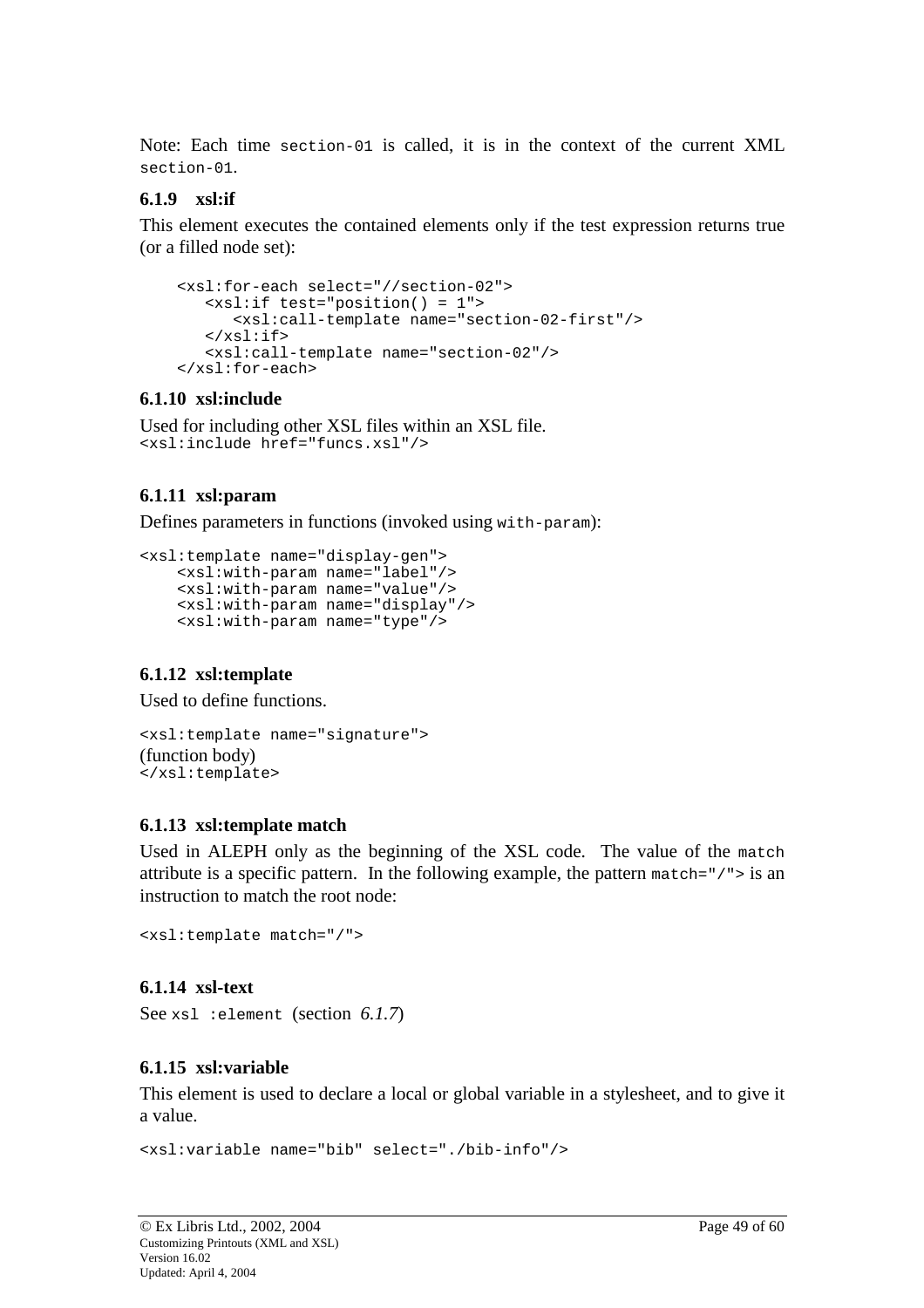Note: Each time `section-01` is called, it is in the context of the current XML `section-01`.

### 6.1.9 xsl:if

This element executes the contained elements only if the test expression returns true (or a filled node set):

```
<xsl:for-each select="//section-02">
   <xsl:if test="position() = 1">
      <xsl:call-template name="section-02-first"/>
   </xsl:if>
   <xsl:call-template name="section-02"/>
</xsl:for-each>
```

### 6.1.10 xsl:include

Used for including other XSL files within an XSL file.

```
<xsl:include href="funcs.xsl"/>
```

### 6.1.11 xsl:param

Defines parameters in functions (invoked using `with-param`):

```
<xsl:template name="display-gen">
    <xsl:with-param name="label"/>
    <xsl:with-param name="value"/>
    <xsl:with-param name="display"/>
    <xsl:with-param name="type"/>
```

### 6.1.12 xsl:template

Used to define functions.

```
<xsl:template name="signature">
(function body)
</xsl:template>
```

### 6.1.13 xsl:template match

Used in ALEPH only as the beginning of the XSL code. The value of the `match` attribute is a specific pattern. In the following example, the pattern `match="/"` is an instruction to match the root node:

```
<xsl:template match="/">
```

### 6.1.14 xsl-text

See `xsl :element` (section *6.1.7*)

### 6.1.15 xsl:variable

This element is used to declare a local or global variable in a stylesheet, and to give it a value.

```
<xsl:variable name="bib" select="./bib-info"/>
```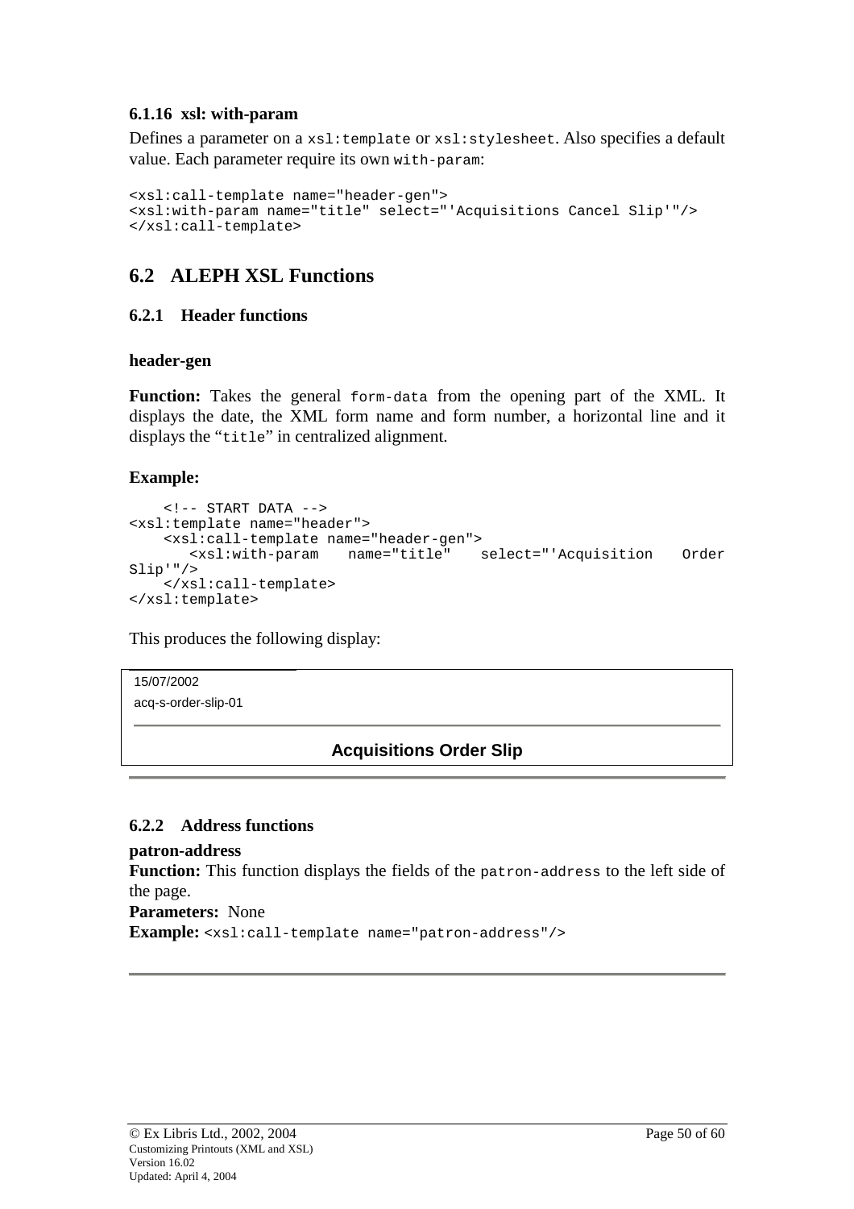### 6.1.16 xsl: with-param

Defines a parameter on a `xsl:template` or `xsl:stylesheet`. Also specifies a default value. Each parameter require its own `with-param`:

```
<xsl:call-template name="header-gen">
<xsl:with-param name="title" select="'Acquisitions Cancel Slip'"/>
</xsl:call-template>
```

## 6.2 ALEPH XSL Functions

### 6.2.1 Header functions

**header-gen**

**Function:** Takes the general `form-data` from the opening part of the XML. It displays the date, the XML form name and form number, a horizontal line and it displays the "`title`" in centralized alignment.

**Example:**

```
    <!-- START DATA -->
<xsl:template name="header">
    <xsl:call-template name="header-gen">
        <xsl:with-param   name="title"   select="'Acquisition   Order
Slip'"/>
    </xsl:call-template>
</xsl:template>
```

This produces the following display:

```
15/07/2002
acq-s-order-slip-01
_______________________________________________

              Acquisitions Order Slip
```

### 6.2.2 Address functions

**patron-address**

**Function:** This function displays the fields of the `patron-address` to the left side of the page.

**Parameters:** None

**Example:** `<xsl:call-template name="patron-address"/>`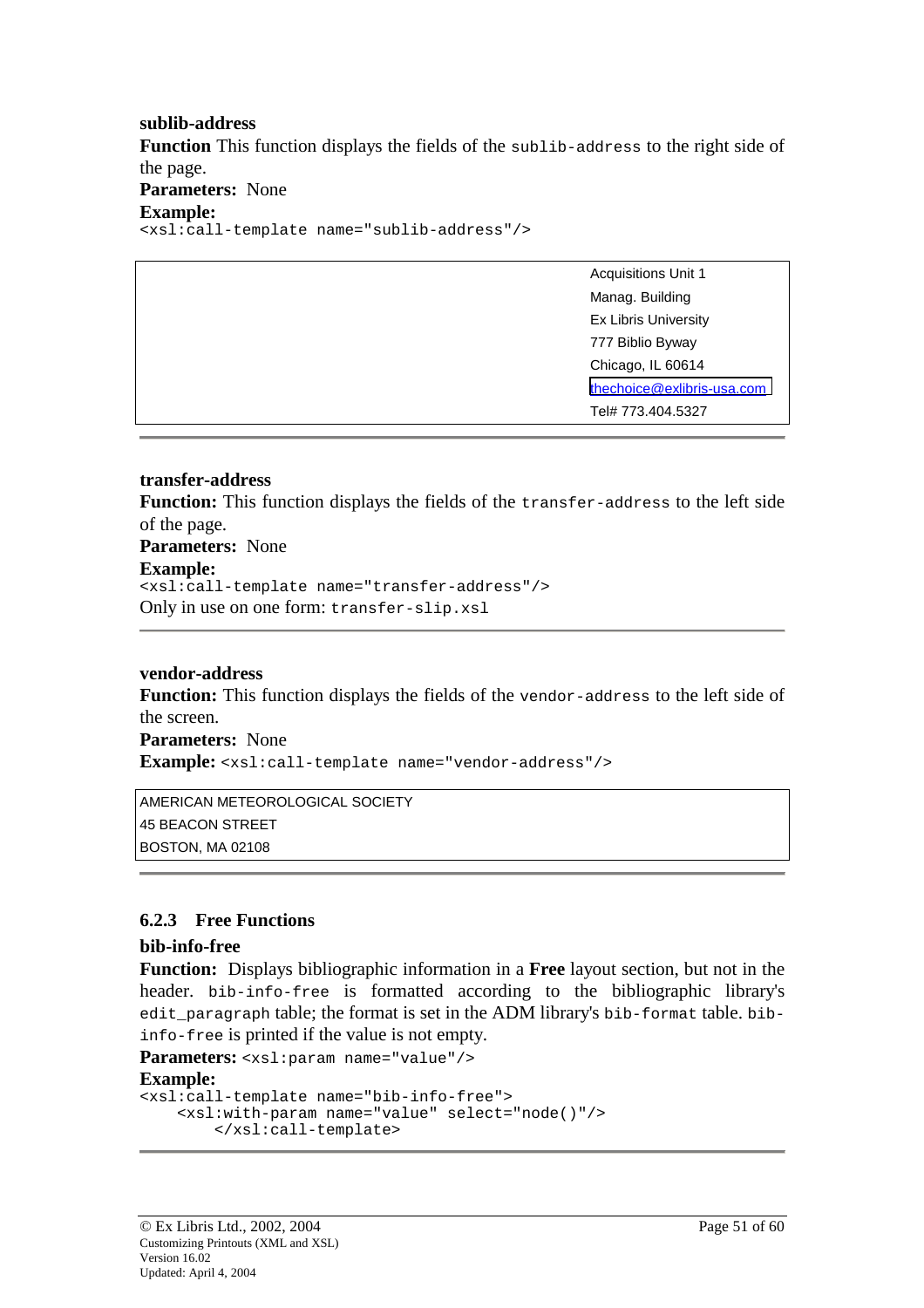**sublib-address**

**Function** This function displays the fields of the `sublib-address` to the right side of the page.

**Parameters:** None

**Example:**

```
<xsl:call-template name="sublib-address"/>
```

|  | Acquisitions Unit 1<br>Manag. Building<br>Ex Libris University<br>777 Biblio Byway<br>Chicago, IL 60614<br>thechoice@exlibris-usa.com<br>Tel# 773.404.5327 |
|---|---|

---

**transfer-address**

**Function:** This function displays the fields of the `transfer-address` to the left side of the page.

**Parameters:** None

**Example:**

```
<xsl:call-template name="transfer-address"/>
```

Only in use on one form: `transfer-slip.xsl`

---

**vendor-address**

**Function:** This function displays the fields of the `vendor-address` to the left side of the screen.

**Parameters:** None

**Example:** `<xsl:call-template name="vendor-address"/>`

| AMERICAN METEOROLOGICAL SOCIETY<br>45 BEACON STREET<br>BOSTON, MA 02108 |
|---|

---

### 6.2.3 Free Functions

**bib-info-free**

**Function:** Displays bibliographic information in a **Free** layout section, but not in the header. `bib-info-free` is formatted according to the bibliographic library's `edit_paragraph` table; the format is set in the ADM library's `bib-format` table. `bib-info-free` is printed if the value is not empty.

**Parameters:** `<xsl:param name="value"/>`

**Example:**

```
<xsl:call-template name="bib-info-free">
    <xsl:with-param name="value" select="node()"/>
        </xsl:call-template>
```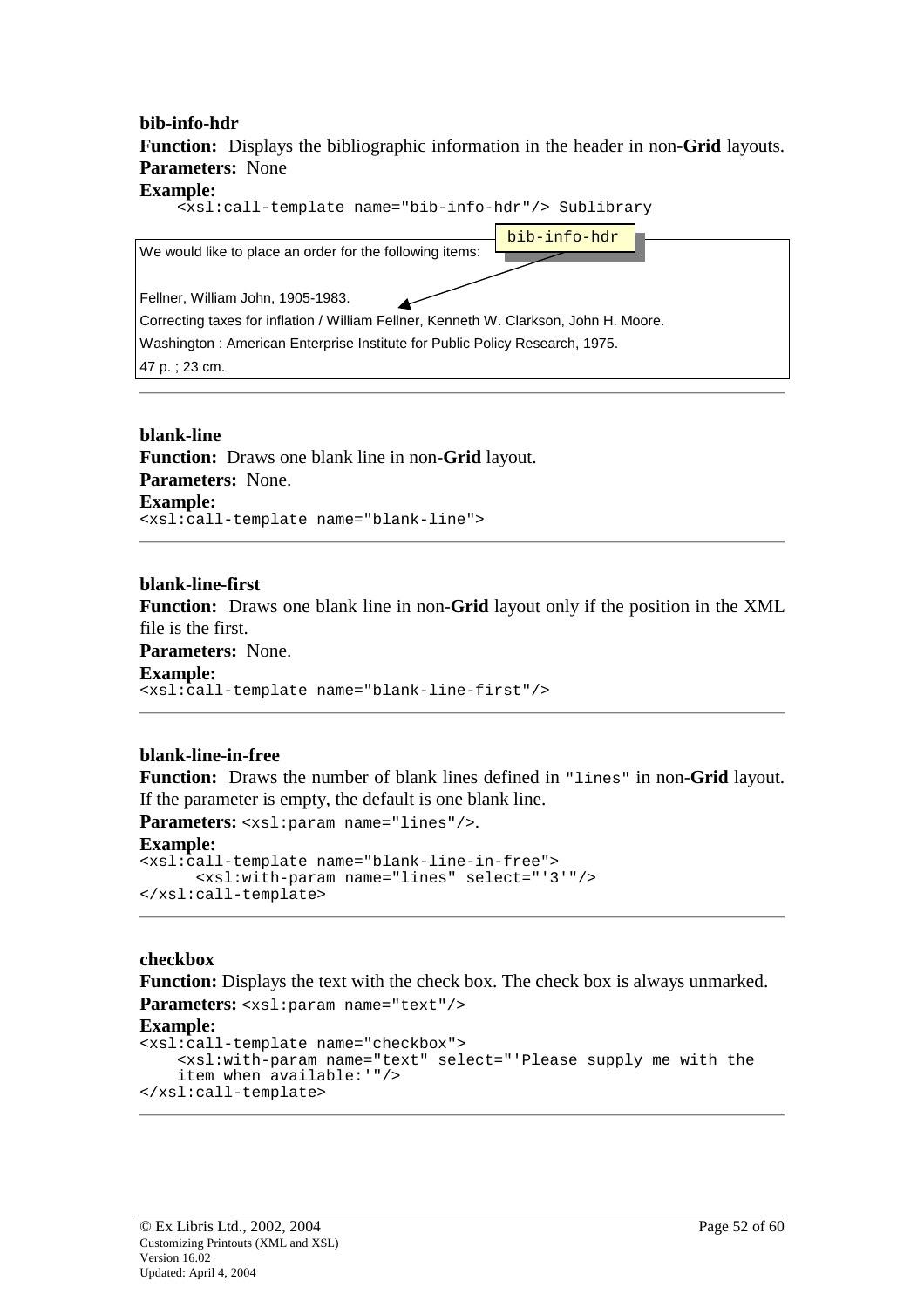**bib-info-hdr**

**Function:** Displays the bibliographic information in the header in non-**Grid** layouts.

**Parameters:** None

**Example:**

```
<xsl:call-template name="bib-info-hdr"/> Sublibrary
```

bib-info-hdr

We would like to place an order for the following items:

Fellner, William John, 1905-1983.

Correcting taxes for inflation / William Fellner, Kenneth W. Clarkson, John H. Moore.

Washington : American Enterprise Institute for Public Policy Research, 1975.

47 p. ; 23 cm.

---

**blank-line**

**Function:** Draws one blank line in non-**Grid** layout.

**Parameters:** None.

**Example:**

```
<xsl:call-template name="blank-line">
```

---

**blank-line-first**

**Function:** Draws one blank line in non-**Grid** layout only if the position in the XML file is the first.

**Parameters:** None.

**Example:**

```
<xsl:call-template name="blank-line-first"/>
```

---

**blank-line-in-free**

**Function:** Draws the number of blank lines defined in `"lines"` in non-**Grid** layout. If the parameter is empty, the default is one blank line.

**Parameters:** `<xsl:param name="lines"/>`.

**Example:**

```
<xsl:call-template name="blank-line-in-free">
     <xsl:with-param name="lines" select="'3'"/>
</xsl:call-template>
```

---

**checkbox**

**Function:** Displays the text with the check box. The check box is always unmarked.

**Parameters:** `<xsl:param name="text"/>`

**Example:**

```
<xsl:call-template name="checkbox">
    <xsl:with-param name="text" select="'Please supply me with the
    item when available:'"/>
</xsl:call-template>
```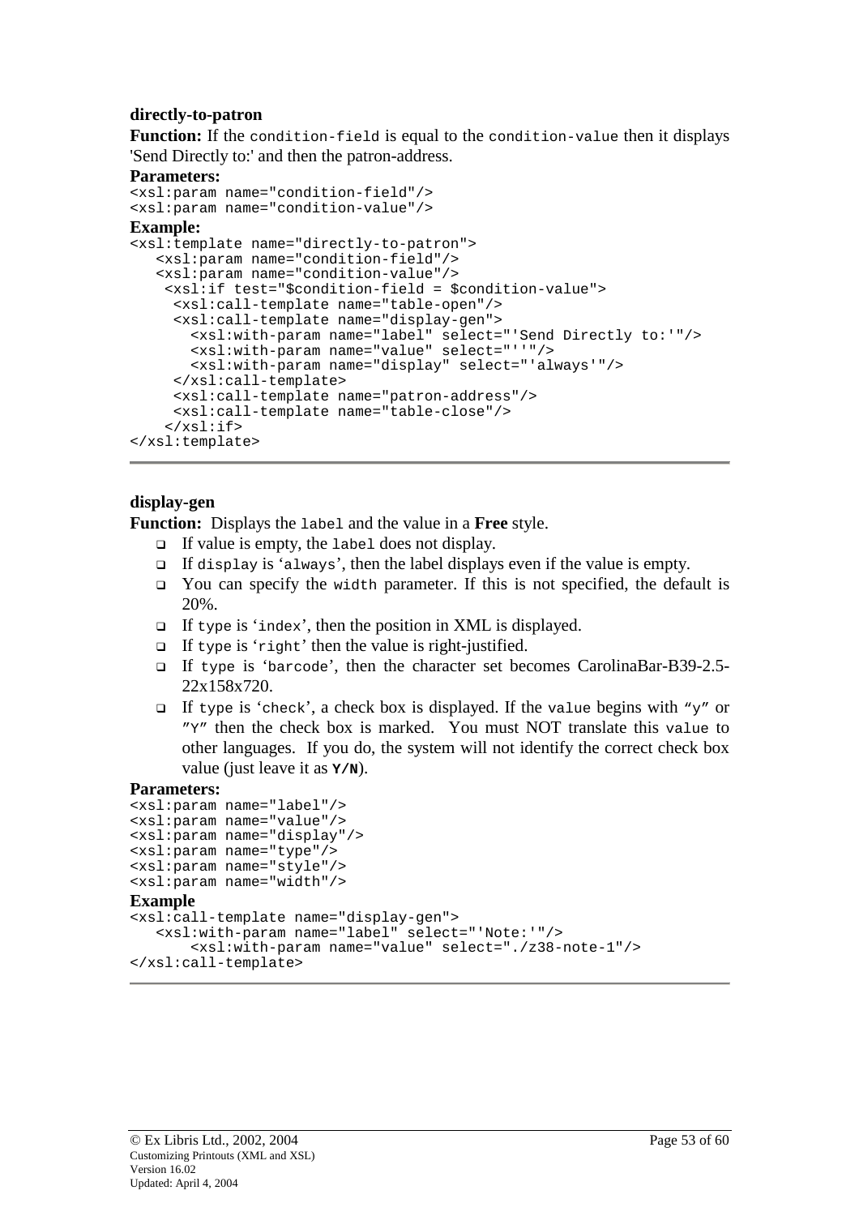**directly-to-patron**

**Function:** If the `condition-field` is equal to the `condition-value` then it displays 'Send Directly to:' and then the patron-address.

**Parameters:**

```
<xsl:param name="condition-field"/>
<xsl:param name="condition-value"/>
```

**Example:**

```
<xsl:template name="directly-to-patron">
   <xsl:param name="condition-field"/>
   <xsl:param name="condition-value"/>
    <xsl:if test="$condition-field = $condition-value">
     <xsl:call-template name="table-open"/>
     <xsl:call-template name="display-gen">
       <xsl:with-param name="label" select="'Send Directly to:'"/>
       <xsl:with-param name="value" select="''"/>
       <xsl:with-param name="display" select="'always'"/>
     </xsl:call-template>
     <xsl:call-template name="patron-address"/>
     <xsl:call-template name="table-close"/>
    </xsl:if>
</xsl:template>
```

---

**display-gen**

**Function:** Displays the `label` and the value in a **Free** style.

- If value is empty, the `label` does not display.
- If `display` is '`always`', then the label displays even if the value is empty.
- You can specify the `width` parameter. If this is not specified, the default is 20%.
- If `type` is '`index`', then the position in XML is displayed.
- If `type` is '`right`' then the value is right-justified.
- If `type` is '`barcode`', then the character set becomes CarolinaBar-B39-2.5-22x158x720.
- If `type` is '`check`', a check box is displayed. If the `value` begins with "`y`" or "`Y`" then the check box is marked. You must NOT translate this `value` to other languages. If you do, the system will not identify the correct check box value (just leave it as **`Y/N`**).

**Parameters:**

```
<xsl:param name="label"/>
<xsl:param name="value"/>
<xsl:param name="display"/>
<xsl:param name="type"/>
<xsl:param name="style"/>
<xsl:param name="width"/>
```

**Example**

```
<xsl:call-template name="display-gen">
   <xsl:with-param name="label" select="'Note:'"/>
       <xsl:with-param name="value" select="./z38-note-1"/>
</xsl:call-template>
```

---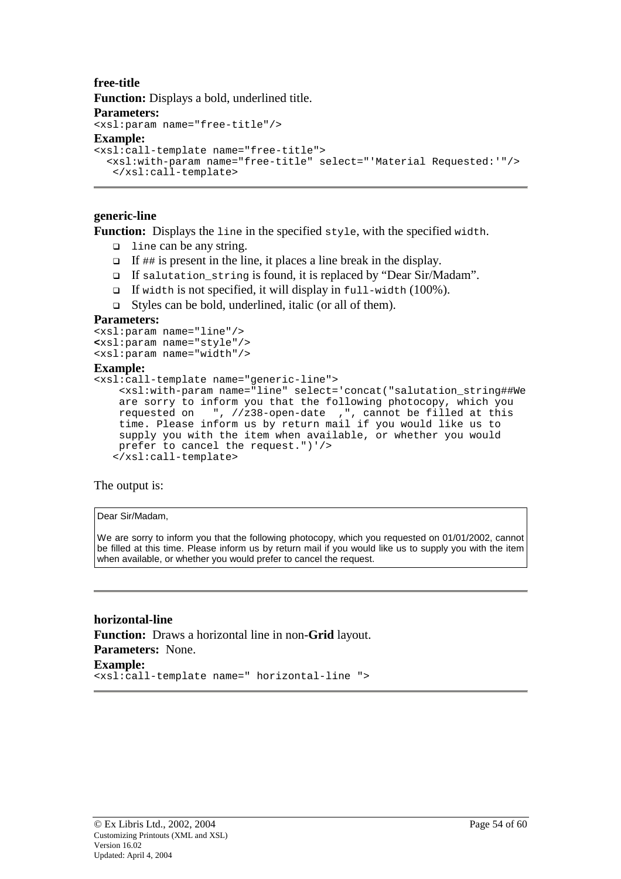**free-title**

**Function:** Displays a bold, underlined title.

**Parameters:**

```
<xsl:param name="free-title"/>
```

**Example:**

```
<xsl:call-template name="free-title">
  <xsl:with-param name="free-title" select="'Material Requested:'"/>
   </xsl:call-template>
```

---

**generic-line**

**Function:** Displays the `line` in the specified `style`, with the specified `width`.

- `line` can be any string.
- If `##` is present in the line, it places a line break in the display.
- If `salutation_string` is found, it is replaced by “Dear Sir/Madam”.
- If `width` is not specified, it will display in `full-width` (100%).
- Styles can be bold, underlined, italic (or all of them).

**Parameters:**

```
<xsl:param name="line"/>
<xsl:param name="style"/>
<xsl:param name="width"/>
```

**Example:**

```
<xsl:call-template name="generic-line">
    <xsl:with-param name="line" select='concat("salutation_string##We
    are sorry to inform you that the following photocopy, which you
    requested on   ", //z38-open-date  ,", cannot be filled at this
    time. Please inform us by return mail if you would like us to
    supply you with the item when available, or whether you would
    prefer to cancel the request.")'/>
   </xsl:call-template>
```

The output is:

> Dear Sir/Madam,
>
> We are sorry to inform you that the following photocopy, which you requested on 01/01/2002, cannot be filled at this time. Please inform us by return mail if you would like us to supply you with the item when available, or whether you would prefer to cancel the request.

---

**horizontal-line**

**Function:** Draws a horizontal line in non-**Grid** layout.

**Parameters:** None.

**Example:**

```
<xsl:call-template name=" horizontal-line ">
```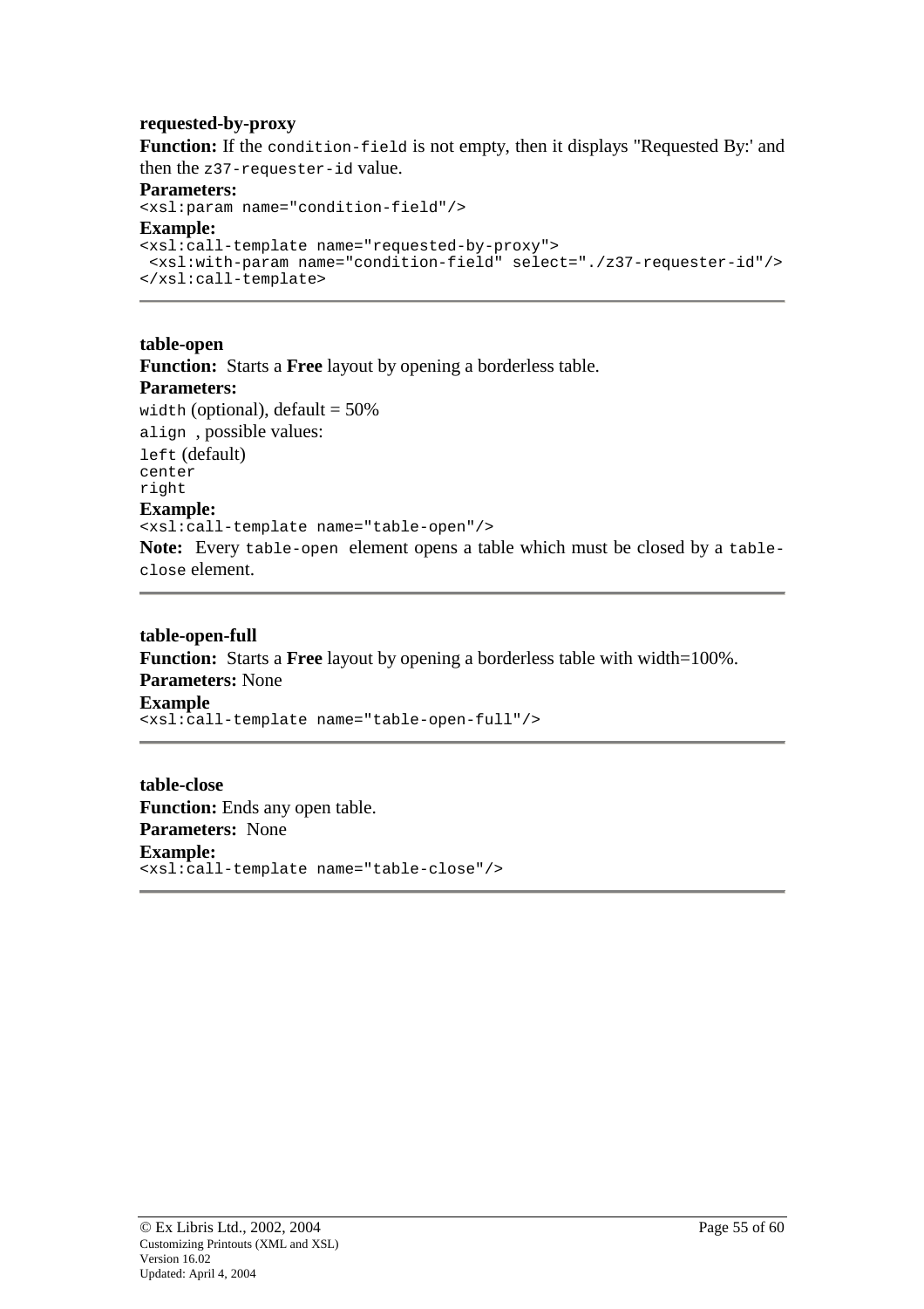**requested-by-proxy**

**Function:** If the `condition-field` is not empty, then it displays "Requested By:' and then the `z37-requester-id` value.

**Parameters:**

```
<xsl:param name="condition-field"/>
```

**Example:**

```
<xsl:call-template name="requested-by-proxy">
 <xsl:with-param name="condition-field" select="./z37-requester-id"/>
</xsl:call-template>
```

---

**table-open**

**Function:** Starts a **Free** layout by opening a borderless table.

**Parameters:**

`width` (optional), default = 50%

`align` , possible values:

`left` (default)
`center`
`right`

**Example:**

```
<xsl:call-template name="table-open"/>
```

**Note:** Every `table-open` element opens a table which must be closed by a `table-close` element.

---

**table-open-full**

**Function:** Starts a **Free** layout by opening a borderless table with width=100%.

**Parameters:** None

**Example**

```
<xsl:call-template name="table-open-full"/>
```

---

**table-close**

**Function:** Ends any open table.

**Parameters:** None

**Example:**

```
<xsl:call-template name="table-close"/>
```

---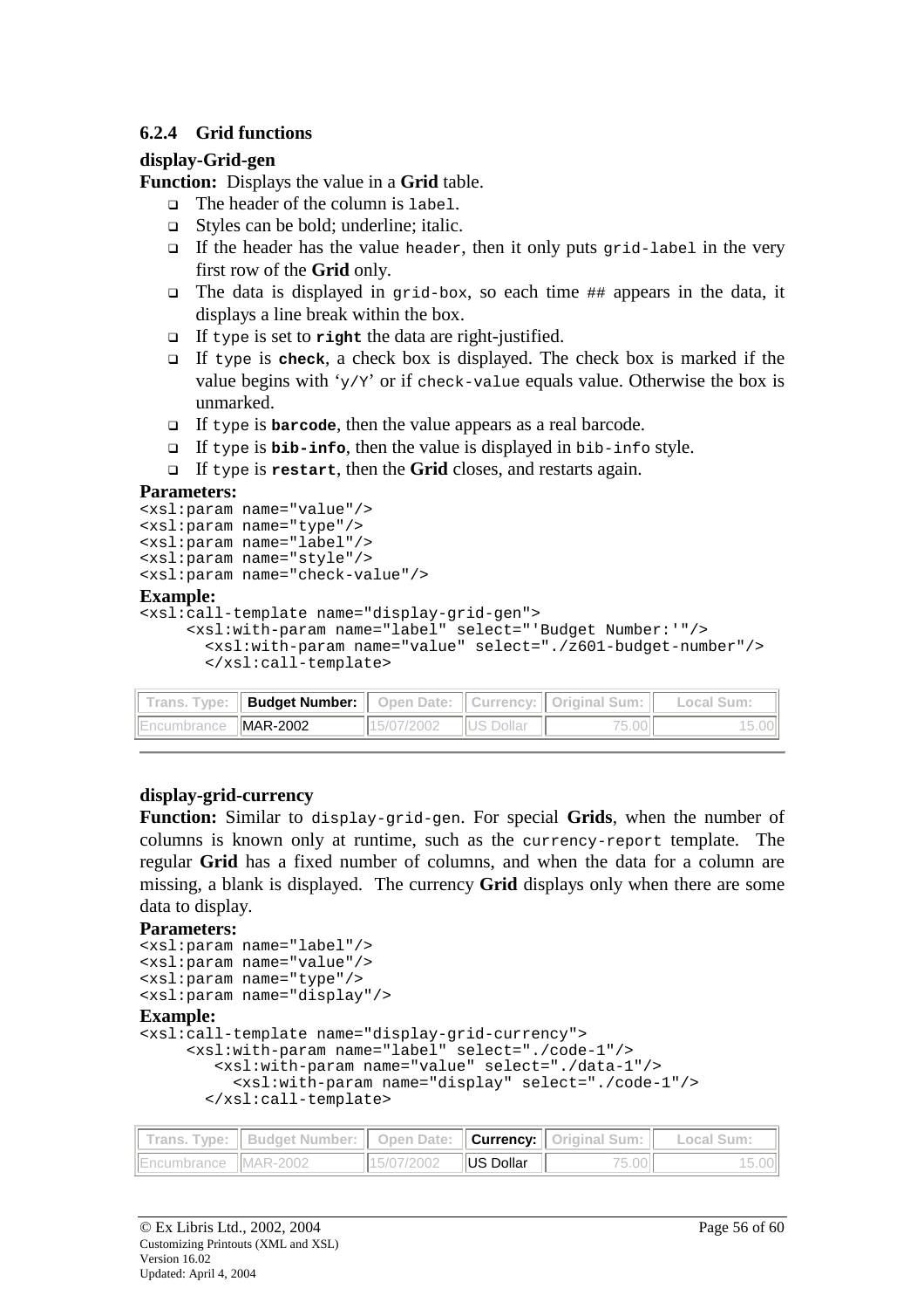### 6.2.4 Grid functions

**display-Grid-gen**

**Function:** Displays the value in a **Grid** table.

- The header of the column is `label`.
- Styles can be bold; underline; italic.
- If the header has the value `header`, then it only puts `grid-label` in the very first row of the **Grid** only.
- The data is displayed in `grid-box`, so each time `##` appears in the data, it displays a line break within the box.
- If `type` is set to **`right`** the data are right-justified.
- If `type` is **`check`**, a check box is displayed. The check box is marked if the value begins with '`y/Y`' or if `check-value` equals value. Otherwise the box is unmarked.
- If `type` is **`barcode`**, then the value appears as a real barcode.
- If `type` is **`bib-info`**, then the value is displayed in `bib-info` style.
- If `type` is **`restart`**, then the **Grid** closes, and restarts again.

**Parameters:**

```
<xsl:param name="value"/>
<xsl:param name="type"/>
<xsl:param name="label"/>
<xsl:param name="style"/>
<xsl:param name="check-value"/>
```

**Example:**

```
<xsl:call-template name="display-grid-gen">
     <xsl:with-param name="label" select="'Budget Number:'"/>
       <xsl:with-param name="value" select="./z601-budget-number"/>
       </xsl:call-template>
```

| Trans. Type: | **Budget Number:** | Open Date: | Currency: | Original Sum: | Local Sum: |
|---|---|---|---|---|---|
| Encumbrance | MAR-2002 | 15/07/2002 | US Dollar | 75.00 | 15.00 |

**display-grid-currency**

**Function:** Similar to `display-grid-gen`. For special **Grids**, when the number of columns is known only at runtime, such as the `currency-report` template. The regular **Grid** has a fixed number of columns, and when the data for a column are missing, a blank is displayed. The currency **Grid** displays only when there are some data to display.

**Parameters:**

```
<xsl:param name="label"/>
<xsl:param name="value"/>
<xsl:param name="type"/>
<xsl:param name="display"/>
```

**Example:**

```
<xsl:call-template name="display-grid-currency">
     <xsl:with-param name="label" select="./code-1"/>
        <xsl:with-param name="value" select="./data-1"/>
          <xsl:with-param name="display" select="./code-1"/>
       </xsl:call-template>
```

| Trans. Type: | Budget Number: | Open Date: | **Currency:** | Original Sum: | Local Sum: |
|---|---|---|---|---|---|
| Encumbrance | MAR-2002 | 15/07/2002 | US Dollar | 75.00 | 15.00 |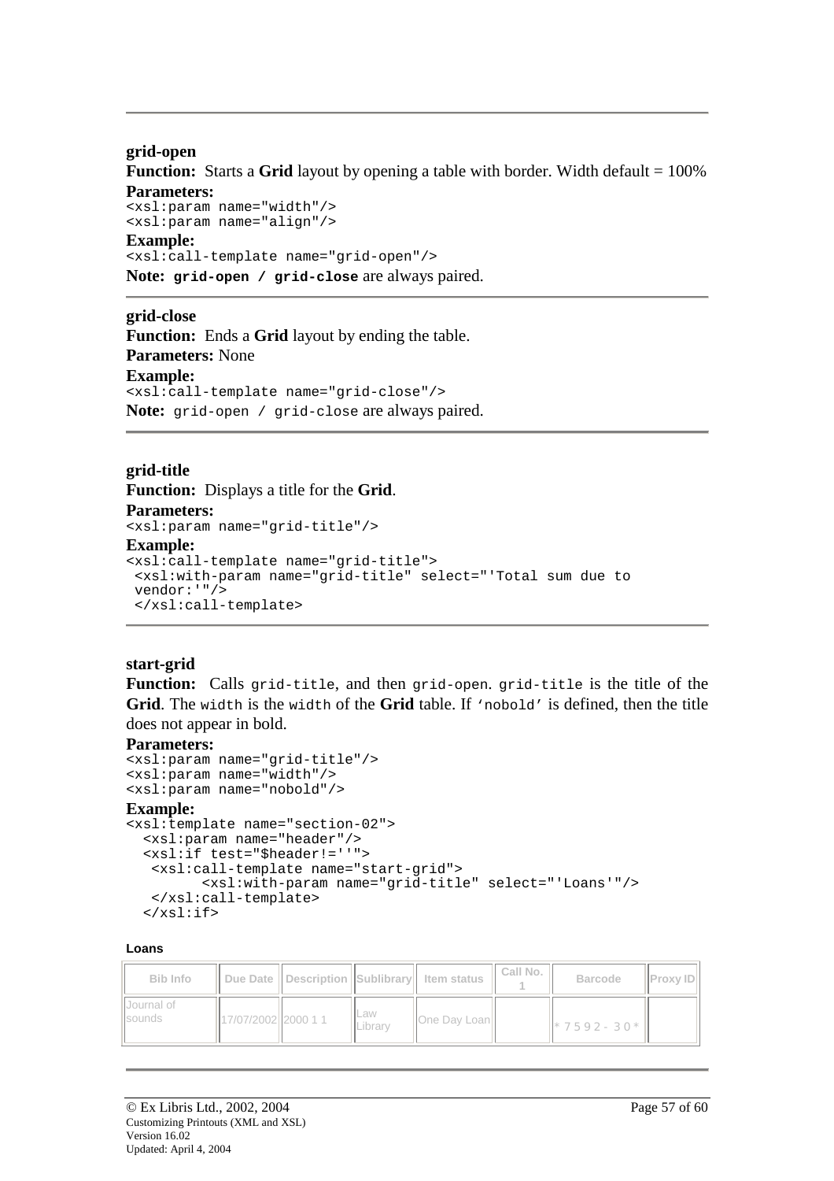**grid-open**

**Function:** Starts a **Grid** layout by opening a table with border. Width default = 100%

**Parameters:**

```
<xsl:param name="width"/>
<xsl:param name="align"/>
```

**Example:**

```
<xsl:call-template name="grid-open"/>
```

**Note:** **`grid-open / grid-close`** are always paired.

---

**grid-close**

**Function:** Ends a **Grid** layout by ending the table.

**Parameters:** None

**Example:**

```
<xsl:call-template name="grid-close"/>
```

**Note:** `grid-open / grid-close` are always paired.

---

**grid-title**

**Function:** Displays a title for the **Grid**.

**Parameters:**

```
<xsl:param name="grid-title"/>
```

**Example:**

```
<xsl:call-template name="grid-title">
 <xsl:with-param name="grid-title" select="'Total sum due to
 vendor:'"/>
 </xsl:call-template>
```

---

**start-grid**

**Function:** Calls `grid-title`, and then `grid-open`. `grid-title` is the title of the **Grid**. The `width` is the `width` of the **Grid** table. If `'nobold'` is defined, then the title does not appear in bold.

**Parameters:**

```
<xsl:param name="grid-title"/>
<xsl:param name="width"/>
<xsl:param name="nobold"/>
```

**Example:**

```
<xsl:template name="section-02">
  <xsl:param name="header"/>
  <xsl:if test="$header!=''">
   <xsl:call-template name="start-grid">
        <xsl:with-param name="grid-title" select="'Loans'"/>
   </xsl:call-template>
  </xsl:if>
```

**Loans**

| Bib Info | Due Date | Description | Sublibrary | Item status | Call No. 1 | Barcode | Proxy ID |
|---|---|---|---|---|---|---|---|
| Journal of sounds | 17/07/2002 | 2000 1 1 | Law Library | One Day Loan | | * 7 5 9 2 - 3 0 * | |

---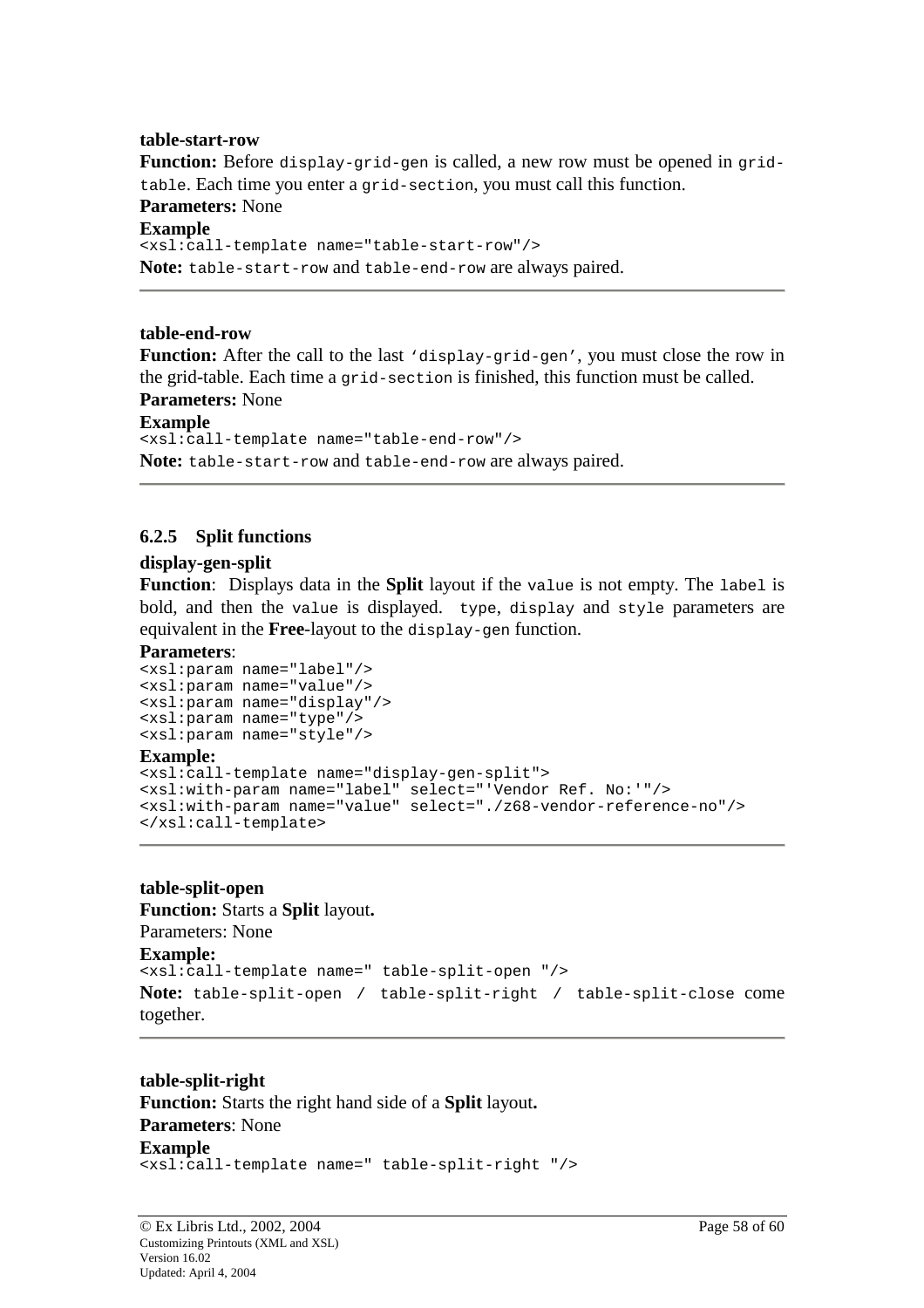**table-start-row**

**Function:** Before `display-grid-gen` is called, a new row must be opened in `grid-table`. Each time you enter a `grid-section`, you must call this function.

**Parameters:** None

**Example**

```
<xsl:call-template name="table-start-row"/>
```

**Note:** `table-start-row` and `table-end-row` are always paired.

---

**table-end-row**

**Function:** After the call to the last `'display-grid-gen'`, you must close the row in the grid-table. Each time a `grid-section` is finished, this function must be called.

**Parameters:** None

**Example**

```
<xsl:call-template name="table-end-row"/>
```

**Note:** `table-start-row` and `table-end-row` are always paired.

---

### 6.2.5 Split functions

**display-gen-split**

**Function**: Displays data in the **Split** layout if the `value` is not empty. The `label` is bold, and then the `value` is displayed. `type`, `display` and `style` parameters are equivalent in the **Free**-layout to the `display-gen` function.

**Parameters**:

```
<xsl:param name="label"/>
<xsl:param name="value"/>
<xsl:param name="display"/>
<xsl:param name="type"/>
<xsl:param name="style"/>
```

**Example:**

```
<xsl:call-template name="display-gen-split">
<xsl:with-param name="label" select="'Vendor Ref. No:'"/>
<xsl:with-param name="value" select="./z68-vendor-reference-no"/>
</xsl:call-template>
```

---

**table-split-open**

**Function:** Starts a **Split** layout**.**

Parameters: None

**Example:**

```
<xsl:call-template name=" table-split-open "/>
```

**Note:** `table-split-open / table-split-right / table-split-close` come together.

---

**table-split-right**

**Function:** Starts the right hand side of a **Split** layout**.**

**Parameters**: None

**Example**

```
<xsl:call-template name=" table-split-right "/>
```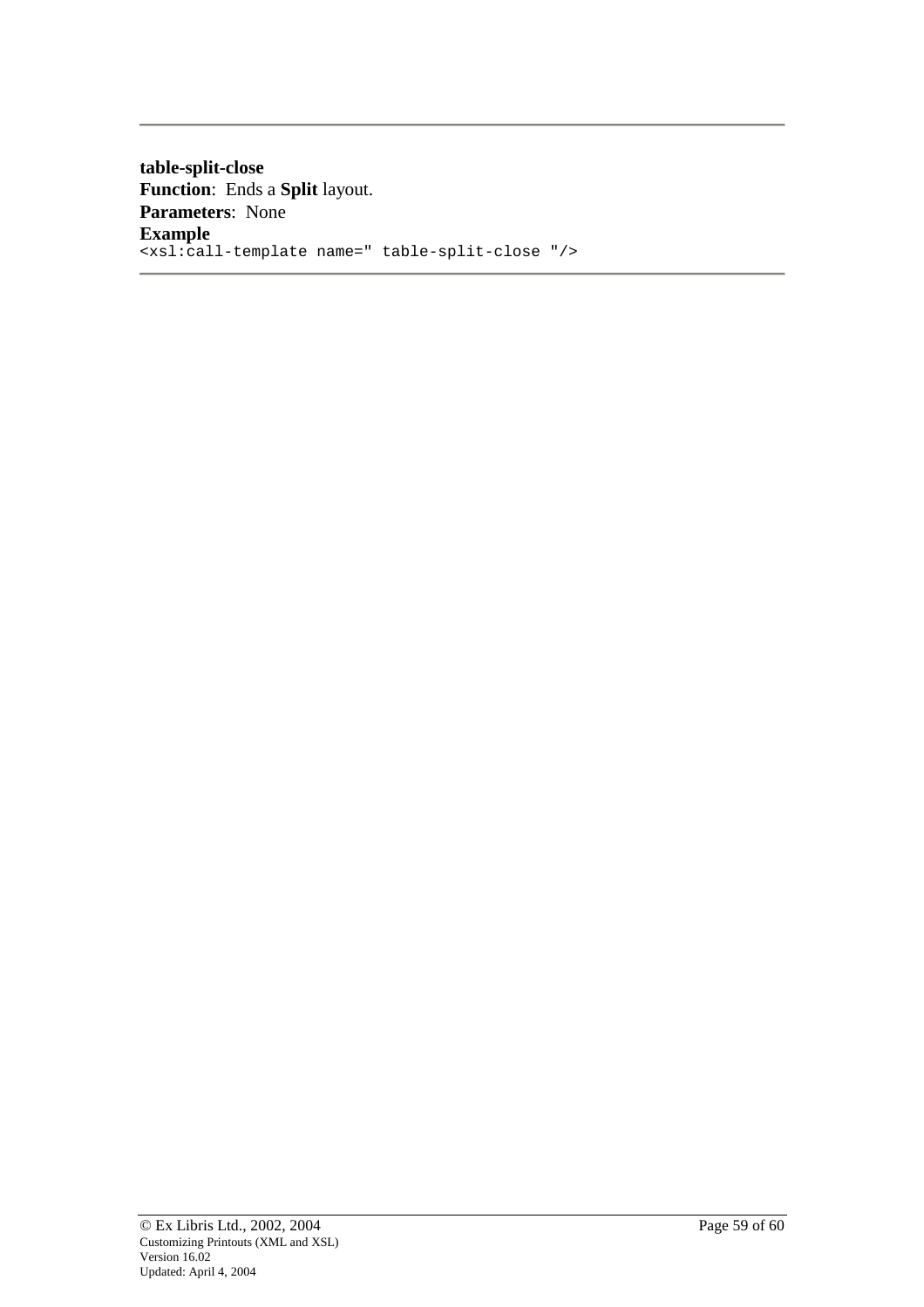---

**table-split-close**
**Function**: Ends a **Split** layout.
**Parameters**: None
**Example**

```
<xsl:call-template name=" table-split-close "/>
```

---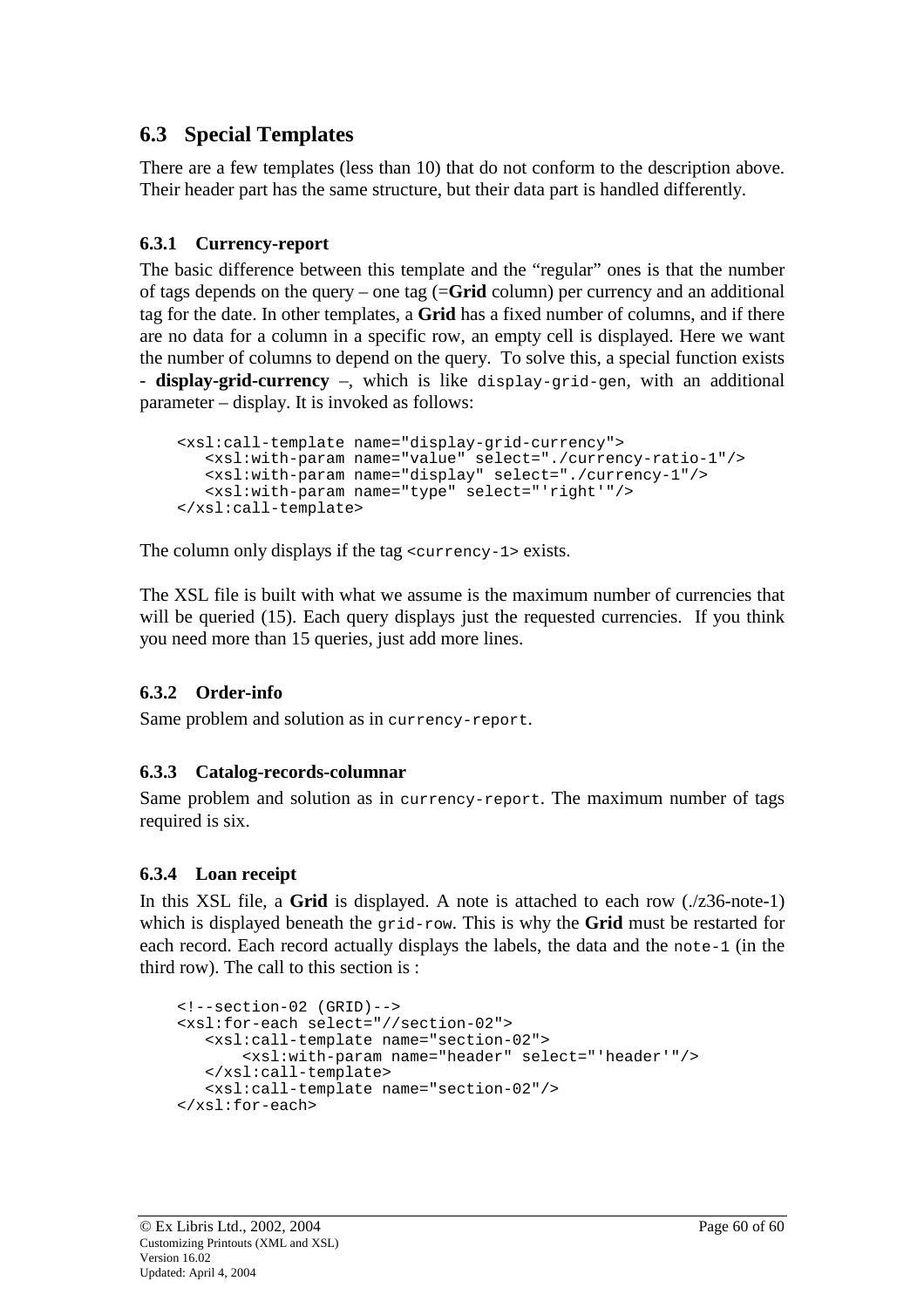## 6.3 Special Templates

There are a few templates (less than 10) that do not conform to the description above. Their header part has the same structure, but their data part is handled differently.

### 6.3.1 Currency-report

The basic difference between this template and the "regular" ones is that the number of tags depends on the query – one tag (=**Grid** column) per currency and an additional tag for the date. In other templates, a **Grid** has a fixed number of columns, and if there are no data for a column in a specific row, an empty cell is displayed. Here we want the number of columns to depend on the query. To solve this, a special function exists - **display-grid-currency** –, which is like `display-grid-gen`, with an additional parameter – display. It is invoked as follows:

```
<xsl:call-template name="display-grid-currency">
   <xsl:with-param name="value" select="./currency-ratio-1"/>
   <xsl:with-param name="display" select="./currency-1"/>
   <xsl:with-param name="type" select="'right'"/>
</xsl:call-template>
```

The column only displays if the tag `<currency-1>` exists.

The XSL file is built with what we assume is the maximum number of currencies that will be queried (15). Each query displays just the requested currencies. If you think you need more than 15 queries, just add more lines.

### 6.3.2 Order-info

Same problem and solution as in `currency-report`.

### 6.3.3 Catalog-records-columnar

Same problem and solution as in `currency-report`. The maximum number of tags required is six.

### 6.3.4 Loan receipt

In this XSL file, a **Grid** is displayed. A note is attached to each row (./z36-note-1) which is displayed beneath the `grid-row`. This is why the **Grid** must be restarted for each record. Each record actually displays the labels, the data and the `note-1` (in the third row). The call to this section is :

```
<!--section-02 (GRID)-->
<xsl:for-each select="//section-02">
   <xsl:call-template name="section-02">
       <xsl:with-param name="header" select="'header'"/>
   </xsl:call-template>
   <xsl:call-template name="section-02"/>
</xsl:for-each>
```